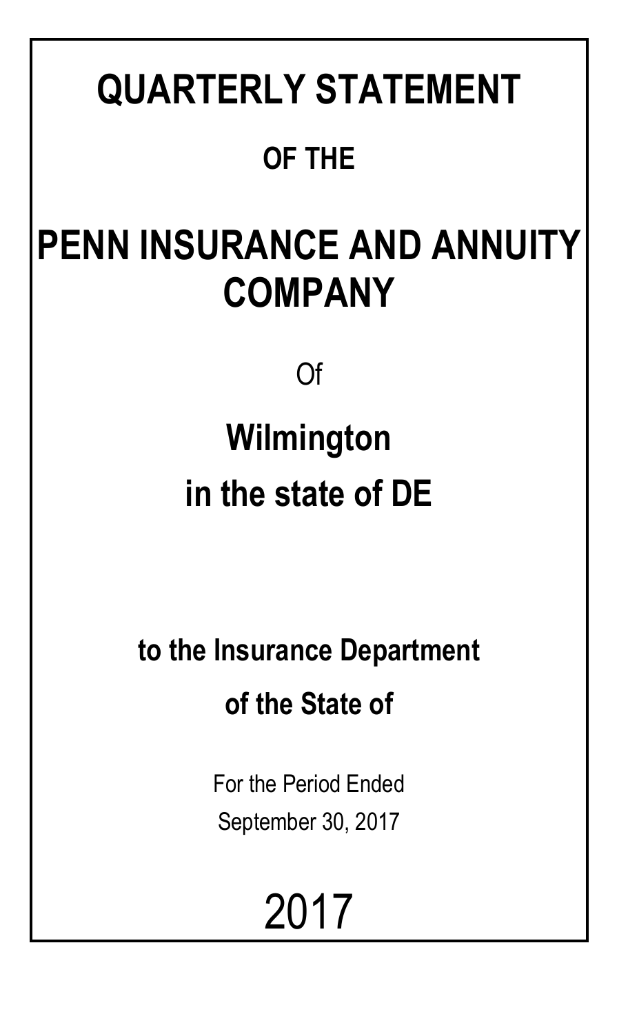# QUARTERLY STATEMENT

## OF THE

# PENN INSURANCE AND ANNUITY COMPANY

Of

## Wilmington

## in the state of DE

### to the Insurance Department

### of the State of

For the Period Ended

September 30, 2017

2017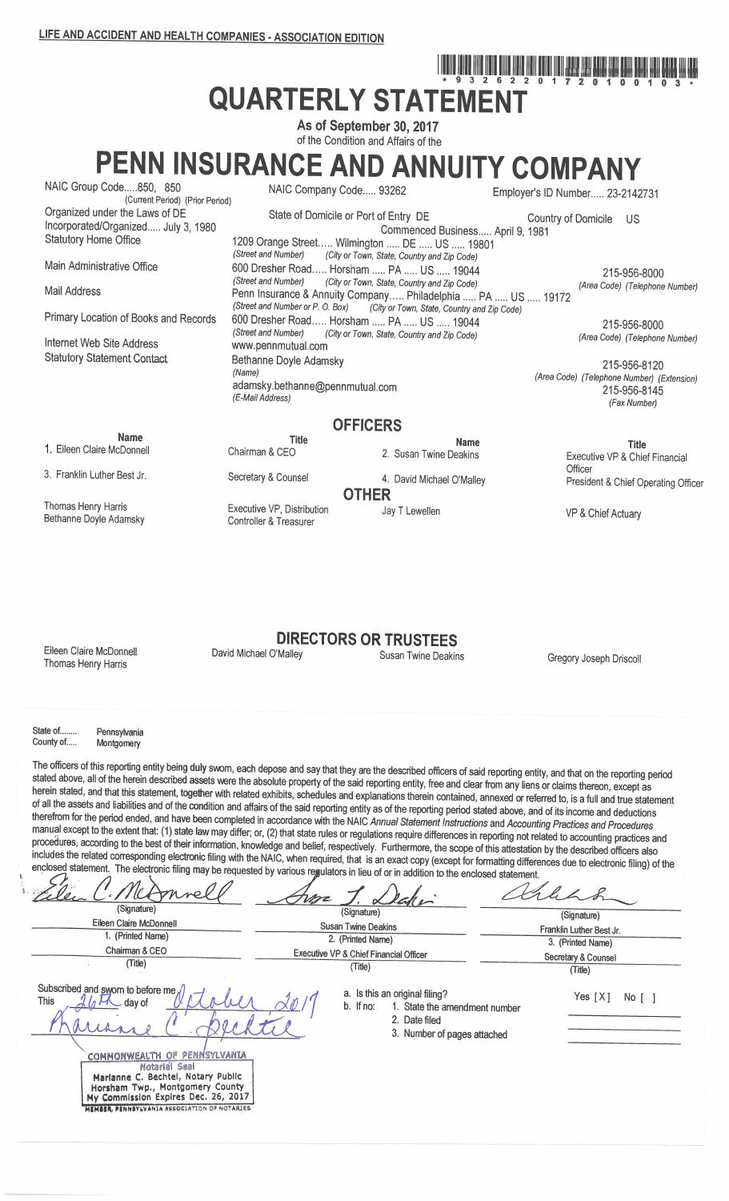LIFE AND ACCIDENT AND HEALTH COMPANIES - ASSOCIATION EDITION

\* 9 3 2 6 2 2 0 1 7 2 0 1 0 0 1 0 3 \*

# QUARTERLY STATEMENT

**As of September 30, 2017**

of the Condition and Affairs of the

# PENN INSURANCE AND ANNUITY COMPANY

NAIC Group Code.....850, 850 (Current Period) (Prior Period)

NAIC Company Code..... 93262

Employer's ID Number..... 23-2142731

Organized under the Laws of DE

State of Domicile or Port of Entry DE

Country of Domicile US

Incorporated/Organized..... July 3, 1980

Commenced Business..... April 9, 1981

Statutory Home Office: 1209 Orange Street..... Wilmington ..... DE ..... US ..... 19801 *(Street and Number) (City or Town, State, Country and Zip Code)*

Main Administrative Office: 600 Dresher Road..... Horsham ..... PA ..... US ..... 19044 *(Street and Number) (City or Town, State, Country and Zip Code)* 215-956-8000 *(Area Code) (Telephone Number)*

Mail Address: Penn Insurance & Annuity Company..... Philadelphia ..... PA ..... US ..... 19172 *(Street and Number or P. O. Box) (City or Town, State, Country and Zip Code)*

Primary Location of Books and Records: 600 Dresher Road..... Horsham ..... PA ..... US ..... 19044 *(Street and Number) (City or Town, State, Country and Zip Code)* 215-956-8000 *(Area Code) (Telephone Number)*

Internet Web Site Address: www.pennmutual.com

Statutory Statement Contact: Bethanne Doyle Adamsky *(Name)* 215-956-8120 *(Area Code) (Telephone Number) (Extension)*

adamsky.bethanne@pennmutual.com *(E-Mail Address)* 215-956-8145 *(Fax Number)*

## OFFICERS

| Name | Title | Name | Title |
|---|---|---|---|
| 1. Eileen Claire McDonnell | Chairman & CEO | 2. Susan Twine Deakins | Executive VP & Chief Financial Officer |
| 3. Franklin Luther Best Jr. | Secretary & Counsel | 4. David Michael O'Malley | President & Chief Operating Officer |

## OTHER

| Name | Title | Name | Title |
|---|---|---|---|
| Thomas Henry Harris | Executive VP, Distribution | Jay T Lewellen | VP & Chief Actuary |
| Bethanne Doyle Adamsky | Controller & Treasurer | | |

## DIRECTORS OR TRUSTEES

Eileen Claire McDonnell
Thomas Henry Harris
David Michael O'Malley
Susan Twine Deakins
Gregory Joseph Driscoll

State of........ Pennsylvania
County of..... Montgomery

The officers of this reporting entity being duly sworn, each depose and say that they are the described officers of said reporting entity, and that on the reporting period stated above, all of the herein described assets were the absolute property of the said reporting entity, free and clear from any liens or claims thereon, except as herein stated, and that this statement, together with related exhibits, schedules and explanations therein contained, annexed or referred to, is a full and true statement of all the assets and liabilities and of the condition and affairs of the said reporting entity as of the reporting period stated above, and of its income and deductions therefrom for the period ended, and have been completed in accordance with the NAIC *Annual Statement Instructions* and *Accounting Practices and Procedures* manual except to the extent that: (1) state law may differ; or, (2) that state rules or regulations require differences in reporting not related to accounting practices and procedures, according to the best of their information, knowledge and belief, respectively. Furthermore, the scope of this attestation by the described officers also includes the related corresponding electronic filing with the NAIC, when required, that is an exact copy (except for formatting differences due to electronic filing) of the enclosed statement. The electronic filing may be requested by various regulators in lieu of or in addition to the enclosed statement.

| (Signature) | (Signature) | (Signature) |
|---|---|---|
| Eileen Claire McDonnell | Susan Twine Deakins | Franklin Luther Best Jr. |
| 1. (Printed Name) | 2. (Printed Name) | 3. (Printed Name) |
| Chairman & CEO | Executive VP & Chief Financial Officer | Secretary & Counsel |
| (Title) | (Title) | (Title) |

Subscribed and sworn to before me
This 26th day of October 2017

Marianne C. Bechtel

COMMONWEALTH OF PENNSYLVANIA
Notarial Seal
Marianne C. Bechtel, Notary Public
Horsham Twp., Montgomery County
My Commission Expires Dec. 26, 2017
MEMBER, PENNSYLVANIA ASSOCIATION OF NOTARIES

a. Is this an original filing? Yes [X] No [ ]

b. If no:
1. State the amendment number
2. Date filed
3. Number of pages attached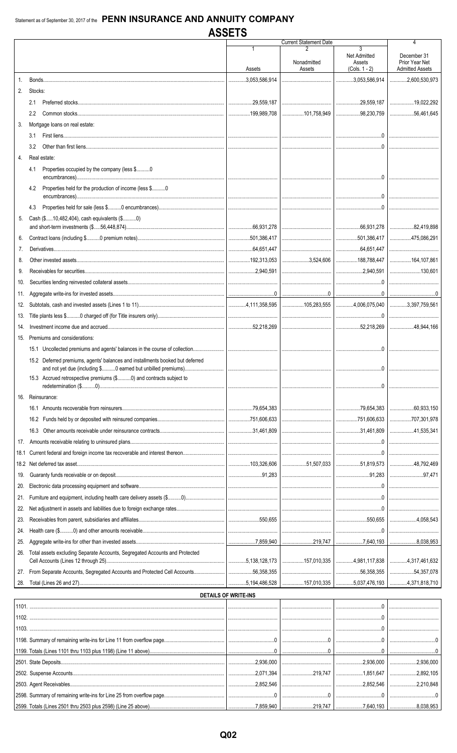Statement as of September 30, 2017 of the **PENN INSURANCE AND ANNUITY COMPANY**

# ASSETS

| | | Current Statement Date | | | 4 |
|---|---|---|---|---|---|
| | | 1<br>Assets | 2<br>Nonadmitted Assets | 3<br>Net Admitted Assets (Cols. 1 - 2) | December 31 Prior Year Net Admitted Assets |
| 1. | Bonds | 3,053,586,914 | | 3,053,586,914 | 2,600,530,973 |
| 2. | Stocks: | | | | |
| | 2.1 Preferred stocks | 29,559,187 | | 29,559,187 | 19,022,292 |
| | 2.2 Common stocks | 199,989,708 | 101,758,949 | 98,230,759 | 56,461,645 |
| 3. | Mortgage loans on real estate: | | | | |
| | 3.1 First liens | | | 0 | |
| | 3.2 Other than first liens | | | 0 | |
| 4. | Real estate: | | | | |
| | 4.1 Properties occupied by the company (less $..........0 encumbrances) | | | 0 | |
| | 4.2 Properties held for the production of income (less $..........0 encumbrances) | | | 0 | |
| | 4.3 Properties held for sale (less $..........0 encumbrances) | | | 0 | |
| 5. | Cash ($.....10,482,404), cash equivalents ($..........0) and short-term investments ($.....56,448,874) | 66,931,278 | | 66,931,278 | 82,419,898 |
| 6. | Contract loans (including $..........0 premium notes) | 501,386,417 | | 501,386,417 | 475,086,291 |
| 7. | Derivatives | 64,651,447 | | 64,651,447 | |
| 8. | Other invested assets | 192,313,053 | 3,524,606 | 188,788,447 | 164,107,861 |
| 9. | Receivables for securities | 2,940,591 | | 2,940,591 | 130,601 |
| 10. | Securities lending reinvested collateral assets | | | 0 | |
| 11. | Aggregate write-ins for invested assets | 0 | 0 | 0 | 0 |
| 12. | Subtotals, cash and invested assets (Lines 1 to 11) | 4,111,358,595 | 105,283,555 | 4,006,075,040 | 3,397,759,561 |
| 13. | Title plants less $..........0 charged off (for Title insurers only) | | | 0 | |
| 14. | Investment income due and accrued | 52,218,269 | | 52,218,269 | 48,944,166 |
| 15. | Premiums and considerations: | | | | |
| | 15.1 Uncollected premiums and agents' balances in the course of collection | | | 0 | |
| | 15.2 Deferred premiums, agents' balances and installments booked but deferred and not yet due (including $..........0 earned but unbilled premiums) | | | 0 | |
| | 15.3 Accrued retrospective premiums ($..........0) and contracts subject to redetermination ($..........0) | | | 0 | |
| 16. | Reinsurance: | | | | |
| | 16.1 Amounts recoverable from reinsurers | 79,654,383 | | 79,654,383 | 60,933,150 |
| | 16.2 Funds held by or deposited with reinsured companies | 751,606,633 | | 751,606,633 | 707,301,978 |
| | 16.3 Other amounts receivable under reinsurance contracts | 31,461,809 | | 31,461,809 | 41,535,341 |
| 17. | Amounts receivable relating to uninsured plans | | | 0 | |
| 18.1 | Current federal and foreign income tax recoverable and interest thereon | | | | |
| 18.2 | Net deferred tax asset | 103,326,606 | 51,507,033 | 51,819,573 | 48,792,469 |
| 19. | Guaranty funds receivable or on deposit | 91,283 | | 91,283 | 97,471 |
| 20. | Electronic data processing equipment and software | | | 0 | |
| 21. | Furniture and equipment, including health care delivery assets ($..........0) | | | 0 | |
| 22. | Net adjustment in assets and liabilities due to foreign exchange rates | | | 0 | |
| 23. | Receivables from parent, subsidiaries and affiliates | 550,655 | | 550,655 | 4,058,543 |
| 24. | Health care ($..........0) and other amounts receivable | | | 0 | |
| 25. | Aggregate write-ins for other than invested assets | 7,859,940 | 219,747 | 7,640,193 | 8,038,953 |
| 26. | Total assets excluding Separate Accounts, Segregated Accounts and Protected Cell Accounts (Lines 12 through 25) | 5,138,128,173 | 157,010,335 | 4,981,117,838 | 4,317,461,632 |
| 27. | From Separate Accounts, Segregated Accounts and Protected Cell Accounts | 56,358,355 | | 56,358,355 | 54,357,078 |
| 28. | Total (Lines 26 and 27) | 5,194,486,528 | 157,010,335 | 5,037,476,193 | 4,371,818,710 |

## DETAILS OF WRITE-INS

| | 1 | 2 | 3 | 4 |
|---|---|---|---|---|
| 1101. | | | 0 | |
| 1102. | | | 0 | |
| 1103. | | | 0 | |
| 1198. Summary of remaining write-ins for Line 11 from overflow page | 0 | 0 | 0 | 0 |
| 1199. Totals (Lines 1101 thru 1103 plus 1198) (Line 11 above) | 0 | 0 | 0 | 0 |
| 2501. State Deposits | 2,936,000 | | 2,936,000 | 2,936,000 |
| 2502. Suspense Accounts | 2,071,394 | 219,747 | 1,851,647 | 2,892,105 |
| 2503. Agent Receivables | 2,852,546 | | 2,852,546 | 2,210,848 |
| 2598. Summary of remaining write-ins for Line 25 from overflow page | 0 | 0 | 0 | 0 |
| 2599. Totals (Lines 2501 thru 2503 plus 2598) (Line 25 above) | 7,859,940 | 219,747 | 7,640,193 | 8,038,953 |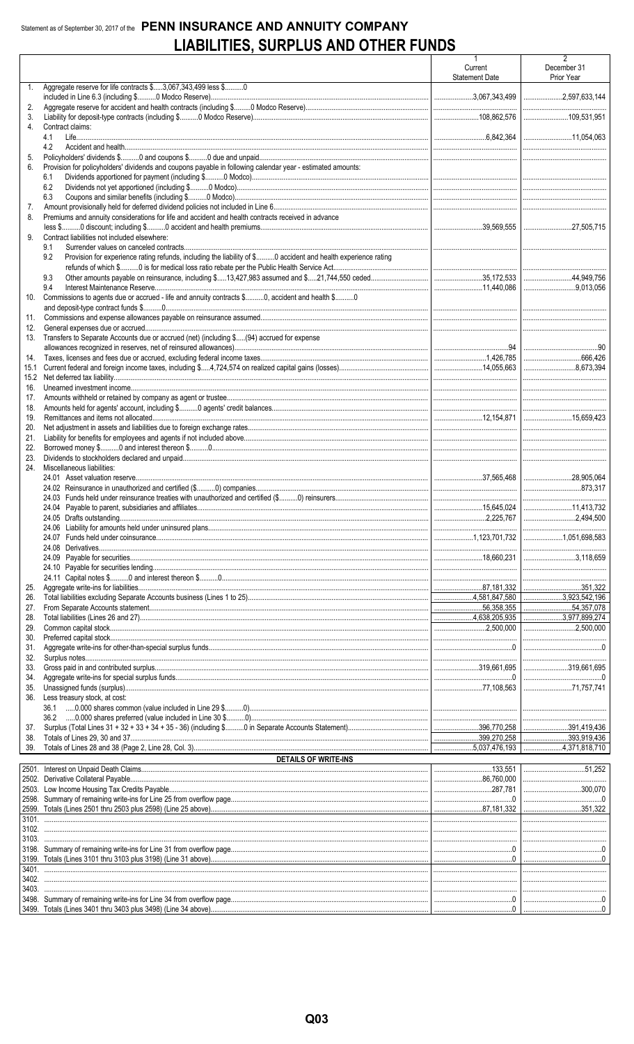Statement as of September 30, 2017 of the **PENN INSURANCE AND ANNUITY COMPANY**

# LIABILITIES, SURPLUS AND OTHER FUNDS

| | | 1 Current Statement Date | 2 December 31 Prior Year |
|---|---|---|---|
| 1. | Aggregate reserve for life contracts $.....3,067,343,499 less $..........0 included in Line 6.3 (including $..........0 Modco Reserve) | 3,067,343,499 | 2,597,633,144 |
| 2. | Aggregate reserve for accident and health contracts (including $..........0 Modco Reserve) | | |
| 3. | Liability for deposit-type contracts (including $..........0 Modco Reserve) | 108,862,576 | 109,531,951 |
| 4. | Contract claims: | | |
| | 4.1 Life | 6,842,364 | 11,054,063 |
| | 4.2 Accident and health | | |
| 5. | Policyholders' dividends $..........0 and coupons $..........0 due and unpaid | | |
| 6. | Provision for policyholders' dividends and coupons payable in following calendar year - estimated amounts: | | |
| | 6.1 Dividends apportioned for payment (including $..........0 Modco) | | |
| | 6.2 Dividends not yet apportioned (including $..........0 Modco) | | |
| | 6.3 Coupons and similar benefits (including $..........0 Modco) | | |
| 7. | Amount provisionally held for deferred dividend policies not included in Line 6 | | |
| 8. | Premiums and annuity considerations for life and accident and health contracts received in advance less $..........0 discount; including $..........0 accident and health premiums | 39,569,555 | 27,505,715 |
| 9. | Contract liabilities not included elsewhere: | | |
| | 9.1 Surrender values on canceled contracts | | |
| | 9.2 Provision for experience rating refunds, including the liability of $..........0 accident and health experience rating refunds of which $..........0 is for medical loss ratio rebate per the Public Health Service Act | | |
| | 9.3 Other amounts payable on reinsurance, including $.....13,427,983 assumed and $.....21,744,550 ceded | 35,172,533 | 44,949,756 |
| | 9.4 Interest Maintenance Reserve | 11,440,086 | 9,013,056 |
| 10. | Commissions to agents due or accrued - life and annuity contracts $..........0, accident and health $..........0 and deposit-type contract funds $..........0 | | |
| 11. | Commissions and expense allowances payable on reinsurance assumed | | |
| 12. | General expenses due or accrued | | |
| 13. | Transfers to Separate Accounts due or accrued (net) (including $.....(94) accrued for expense allowances recognized in reserves, net of reinsured allowances) | 94 | 90 |
| 14. | Taxes, licenses and fees due or accrued, excluding federal income taxes | 1,426,785 | 666,426 |
| 15.1 | Current federal and foreign income taxes, including $.....4,724,574 on realized capital gains (losses) | 14,055,663 | 8,673,394 |
| 15.2 | Net deferred tax liability | | |
| 16. | Unearned investment income | | |
| 17. | Amounts withheld or retained by company as agent or trustee | | |
| 18. | Amounts held for agents' account, including $..........0 agents' credit balances | | |
| 19. | Remittances and items not allocated | 12,154,871 | 15,659,423 |
| 20. | Net adjustment in assets and liabilities due to foreign exchange rates | | |
| 21. | Liability for benefits for employees and agents if not included above | | |
| 22. | Borrowed money $..........0 and interest thereon $..........0 | | |
| 23. | Dividends to stockholders declared and unpaid | | |
| 24. | Miscellaneous liabilities: | | |
| | 24.01 Asset valuation reserve | 37,565,468 | 28,905,064 |
| | 24.02 Reinsurance in unauthorized and certified ($..........0) companies | | 873,317 |
| | 24.03 Funds held under reinsurance treaties with unauthorized and certified ($..........0) reinsurers | | |
| | 24.04 Payable to parent, subsidiaries and affiliates | 15,645,024 | 11,413,732 |
| | 24.05 Drafts outstanding | 2,225,767 | 2,494,500 |
| | 24.06 Liability for amounts held under uninsured plans | | |
| | 24.07 Funds held under coinsurance | 1,123,701,732 | 1,051,698,583 |
| | 24.08 Derivatives | | |
| | 24.09 Payable for securities | 18,660,231 | 3,118,659 |
| | 24.10 Payable for securities lending | | |
| | 24.11 Capital notes $..........0 and interest thereon $..........0 | | |
| 25. | Aggregate write-ins for liabilities | 87,181,332 | 351,322 |
| 26. | Total liabilities excluding Separate Accounts business (Lines 1 to 25) | 4,581,847,580 | 3,923,542,196 |
| 27. | From Separate Accounts statement | 56,358,355 | 54,357,078 |
| 28. | Total liabilities (Lines 26 and 27) | 4,638,205,935 | 3,977,899,274 |
| 29. | Common capital stock | 2,500,000 | 2,500,000 |
| 30. | Preferred capital stock | | |
| 31. | Aggregate write-ins for other-than-special surplus funds | 0 | 0 |
| 32. | Surplus notes | | |
| 33. | Gross paid in and contributed surplus | 319,661,695 | 319,661,695 |
| 34. | Aggregate write-ins for special surplus funds | 0 | 0 |
| 35. | Unassigned funds (surplus) | 77,108,563 | 71,757,741 |
| 36. | Less treasury stock, at cost: | | |
| | 36.1 .....0.000 shares common (value included in Line 29 $..........0) | | |
| | 36.2 .....0.000 shares preferred (value included in Line 30 $..........0) | | |
| 37. | Surplus (Total Lines 31 + 32 + 33 + 34 + 35 - 36) (including $..........0 in Separate Accounts Statement) | 396,770,258 | 391,419,436 |
| 38. | Totals of Lines 29, 30 and 37 | 399,270,258 | 393,919,436 |
| 39. | Totals of Lines 28 and 38 (Page 2, Line 28, Col. 3) | 5,037,476,193 | 4,371,818,710 |
| | **DETAILS OF WRITE-INS** | | |
| 2501. | Interest on Unpaid Death Claims | 133,551 | 51,252 |
| 2502. | Derivative Collateral Payable | 86,760,000 | |
| 2503. | Low Income Housing Tax Credits Payable | 287,781 | 300,070 |
| 2598. | Summary of remaining write-ins for Line 25 from overflow page | 0 | 0 |
| 2599. | Totals (Lines 2501 thru 2503 plus 2598) (Line 25 above) | 87,181,332 | 351,322 |
| 3101. | | | |
| 3102. | | | |
| 3103. | | | |
| 3198. | Summary of remaining write-ins for Line 31 from overflow page | 0 | 0 |
| 3199. | Totals (Lines 3101 thru 3103 plus 3198) (Line 31 above) | 0 | 0 |
| 3401. | | | |
| 3402. | | | |
| 3403. | | | |
| 3498. | Summary of remaining write-ins for Line 34 from overflow page | 0 | 0 |
| 3499. | Totals (Lines 3401 thru 3403 plus 3498) (Line 34 above) | 0 | 0 |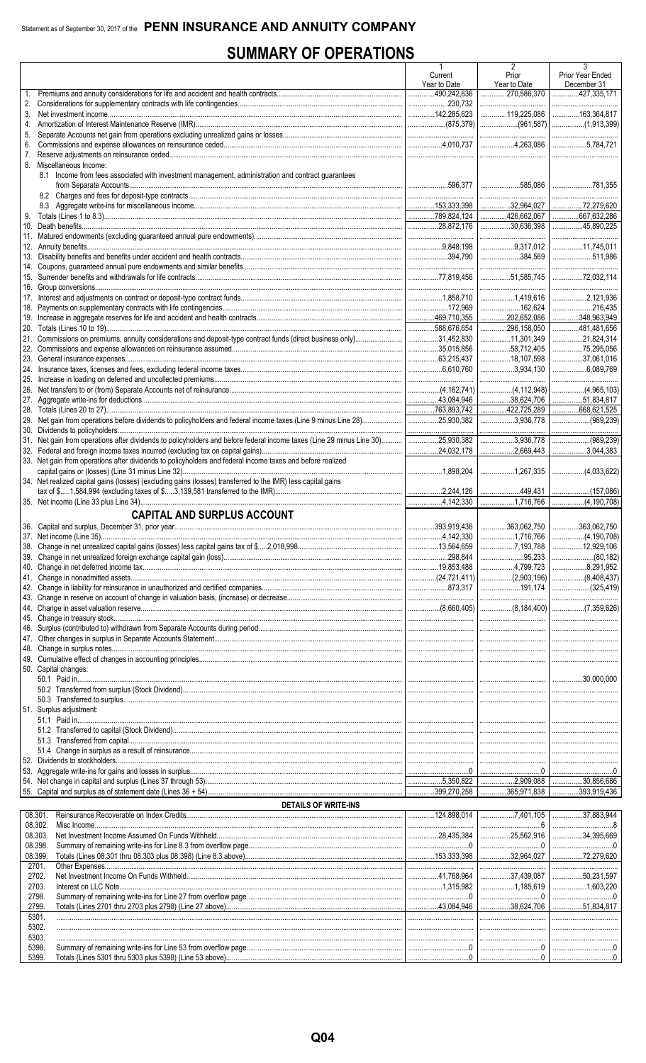Statement as of September 30, 2017 of the **PENN INSURANCE AND ANNUITY COMPANY**

# SUMMARY OF OPERATIONS

| | 1 Current Year to Date | 2 Prior Year to Date | 3 Prior Year Ended December 31 |
|---|---|---|---|
| 1. Premiums and annuity considerations for life and accident and health contracts | 490,242,636 | 270,586,370 | 427,335,171 |
| 2. Considerations for supplementary contracts with life contingencies | 230,732 | | |
| 3. Net investment income | 142,285,623 | 119,225,086 | 163,364,817 |
| 4. Amortization of Interest Maintenance Reserve (IMR) | (875,379) | (961,587) | (1,913,399) |
| 5. Separate Accounts net gain from operations excluding unrealized gains or losses | | | |
| 6. Commissions and expense allowances on reinsurance ceded | 4,010,737 | 4,263,086 | 5,784,721 |
| 7. Reserve adjustments on reinsurance ceded | | | |
| 8. Miscellaneous Income: | | | |
| 8.1 Income from fees associated with investment management, administration and contract guarantees from Separate Accounts | 596,377 | 585,086 | 781,355 |
| 8.2 Charges and fees for deposit-type contracts | | | |
| 8.3 Aggregate write-ins for miscellaneous income | 153,333,398 | 32,964,027 | 72,279,620 |
| 9. Totals (Lines 1 to 8.3) | 789,824,124 | 426,662,067 | 667,632,286 |
| 10. Death benefits | 28,872,176 | 30,636,398 | 45,890,225 |
| 11. Matured endowments (excluding guaranteed annual pure endowments) | | | |
| 12. Annuity benefits | 9,848,198 | 9,317,012 | 11,745,011 |
| 13. Disability benefits and benefits under accident and health contracts | 394,790 | 384,569 | 511,986 |
| 14. Coupons, guaranteed annual pure endowments and similar benefits | | | |
| 15. Surrender benefits and withdrawals for life contracts | 77,819,456 | 51,585,745 | 72,032,114 |
| 16. Group conversions | | | |
| 17. Interest and adjustments on contract or deposit-type contract funds | 1,858,710 | 1,419,616 | 2,121,936 |
| 18. Payments on supplementary contracts with life contingencies | 172,969 | 162,624 | 216,435 |
| 19. Increase in aggregate reserves for life and accident and health contracts | 469,710,355 | 202,652,086 | 348,963,949 |
| 20. Totals (Lines 10 to 19) | 588,676,654 | 296,158,050 | 481,481,656 |
| 21. Commissions on premiums, annuity considerations and deposit-type contract funds (direct business only) | 31,452,830 | 11,301,349 | 21,824,314 |
| 22. Commissions and expense allowances on reinsurance assumed | 35,015,856 | 58,712,405 | 75,295,056 |
| 23. General insurance expenses | 63,215,437 | 18,107,598 | 37,061,016 |
| 24. Insurance taxes, licenses and fees, excluding federal income taxes | 6,610,760 | 3,934,130 | 6,089,769 |
| 25. Increase in loading on deferred and uncollected premiums | | | |
| 26. Net transfers to or (from) Separate Accounts net of reinsurance | (4,162,741) | (4,112,948) | (4,965,103) |
| 27. Aggregate write-ins for deductions | 43,084,946 | 38,624,706 | 51,834,817 |
| 28. Totals (Lines 20 to 27) | 763,893,742 | 422,725,289 | 668,621,525 |
| 29. Net gain from operations before dividends to policyholders and federal income taxes (Line 9 minus Line 28) | 25,930,382 | 3,936,778 | (989,239) |
| 30. Dividends to policyholders | | | |
| 31. Net gain from operations after dividends to policyholders and before federal income taxes (Line 29 minus Line 30) | 25,930,382 | 3,936,778 | (989,239) |
| 32. Federal and foreign income taxes incurred (excluding tax on capital gains) | 24,032,178 | 2,669,443 | 3,044,383 |
| 33. Net gain from operations after dividends to policyholders and federal income taxes and before realized capital gains or (losses) (Line 31 minus Line 32) | 1,898,204 | 1,267,335 | (4,033,622) |
| 34. Net realized capital gains (losses) (excluding gains (losses) transferred to the IMR) less capital gains tax of $.....1,584,994 (excluding taxes of $.....3,139,581 transferred to the IMR) | 2,244,126 | 449,431 | (157,086) |
| 35. Net income (Line 33 plus Line 34) | 4,142,330 | 1,716,766 | (4,190,708) |
| **CAPITAL AND SURPLUS ACCOUNT** | | | |
| 36. Capital and surplus, December 31, prior year | 393,919,436 | 363,062,750 | 363,062,750 |
| 37. Net income (Line 35) | 4,142,330 | 1,716,766 | (4,190,708) |
| 38. Change in net unrealized capital gains (losses) less capital gains tax of $.....2,018,998 | 13,564,659 | 7,193,788 | 12,929,106 |
| 39. Change in net unrealized foreign exchange capital gain (loss) | 298,844 | 95,233 | (80,182) |
| 40. Change in net deferred income tax | 19,853,488 | 4,799,723 | 8,291,952 |
| 41. Change in nonadmitted assets | (24,721,411) | (2,903,196) | (8,408,437) |
| 42. Change in liability for reinsurance in unauthorized and certified companies | 873,317 | 191,174 | (325,419) |
| 43. Change in reserve on account of change in valuation basis, (increase) or decrease | | | |
| 44. Change in asset valuation reserve | (8,660,405) | (8,184,400) | (7,359,626) |
| 45. Change in treasury stock | | | |
| 46. Surplus (contributed to) withdrawn from Separate Accounts during period | | | |
| 47. Other changes in surplus in Separate Accounts Statement | | | |
| 48. Change in surplus notes | | | |
| 49. Cumulative effect of changes in accounting principles | | | |
| 50. Capital changes: | | | |
| 50.1 Paid in | | | 30,000,000 |
| 50.2 Transferred from surplus (Stock Dividend) | | | |
| 50.3 Transferred to surplus | | | |
| 51. Surplus adjustment: | | | |
| 51.1 Paid in | | | |
| 51.2 Transferred to capital (Stock Dividend) | | | |
| 51.3 Transferred from capital | | | |
| 51.4 Change in surplus as a result of reinsurance | | | |
| 52. Dividends to stockholders | | | |
| 53. Aggregate write-ins for gains and losses in surplus | 0 | 0 | 0 |
| 54. Net change in capital and surplus (Lines 37 through 53) | 5,350,822 | 2,909,088 | 30,856,686 |
| 55. Capital and surplus as of statement date (Lines 36 + 54) | 399,270,258 | 365,971,838 | 393,919,436 |
| **DETAILS OF WRITE-INS** | | | |
| 08.301. Reinsurance Recoverable on Index Credits | 124,898,014 | 7,401,105 | 37,883,944 |
| 08.302. Misc Income | | 6 | 8 |
| 08.303. Net Investment Income Assumed On Funds Withheld | 28,435,384 | 25,562,916 | 34,395,669 |
| 08.398. Summary of remaining write-ins for Line 8.3 from overflow page | 0 | 0 | 0 |
| 08.399. Totals (Lines 08.301 thru 08.303 plus 08.398) (Line 8.3 above) | 153,333,398 | 32,964,027 | 72,279,620 |
| 2701. Other Expenses | | | |
| 2702. Net Investment Income On Funds Withheld | 41,768,964 | 37,439,087 | 50,231,597 |
| 2703. Interest on LLC Note | 1,315,982 | 1,185,619 | 1,603,220 |
| 2798. Summary of remaining write-ins for Line 27 from overflow page | 0 | 0 | 0 |
| 2799. Totals (Lines 2701 thru 2703 plus 2798) (Line 27 above) | 43,084,946 | 38,624,706 | 51,834,817 |
| 5301. | | | |
| 5302. | | | |
| 5303. | | | |
| 5398. Summary of remaining write-ins for Line 53 from overflow page | 0 | 0 | 0 |
| 5399. Totals (Lines 5301 thru 5303 plus 5398) (Line 53 above) | 0 | 0 | 0 |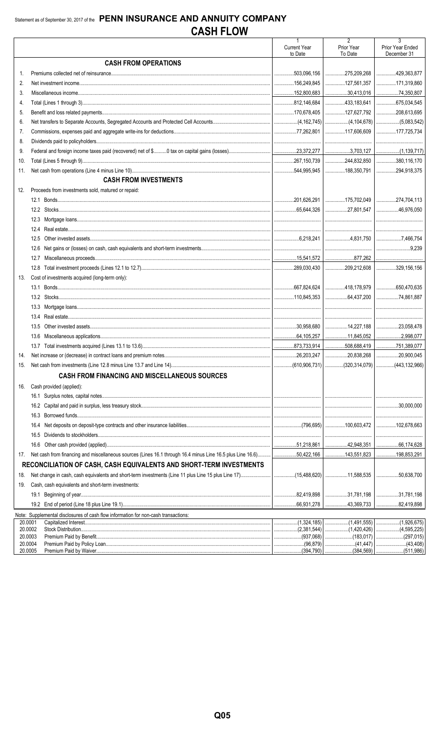Statement as of September 30, 2017 of the **PENN INSURANCE AND ANNUITY COMPANY**

# CASH FLOW

| | | 1<br>Current Year to Date | 2<br>Prior Year To Date | 3<br>Prior Year Ended December 31 |
|---|---|---|---|---|
| | **CASH FROM OPERATIONS** | | | |
| 1. | Premiums collected net of reinsurance | 503,096,156 | 275,209,268 | 429,363,877 |
| 2. | Net investment income | 156,249,845 | 127,561,357 | 171,319,860 |
| 3. | Miscellaneous income | 152,800,683 | 30,413,016 | 74,350,807 |
| 4. | Total (Lines 1 through 3) | 812,146,684 | 433,183,641 | 675,034,545 |
| 5. | Benefit and loss related payments | 170,678,405 | 127,627,792 | 208,613,695 |
| 6. | Net transfers to Separate Accounts, Segregated Accounts and Protected Cell Accounts | (4,162,745) | (4,104,678) | (5,083,542) |
| 7. | Commissions, expenses paid and aggregate write-ins for deductions | 77,262,801 | 117,606,609 | 177,725,734 |
| 8. | Dividends paid to policyholders | | | |
| 9. | Federal and foreign income taxes paid (recovered) net of $..........0 tax on capital gains (losses) | 23,372,277 | 3,703,127 | (1,139,717) |
| 10. | Total (Lines 5 through 9) | 267,150,739 | 244,832,850 | 380,116,170 |
| 11. | Net cash from operations (Line 4 minus Line 10) | 544,995,945 | 188,350,791 | 294,918,375 |
| | **CASH FROM INVESTMENTS** | | | |
| 12. | Proceeds from investments sold, matured or repaid: | | | |
| | 12.1 Bonds | 201,626,291 | 175,702,049 | 274,704,113 |
| | 12.2 Stocks | 65,644,326 | 27,801,547 | 46,976,050 |
| | 12.3 Mortgage loans | | | |
| | 12.4 Real estate | | | |
| | 12.5 Other invested assets | 6,218,241 | 4,831,750 | 7,466,754 |
| | 12.6 Net gains or (losses) on cash, cash equivalents and short-term investments | | | 9,239 |
| | 12.7 Miscellaneous proceeds | 15,541,572 | 877,262 | |
| | 12.8 Total investment proceeds (Lines 12.1 to 12.7) | 289,030,430 | 209,212,608 | 329,156,156 |
| 13. | Cost of investments acquired (long-term only): | | | |
| | 13.1 Bonds | 667,824,624 | 418,178,979 | 650,470,635 |
| | 13.2 Stocks | 110,845,353 | 64,437,200 | 74,861,887 |
| | 13.3 Mortgage loans | | | |
| | 13.4 Real estate | | | |
| | 13.5 Other invested assets | 30,958,680 | 14,227,188 | 23,058,478 |
| | 13.6 Miscellaneous applications | 64,105,257 | 11,845,052 | 2,998,077 |
| | 13.7 Total investments acquired (Lines 13.1 to 13.6) | 873,733,914 | 508,688,419 | 751,389,077 |
| 14. | Net increase or (decrease) in contract loans and premium notes | 26,203,247 | 20,838,268 | 20,900,045 |
| 15. | Net cash from investments (Line 12.8 minus Line 13.7 and Line 14) | (610,906,731) | (320,314,079) | (443,132,966) |
| | **CASH FROM FINANCING AND MISCELLANEOUS SOURCES** | | | |
| 16. | Cash provided (applied): | | | |
| | 16.1 Surplus notes, capital notes | | | |
| | 16.2 Capital and paid in surplus, less treasury stock | | | 30,000,000 |
| | 16.3 Borrowed funds | | | |
| | 16.4 Net deposits on deposit-type contracts and other insurance liabilities | (796,695) | 100,603,472 | 102,678,663 |
| | 16.5 Dividends to stockholders | | | |
| | 16.6 Other cash provided (applied) | 51,218,861 | 42,948,351 | 66,174,628 |
| 17. | Net cash from financing and miscellaneous sources (Lines 16.1 through 16.4 minus Line 16.5 plus Line 16.6) | 50,422,166 | 143,551,823 | 198,853,291 |
| | **RECONCILIATION OF CASH, CASH EQUIVALENTS AND SHORT-TERM INVESTMENTS** | | | |
| 18. | Net change in cash, cash equivalents and short-term investments (Line 11 plus Line 15 plus Line 17) | (15,488,620) | 11,588,535 | 50,638,700 |
| 19. | Cash, cash equivalents and short-term investments: | | | |
| | 19.1 Beginning of year | 82,419,898 | 31,781,198 | 31,781,198 |
| | 19.2 End of period (Line 18 plus Line 19.1) | 66,931,278 | 43,369,733 | 82,419,898 |

Note: Supplemental disclosures of cash flow information for non-cash transactions:

| | | | | |
|---|---|---|---|---|
| 20.0001 | Capitalized Interest | (1,324,185) | (1,491,555) | (1,926,675) |
| 20.0002 | Stock Distribution | (2,381,544) | (1,420,426) | (4,595,225) |
| 20.0003 | Premium Paid by Benefit | (937,068) | (183,017) | (297,015) |
| 20.0004 | Premium Paid by Policy Loan | (96,879) | (41,447) | (43,408) |
| 20.0005 | Premium Paid by Waiver | (394,790) | (384,569) | (511,986) |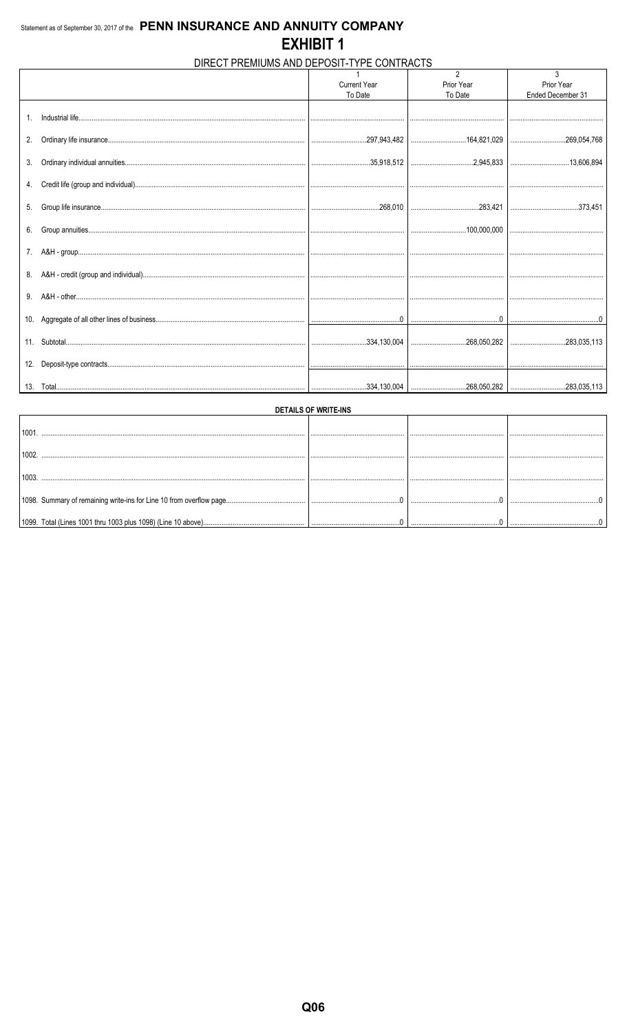Statement as of September 30, 2017 of the **PENN INSURANCE AND ANNUITY COMPANY**

# EXHIBIT 1

## DIRECT PREMIUMS AND DEPOSIT-TYPE CONTRACTS

| | 1<br>Current Year<br>To Date | 2<br>Prior Year<br>To Date | 3<br>Prior Year<br>Ended December 31 |
|---|---|---|---|
| 1. Industrial life | | | |
| 2. Ordinary life insurance | 297,943,482 | 164,821,029 | 269,054,768 |
| 3. Ordinary individual annuities | 35,918,512 | 2,945,833 | 13,606,894 |
| 4. Credit life (group and individual) | | | |
| 5. Group life insurance | 268,010 | 283,421 | 373,451 |
| 6. Group annuities | | 100,000,000 | |
| 7. A&H - group | | | |
| 8. A&H - credit (group and individual) | | | |
| 9. A&H - other | | | |
| 10. Aggregate of all other lines of business | 0 | 0 | 0 |
| 11. Subtotal | 334,130,004 | 268,050,282 | 283,035,113 |
| 12. Deposit-type contracts | | | |
| 13. Total | 334,130,004 | 268,050,282 | 283,035,113 |

**DETAILS OF WRITE-INS**

| | | | |
|---|---|---|---|
| 1001. | | | |
| 1002. | | | |
| 1003. | | | |
| 1098. Summary of remaining write-ins for Line 10 from overflow page | 0 | 0 | 0 |
| 1099. Total (Lines 1001 thru 1003 plus 1098) (Line 10 above) | 0 | 0 | 0 |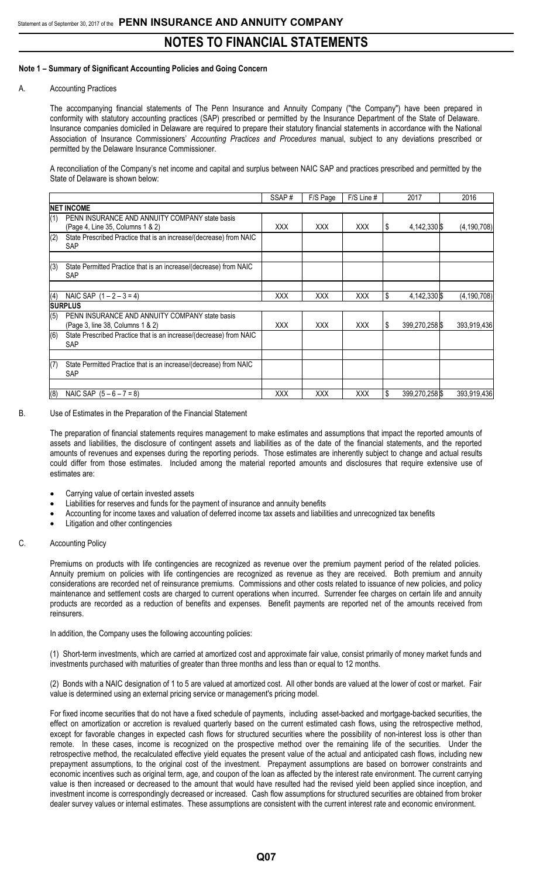# NOTES TO FINANCIAL STATEMENTS

## Note 1 – Summary of Significant Accounting Policies and Going Concern

### A. Accounting Practices

The accompanying financial statements of The Penn Insurance and Annuity Company ("the Company") have been prepared in conformity with statutory accounting practices (SAP) prescribed or permitted by the Insurance Department of the State of Delaware. Insurance companies domiciled in Delaware are required to prepare their statutory financial statements in accordance with the National Association of Insurance Commissioners' *Accounting Practices and Procedures* manual, subject to any deviations prescribed or permitted by the Delaware Insurance Commissioner.

A reconciliation of the Company's net income and capital and surplus between NAIC SAP and practices prescribed and permitted by the State of Delaware is shown below:

| | | SSAP # | F/S Page | F/S Line # | 2017 | 2016 |
|---|---|---|---|---|---|---|
| **NET INCOME** | | | | | | |
| (1) | PENN INSURANCE AND ANNUITY COMPANY state basis (Page 4, Line 35, Columns 1 & 2) | XXX | XXX | XXX | $ 4,142,330 | $ (4,190,708) |
| (2) | State Prescribed Practice that is an increase/(decrease) from NAIC SAP | | | | | |
| | | | | | | |
| (3) | State Permitted Practice that is an increase/(decrease) from NAIC SAP | | | | | |
| | | | | | | |
| (4) | NAIC SAP (1 – 2 – 3 = 4) | XXX | XXX | XXX | $ 4,142,330 | $ (4,190,708) |
| **SURPLUS** | | | | | | |
| (5) | PENN INSURANCE AND ANNUITY COMPANY state basis (Page 3, line 38, Columns 1 & 2) | XXX | XXX | XXX | $ 399,270,258 | $ 393,919,436 |
| (6) | State Prescribed Practice that is an increase/(decrease) from NAIC SAP | | | | | |
| | | | | | | |
| (7) | State Permitted Practice that is an increase/(decrease) from NAIC SAP | | | | | |
| | | | | | | |
| (8) | NAIC SAP (5 – 6 – 7 = 8) | XXX | XXX | XXX | $ 399,270,258 | $ 393,919,436 |

### B. Use of Estimates in the Preparation of the Financial Statement

The preparation of financial statements requires management to make estimates and assumptions that impact the reported amounts of assets and liabilities, the disclosure of contingent assets and liabilities as of the date of the financial statements, and the reported amounts of revenues and expenses during the reporting periods. Those estimates are inherently subject to change and actual results could differ from those estimates. Included among the material reported amounts and disclosures that require extensive use of estimates are:

- Carrying value of certain invested assets
- Liabilities for reserves and funds for the payment of insurance and annuity benefits
- Accounting for income taxes and valuation of deferred income tax assets and liabilities and unrecognized tax benefits
- Litigation and other contingencies

### C. Accounting Policy

Premiums on products with life contingencies are recognized as revenue over the premium payment period of the related policies. Annuity premium on policies with life contingencies are recognized as revenue as they are received. Both premium and annuity considerations are recorded net of reinsurance premiums. Commissions and other costs related to issuance of new policies, and policy maintenance and settlement costs are charged to current operations when incurred. Surrender fee charges on certain life and annuity products are recorded as a reduction of benefits and expenses. Benefit payments are reported net of the amounts received from reinsurers.

In addition, the Company uses the following accounting policies:

(1) Short-term investments, which are carried at amortized cost and approximate fair value, consist primarily of money market funds and investments purchased with maturities of greater than three months and less than or equal to 12 months.

(2) Bonds with a NAIC designation of 1 to 5 are valued at amortized cost. All other bonds are valued at the lower of cost or market. Fair value is determined using an external pricing service or management's pricing model.

For fixed income securities that do not have a fixed schedule of payments, including asset-backed and mortgage-backed securities, the effect on amortization or accretion is revalued quarterly based on the current estimated cash flows, using the retrospective method, except for favorable changes in expected cash flows for structured securities where the possibility of non-interest loss is other than remote. In these cases, income is recognized on the prospective method over the remaining life of the securities. Under the retrospective method, the recalculated effective yield equates the present value of the actual and anticipated cash flows, including new prepayment assumptions, to the original cost of the investment. Prepayment assumptions are based on borrower constraints and economic incentives such as original term, age, and coupon of the loan as affected by the interest rate environment. The current carrying value is then increased or decreased to the amount that would have resulted had the revised yield been applied since inception, and investment income is correspondingly decreased or increased. Cash flow assumptions for structured securities are obtained from broker dealer survey values or internal estimates. These assumptions are consistent with the current interest rate and economic environment.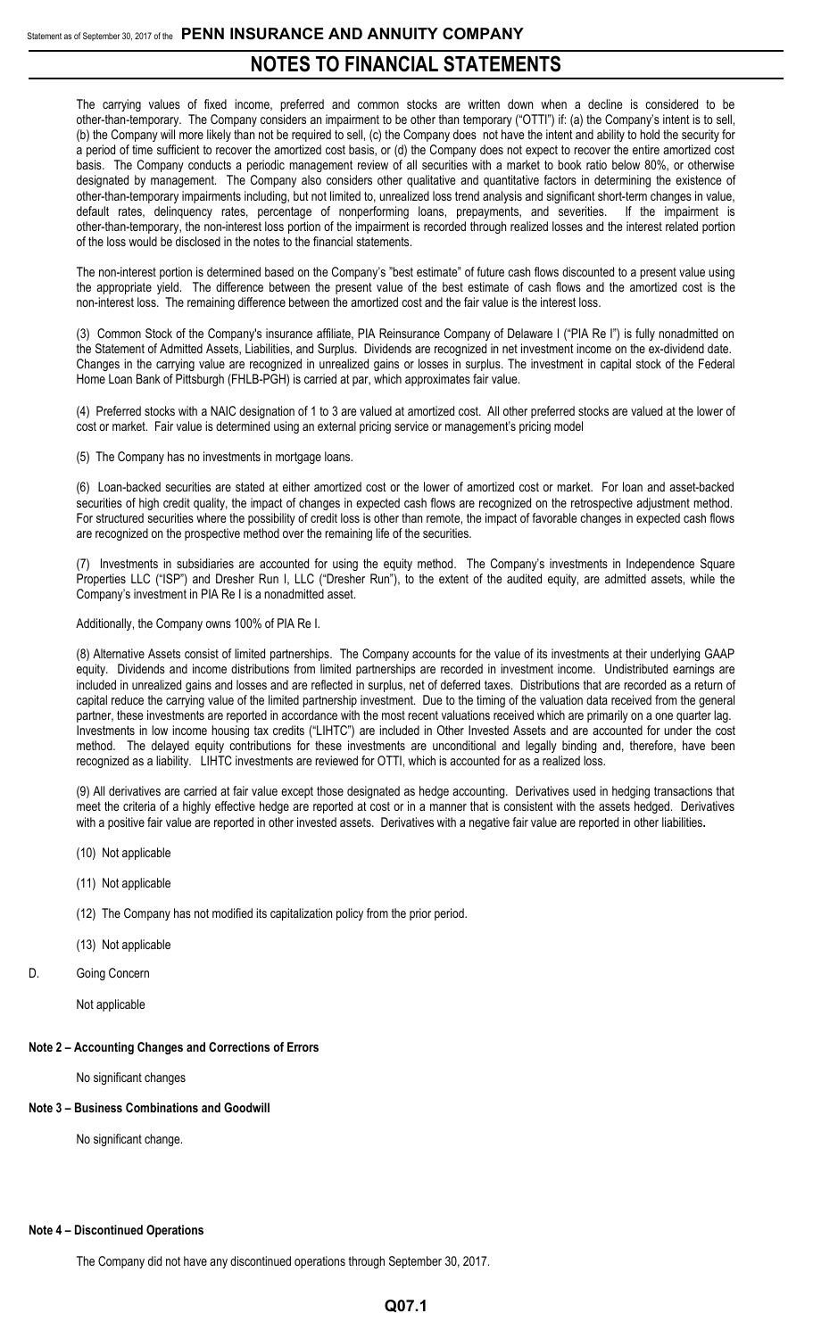The carrying values of fixed income, preferred and common stocks are written down when a decline is considered to be other-than-temporary. The Company considers an impairment to be other than temporary ("OTTI") if: (a) the Company's intent is to sell, (b) the Company will more likely than not be required to sell, (c) the Company does not have the intent and ability to hold the security for a period of time sufficient to recover the amortized cost basis, or (d) the Company does not expect to recover the entire amortized cost basis. The Company conducts a periodic management review of all securities with a market to book ratio below 80%, or otherwise designated by management. The Company also considers other qualitative and quantitative factors in determining the existence of other-than-temporary impairments including, but not limited to, unrealized loss trend analysis and significant short-term changes in value, default rates, delinquency rates, percentage of nonperforming loans, prepayments, and severities. If the impairment is other-than-temporary, the non-interest loss portion of the impairment is recorded through realized losses and the interest related portion of the loss would be disclosed in the notes to the financial statements.

The non-interest portion is determined based on the Company's "best estimate" of future cash flows discounted to a present value using the appropriate yield. The difference between the present value of the best estimate of cash flows and the amortized cost is the non-interest loss. The remaining difference between the amortized cost and the fair value is the interest loss.

(3) Common Stock of the Company's insurance affiliate, PIA Reinsurance Company of Delaware I ("PIA Re I") is fully nonadmitted on the Statement of Admitted Assets, Liabilities, and Surplus. Dividends are recognized in net investment income on the ex-dividend date. Changes in the carrying value are recognized in unrealized gains or losses in surplus. The investment in capital stock of the Federal Home Loan Bank of Pittsburgh (FHLB-PGH) is carried at par, which approximates fair value.

(4) Preferred stocks with a NAIC designation of 1 to 3 are valued at amortized cost. All other preferred stocks are valued at the lower of cost or market. Fair value is determined using an external pricing service or management's pricing model

(5) The Company has no investments in mortgage loans.

(6) Loan-backed securities are stated at either amortized cost or the lower of amortized cost or market. For loan and asset-backed securities of high credit quality, the impact of changes in expected cash flows are recognized on the retrospective adjustment method. For structured securities where the possibility of credit loss is other than remote, the impact of favorable changes in expected cash flows are recognized on the prospective method over the remaining life of the securities.

(7) Investments in subsidiaries are accounted for using the equity method. The Company's investments in Independence Square Properties LLC ("ISP") and Dresher Run I, LLC ("Dresher Run"), to the extent of the audited equity, are admitted assets, while the Company's investment in PIA Re I is a nonadmitted asset.

Additionally, the Company owns 100% of PIA Re I.

(8) Alternative Assets consist of limited partnerships. The Company accounts for the value of its investments at their underlying GAAP equity. Dividends and income distributions from limited partnerships are recorded in investment income. Undistributed earnings are included in unrealized gains and losses and are reflected in surplus, net of deferred taxes. Distributions that are recorded as a return of capital reduce the carrying value of the limited partnership investment. Due to the timing of the valuation data received from the general partner, these investments are reported in accordance with the most recent valuations received which are primarily on a one quarter lag. Investments in low income housing tax credits ("LIHTC") are included in Other Invested Assets and are accounted for under the cost method. The delayed equity contributions for these investments are unconditional and legally binding and, therefore, have been recognized as a liability. LIHTC investments are reviewed for OTTI, which is accounted for as a realized loss.

(9) All derivatives are carried at fair value except those designated as hedge accounting. Derivatives used in hedging transactions that meet the criteria of a highly effective hedge are reported at cost or in a manner that is consistent with the assets hedged. Derivatives with a positive fair value are reported in other invested assets. Derivatives with a negative fair value are reported in other liabilities.

(10) Not applicable

(11) Not applicable

(12) The Company has not modified its capitalization policy from the prior period.

(13) Not applicable

D. Going Concern

Not applicable

**Note 2 – Accounting Changes and Corrections of Errors**

No significant changes

**Note 3 – Business Combinations and Goodwill**

No significant change.

**Note 4 – Discontinued Operations**

The Company did not have any discontinued operations through September 30, 2017.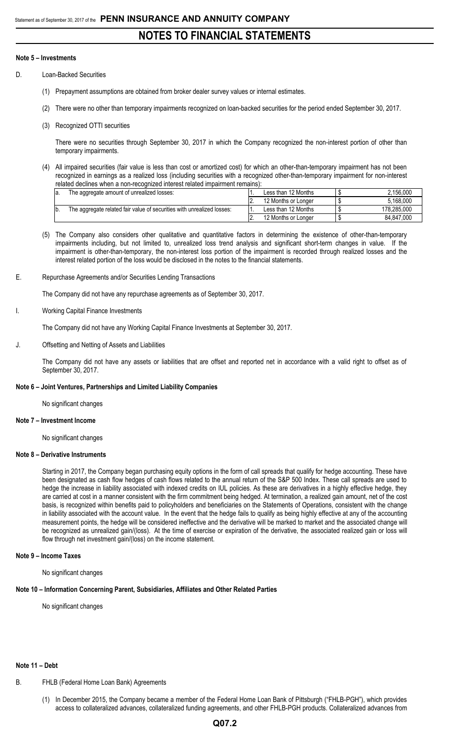# NOTES TO FINANCIAL STATEMENTS

#### Note 5 – Investments

D. Loan-Backed Securities

(1) Prepayment assumptions are obtained from broker dealer survey values or internal estimates.

(2) There were no other than temporary impairments recognized on loan-backed securities for the period ended September 30, 2017.

(3) Recognized OTTI securities

There were no securities through September 30, 2017 in which the Company recognized the non-interest portion of other than temporary impairments.

(4) All impaired securities (fair value is less than cost or amortized cost) for which an other-than-temporary impairment has not been recognized in earnings as a realized loss (including securities with a recognized other-than-temporary impairment for non-interest related declines when a non-recognized interest related impairment remains):

| | | | | | |
|---|---|---|---|---|---|
| a. | The aggregate amount of unrealized losses: | 1. | Less than 12 Months | $ | 2,156,000 |
| | | 2. | 12 Months or Longer | $ | 5,168,000 |
| b. | The aggregate related fair value of securities with unrealized losses: | 1. | Less than 12 Months | $ | 178,285,000 |
| | | 2. | 12 Months or Longer | $ | 84,847,000 |

(5) The Company also considers other qualitative and quantitative factors in determining the existence of other-than-temporary impairments including, but not limited to, unrealized loss trend analysis and significant short-term changes in value. If the impairment is other-than-temporary, the non-interest loss portion of the impairment is recorded through realized losses and the interest related portion of the loss would be disclosed in the notes to the financial statements.

E. Repurchase Agreements and/or Securities Lending Transactions

The Company did not have any repurchase agreements as of September 30, 2017.

I. Working Capital Finance Investments

The Company did not have any Working Capital Finance Investments at September 30, 2017.

J. Offsetting and Netting of Assets and Liabilities

The Company did not have any assets or liabilities that are offset and reported net in accordance with a valid right to offset as of September 30, 2017.

#### Note 6 – Joint Ventures, Partnerships and Limited Liability Companies

No significant changes

#### Note 7 – Investment Income

No significant changes

#### Note 8 – Derivative Instruments

Starting in 2017, the Company began purchasing equity options in the form of call spreads that qualify for hedge accounting. These have been designated as cash flow hedges of cash flows related to the annual return of the S&P 500 Index. These call spreads are used to hedge the increase in liability associated with indexed credits on IUL policies. As these are derivatives in a highly effective hedge, they are carried at cost in a manner consistent with the firm commitment being hedged. At termination, a realized gain amount, net of the cost basis, is recognized within benefits paid to policyholders and beneficiaries on the Statements of Operations, consistent with the change in liability associated with the account value. In the event that the hedge fails to qualify as being highly effective at any of the accounting measurement points, the hedge will be considered ineffective and the derivative will be marked to market and the associated change will be recognized as unrealized gain/(loss). At the time of exercise or expiration of the derivative, the associated realized gain or loss will flow through net investment gain/(loss) on the income statement.

#### Note 9 – Income Taxes

No significant changes

#### Note 10 – Information Concerning Parent, Subsidiaries, Affiliates and Other Related Parties

No significant changes

#### Note 11 – Debt

B. FHLB (Federal Home Loan Bank) Agreements

(1) In December 2015, the Company became a member of the Federal Home Loan Bank of Pittsburgh ("FHLB-PGH"), which provides access to collateralized advances, collateralized funding agreements, and other FHLB-PGH products. Collateralized advances from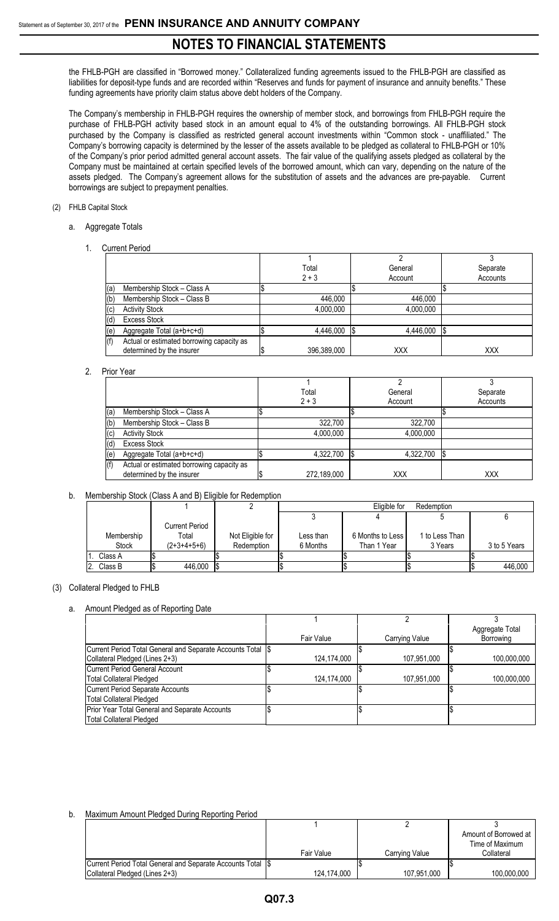the FHLB-PGH are classified in "Borrowed money." Collateralized funding agreements issued to the FHLB-PGH are classified as liabilities for deposit-type funds and are recorded within "Reserves and funds for payment of insurance and annuity benefits." These funding agreements have priority claim status above debt holders of the Company.

The Company's membership in FHLB-PGH requires the ownership of member stock, and borrowings from FHLB-PGH require the purchase of FHLB-PGH activity based stock in an amount equal to 4% of the outstanding borrowings. All FHLB-PGH stock purchased by the Company is classified as restricted general account investments within "Common stock - unaffiliated." The Company's borrowing capacity is determined by the lesser of the assets available to be pledged as collateral to FHLB-PGH or 10% of the Company's prior period admitted general account assets. The fair value of the qualifying assets pledged as collateral by the Company must be maintained at certain specified levels of the borrowed amount, which can vary, depending on the nature of the assets pledged. The Company's agreement allows for the substitution of assets and the advances are pre-payable. Current borrowings are subject to prepayment penalties.

(2) FHLB Capital Stock

a. Aggregate Totals

1. Current Period

| | 1<br>Total<br>2 + 3 | 2<br>General<br>Account | 3<br>Separate<br>Accounts |
|---|---|---|---|
| (a) Membership Stock – Class A | $ | $ | $ |
| (b) Membership Stock – Class B | 446,000 | 446,000 | |
| (c) Activity Stock | 4,000,000 | 4,000,000 | |
| (d) Excess Stock | | | |
| (e) Aggregate Total (a+b+c+d) | $ 4,446,000 | $ 4,446,000 | $ |
| (f) Actual or estimated borrowing capacity as determined by the insurer | $ 396,389,000 | XXX | XXX |

2. Prior Year

| | 1<br>Total<br>2 + 3 | 2<br>General<br>Account | 3<br>Separate<br>Accounts |
|---|---|---|---|
| (a) Membership Stock – Class A | $ | $ | $ |
| (b) Membership Stock – Class B | 322,700 | 322,700 | |
| (c) Activity Stock | 4,000,000 | 4,000,000 | |
| (d) Excess Stock | | | |
| (e) Aggregate Total (a+b+c+d) | $ 4,322,700 | $ 4,322,700 | $ |
| (f) Actual or estimated borrowing capacity as determined by the insurer | $ 272,189,000 | XXX | XXX |

b. Membership Stock (Class A and B) Eligible for Redemption

| | 1 | 2 | Eligible for Redemption | | | |
|---|---|---|---|---|---|---|
| | | | 3 | 4 | 5 | 6 |
| Membership Stock | Current Period Total (2+3+4+5+6) | Not Eligible for Redemption | Less than 6 Months | 6 Months to Less Than 1 Year | 1 to Less Than 3 Years | 3 to 5 Years |
| 1. Class A | $ | $ | $ | $ | $ | $ |
| 2. Class B | $ 446,000 | $ | $ | $ | $ | $ 446,000 |

(3) Collateral Pledged to FHLB

a. Amount Pledged as of Reporting Date

| | 1<br>Fair Value | 2<br>Carrying Value | 3<br>Aggregate Total Borrowing |
|---|---|---|---|
| Current Period Total General and Separate Accounts Total Collateral Pledged (Lines 2+3) | $ 124,174,000 | $ 107,951,000 | $ 100,000,000 |
| Current Period General Account Total Collateral Pledged | $ 124,174,000 | $ 107,951,000 | $ 100,000,000 |
| Current Period Separate Accounts Total Collateral Pledged | $ | $ | $ |
| Prior Year Total General and Separate Accounts Total Collateral Pledged | $ | $ | $ |

b. Maximum Amount Pledged During Reporting Period

| | 1<br>Fair Value | 2<br>Carrying Value | 3<br>Amount of Borrowed at Time of Maximum Collateral |
|---|---|---|---|
| Current Period Total General and Separate Accounts Total Collateral Pledged (Lines 2+3) | $ 124,174,000 | $ 107,951,000 | $ 100,000,000 |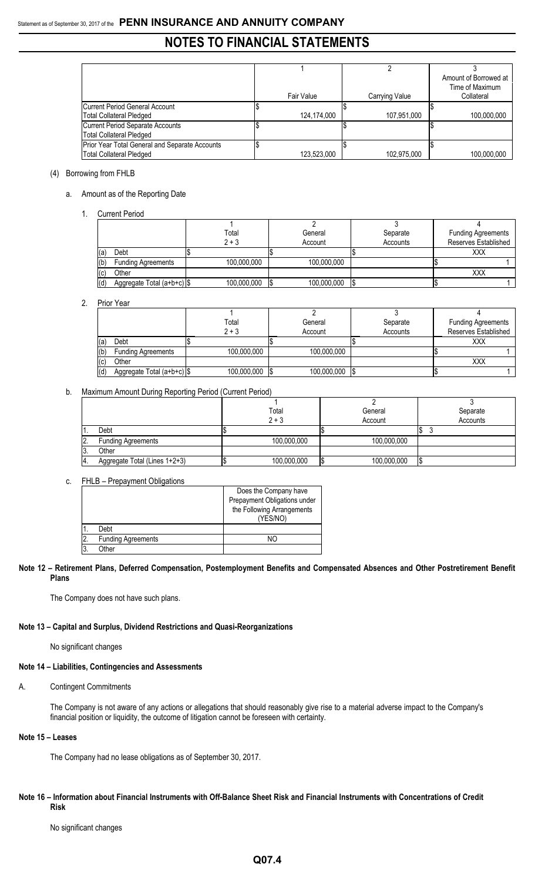|  | 1<br>Fair Value | 2<br>Carrying Value | 3<br>Amount of Borrowed at Time of Maximum Collateral |
|---|---|---|---|
| Current Period General Account Total Collateral Pledged | $ 124,174,000 | $ 107,951,000 | $ 100,000,000 |
| Current Period Separate Accounts Total Collateral Pledged | $ | $ | $ |
| Prior Year Total General and Separate Accounts Total Collateral Pledged | $ 123,523,000 | $ 102,975,000 | $ 100,000,000 |

(4) Borrowing from FHLB

a. Amount as of the Reporting Date

1. Current Period

|  | 1<br>Total<br>2 + 3 | 2<br>General<br>Account | 3<br>Separate<br>Accounts | 4<br>Funding Agreements Reserves Established |
|---|---|---|---|---|
| (a) Debt | $ | $ | $ | XXX |
| (b) Funding Agreements | 100,000,000 | 100,000,000 |  | $ 1 |
| (c) Other |  |  |  | XXX |
| (d) Aggregate Total (a+b+c) | $ 100,000,000 | $ 100,000,000 | $ | $ 1 |

2. Prior Year

|  | 1<br>Total<br>2 + 3 | 2<br>General<br>Account | 3<br>Separate<br>Accounts | 4<br>Funding Agreements Reserves Established |
|---|---|---|---|---|
| (a) Debt | $ | $ | $ | XXX |
| (b) Funding Agreements | 100,000,000 | 100,000,000 |  | $ 1 |
| (c) Other |  |  |  | XXX |
| (d) Aggregate Total (a+b+c) | $ 100,000,000 | $ 100,000,000 | $ | $ 1 |

b. Maximum Amount During Reporting Period (Current Period)

|  | 1<br>Total<br>2 + 3 | 2<br>General<br>Account | 3<br>Separate<br>Accounts |
|---|---|---|---|
| 1. Debt | $ | $ | $ 3 |
| 2. Funding Agreements | 100,000,000 | 100,000,000 |  |
| 3. Other |  |  |  |
| 4. Aggregate Total (Lines 1+2+3) | $ 100,000,000 | $ 100,000,000 | $ |

c. FHLB – Prepayment Obligations

|  | Does the Company have Prepayment Obligations under the Following Arrangements (YES/NO) |
|---|---|
| 1. Debt |  |
| 2. Funding Agreements | NO |
| 3. Other |  |

**Note 12 – Retirement Plans, Deferred Compensation, Postemployment Benefits and Compensated Absences and Other Postretirement Benefit Plans**

The Company does not have such plans.

**Note 13 – Capital and Surplus, Dividend Restrictions and Quasi-Reorganizations**

No significant changes

**Note 14 – Liabilities, Contingencies and Assessments**

A. Contingent Commitments

The Company is not aware of any actions or allegations that should reasonably give rise to a material adverse impact to the Company's financial position or liquidity, the outcome of litigation cannot be foreseen with certainty.

**Note 15 – Leases**

The Company had no lease obligations as of September 30, 2017.

**Note 16 – Information about Financial Instruments with Off-Balance Sheet Risk and Financial Instruments with Concentrations of Credit Risk**

No significant changes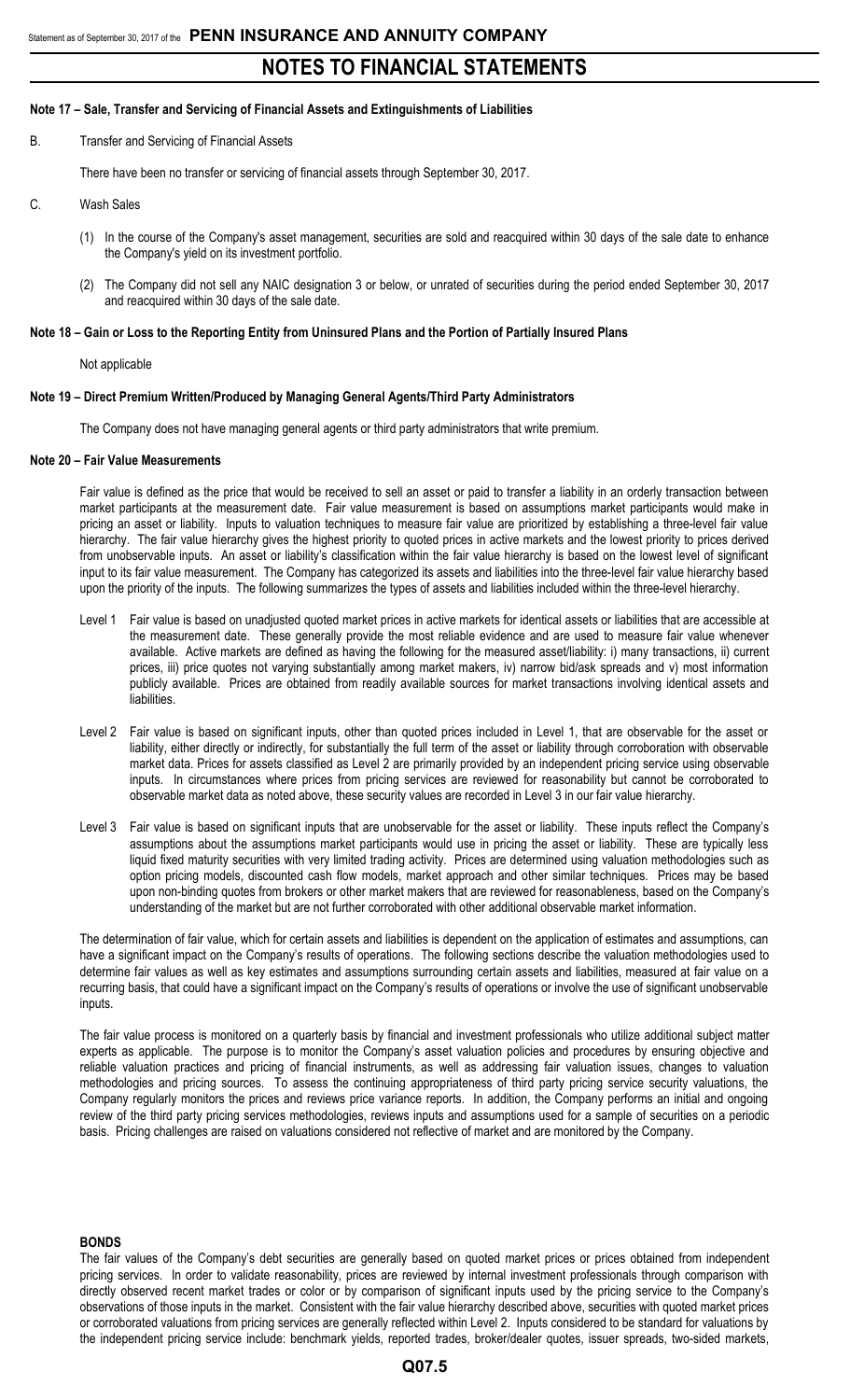## Note 17 – Sale, Transfer and Servicing of Financial Assets and Extinguishments of Liabilities

B. Transfer and Servicing of Financial Assets

There have been no transfer or servicing of financial assets through September 30, 2017.

C. Wash Sales

(1) In the course of the Company's asset management, securities are sold and reacquired within 30 days of the sale date to enhance the Company's yield on its investment portfolio.

(2) The Company did not sell any NAIC designation 3 or below, or unrated of securities during the period ended September 30, 2017 and reacquired within 30 days of the sale date.

## Note 18 – Gain or Loss to the Reporting Entity from Uninsured Plans and the Portion of Partially Insured Plans

Not applicable

## Note 19 – Direct Premium Written/Produced by Managing General Agents/Third Party Administrators

The Company does not have managing general agents or third party administrators that write premium.

## Note 20 – Fair Value Measurements

Fair value is defined as the price that would be received to sell an asset or paid to transfer a liability in an orderly transaction between market participants at the measurement date. Fair value measurement is based on assumptions market participants would make in pricing an asset or liability. Inputs to valuation techniques to measure fair value are prioritized by establishing a three-level fair value hierarchy. The fair value hierarchy gives the highest priority to quoted prices in active markets and the lowest priority to prices derived from unobservable inputs. An asset or liability's classification within the fair value hierarchy is based on the lowest level of significant input to its fair value measurement. The Company has categorized its assets and liabilities into the three-level fair value hierarchy based upon the priority of the inputs. The following summarizes the types of assets and liabilities included within the three-level hierarchy.

Level 1 Fair value is based on unadjusted quoted market prices in active markets for identical assets or liabilities that are accessible at the measurement date. These generally provide the most reliable evidence and are used to measure fair value whenever available. Active markets are defined as having the following for the measured asset/liability: i) many transactions, ii) current prices, iii) price quotes not varying substantially among market makers, iv) narrow bid/ask spreads and v) most information publicly available. Prices are obtained from readily available sources for market transactions involving identical assets and liabilities.

Level 2 Fair value is based on significant inputs, other than quoted prices included in Level 1, that are observable for the asset or liability, either directly or indirectly, for substantially the full term of the asset or liability through corroboration with observable market data. Prices for assets classified as Level 2 are primarily provided by an independent pricing service using observable inputs. In circumstances where prices from pricing services are reviewed for reasonability but cannot be corroborated to observable market data as noted above, these security values are recorded in Level 3 in our fair value hierarchy.

Level 3 Fair value is based on significant inputs that are unobservable for the asset or liability. These inputs reflect the Company's assumptions about the assumptions market participants would use in pricing the asset or liability. These are typically less liquid fixed maturity securities with very limited trading activity. Prices are determined using valuation methodologies such as option pricing models, discounted cash flow models, market approach and other similar techniques. Prices may be based upon non-binding quotes from brokers or other market makers that are reviewed for reasonableness, based on the Company's understanding of the market but are not further corroborated with other additional observable market information.

The determination of fair value, which for certain assets and liabilities is dependent on the application of estimates and assumptions, can have a significant impact on the Company's results of operations. The following sections describe the valuation methodologies used to determine fair values as well as key estimates and assumptions surrounding certain assets and liabilities, measured at fair value on a recurring basis, that could have a significant impact on the Company's results of operations or involve the use of significant unobservable inputs.

The fair value process is monitored on a quarterly basis by financial and investment professionals who utilize additional subject matter experts as applicable. The purpose is to monitor the Company's asset valuation policies and procedures by ensuring objective and reliable valuation practices and pricing of financial instruments, as well as addressing fair valuation issues, changes to valuation methodologies and pricing sources. To assess the continuing appropriateness of third party pricing service security valuations, the Company regularly monitors the prices and reviews price variance reports. In addition, the Company performs an initial and ongoing review of the third party pricing services methodologies, reviews inputs and assumptions used for a sample of securities on a periodic basis. Pricing challenges are raised on valuations considered not reflective of market and are monitored by the Company.

**BONDS**

The fair values of the Company's debt securities are generally based on quoted market prices or prices obtained from independent pricing services. In order to validate reasonability, prices are reviewed by internal investment professionals through comparison with directly observed recent market trades or color or by comparison of significant inputs used by the pricing service to the Company's observations of those inputs in the market. Consistent with the fair value hierarchy described above, securities with quoted market prices or corroborated valuations from pricing services are generally reflected within Level 2. Inputs considered to be standard for valuations by the independent pricing service include: benchmark yields, reported trades, broker/dealer quotes, issuer spreads, two-sided markets,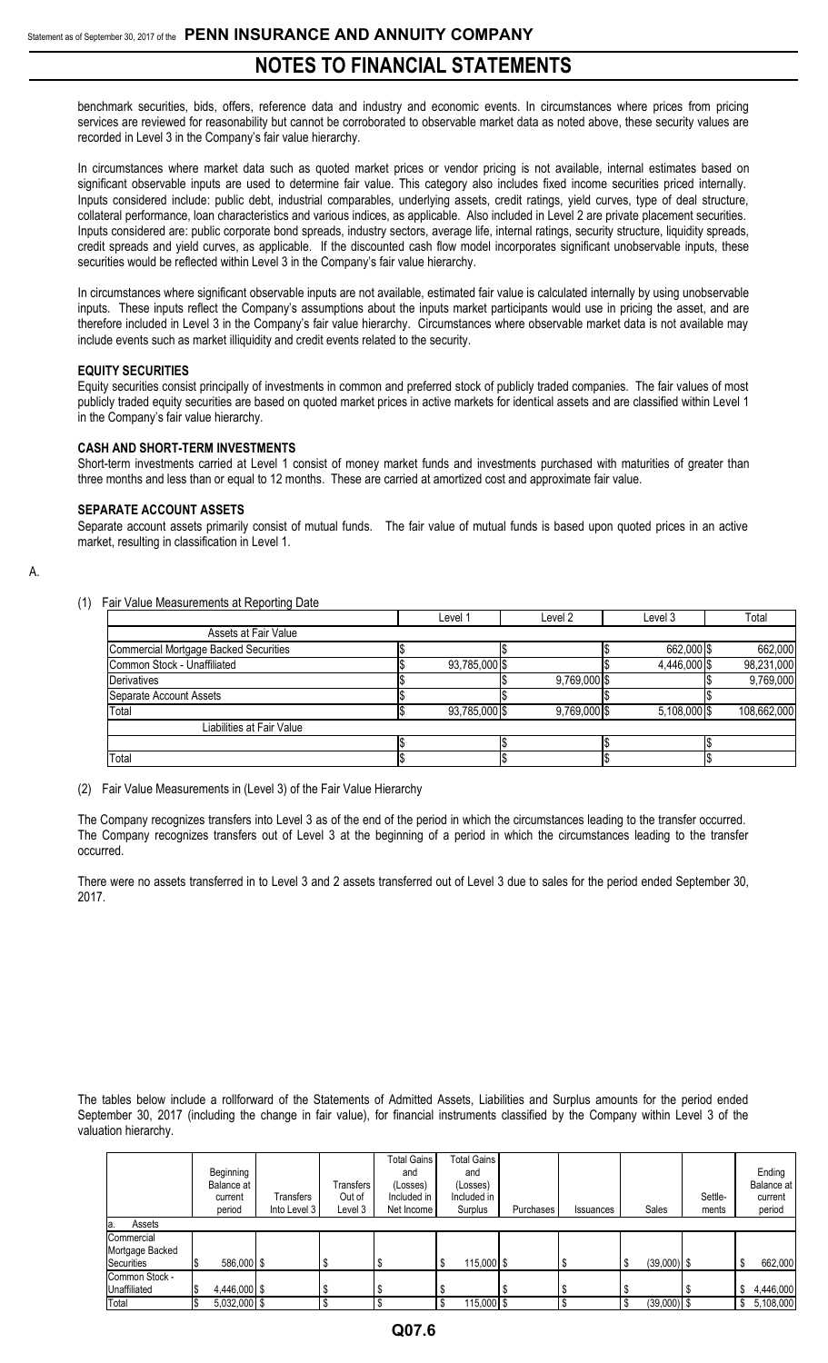benchmark securities, bids, offers, reference data and industry and economic events. In circumstances where prices from pricing services are reviewed for reasonability but cannot be corroborated to observable market data as noted above, these security values are recorded in Level 3 in the Company's fair value hierarchy.

In circumstances where market data such as quoted market prices or vendor pricing is not available, internal estimates based on significant observable inputs are used to determine fair value. This category also includes fixed income securities priced internally. Inputs considered include: public debt, industrial comparables, underlying assets, credit ratings, yield curves, type of deal structure, collateral performance, loan characteristics and various indices, as applicable. Also included in Level 2 are private placement securities. Inputs considered are: public corporate bond spreads, industry sectors, average life, internal ratings, security structure, liquidity spreads, credit spreads and yield curves, as applicable. If the discounted cash flow model incorporates significant unobservable inputs, these securities would be reflected within Level 3 in the Company's fair value hierarchy.

In circumstances where significant observable inputs are not available, estimated fair value is calculated internally by using unobservable inputs. These inputs reflect the Company's assumptions about the inputs market participants would use in pricing the asset, and are therefore included in Level 3 in the Company's fair value hierarchy. Circumstances where observable market data is not available may include events such as market illiquidity and credit events related to the security.

**EQUITY SECURITIES**

Equity securities consist principally of investments in common and preferred stock of publicly traded companies. The fair values of most publicly traded equity securities are based on quoted market prices in active markets for identical assets and are classified within Level 1 in the Company's fair value hierarchy.

**CASH AND SHORT-TERM INVESTMENTS**

Short-term investments carried at Level 1 consist of money market funds and investments purchased with maturities of greater than three months and less than or equal to 12 months. These are carried at amortized cost and approximate fair value.

**SEPARATE ACCOUNT ASSETS**

Separate account assets primarily consist of mutual funds. The fair value of mutual funds is based upon quoted prices in an active market, resulting in classification in Level 1.

A.

(1) Fair Value Measurements at Reporting Date

| | Level 1 | Level 2 | Level 3 | Total |
|---|---|---|---|---|
| Assets at Fair Value | | | | |
| Commercial Mortgage Backed Securities | $ | $ | $ 662,000 | $ 662,000 |
| Common Stock - Unaffiliated | $ 93,785,000 | $ | $ 4,446,000 | $ 98,231,000 |
| Derivatives | $ | $ 9,769,000 | $ | $ 9,769,000 |
| Separate Account Assets | $ | $ | $ | $ |
| Total | $ 93,785,000 | $ 9,769,000 | $ 5,108,000 | $ 108,662,000 |
| Liabilities at Fair Value | | | | |
| | $ | $ | $ | $ |
| Total | $ | $ | $ | $ |

(2) Fair Value Measurements in (Level 3) of the Fair Value Hierarchy

The Company recognizes transfers into Level 3 as of the end of the period in which the circumstances leading to the transfer occurred. The Company recognizes transfers out of Level 3 at the beginning of a period in which the circumstances leading to the transfer occurred.

There were no assets transferred in to Level 3 and 2 assets transferred out of Level 3 due to sales for the period ended September 30, 2017.

The tables below include a rollforward of the Statements of Admitted Assets, Liabilities and Surplus amounts for the period ended September 30, 2017 (including the change in fair value), for financial instruments classified by the Company within Level 3 of the valuation hierarchy.

| | Beginning Balance at current period | Transfers Into Level 3 | Transfers Out of Level 3 | Total Gains and (Losses) Included in Net Income | Total Gains and (Losses) Included in Surplus | Purchases | Issuances | Sales | Settle-ments | Ending Balance at current period |
|---|---|---|---|---|---|---|---|---|---|---|
| a. Assets | | | | | | | | | | |
| Commercial Mortgage Backed Securities | $ 586,000 | $ | $ | $ | $ 115,000 | $ | $ | $ (39,000) | $ | $ 662,000 |
| Common Stock - Unaffiliated | $ 4,446,000 | $ | $ | $ | $ | $ | $ | $ | $ | $ 4,446,000 |
| Total | $ 5,032,000 | $ | $ | $ | $ 115,000 | $ | $ | $ (39,000) | $ | $ 5,108,000 |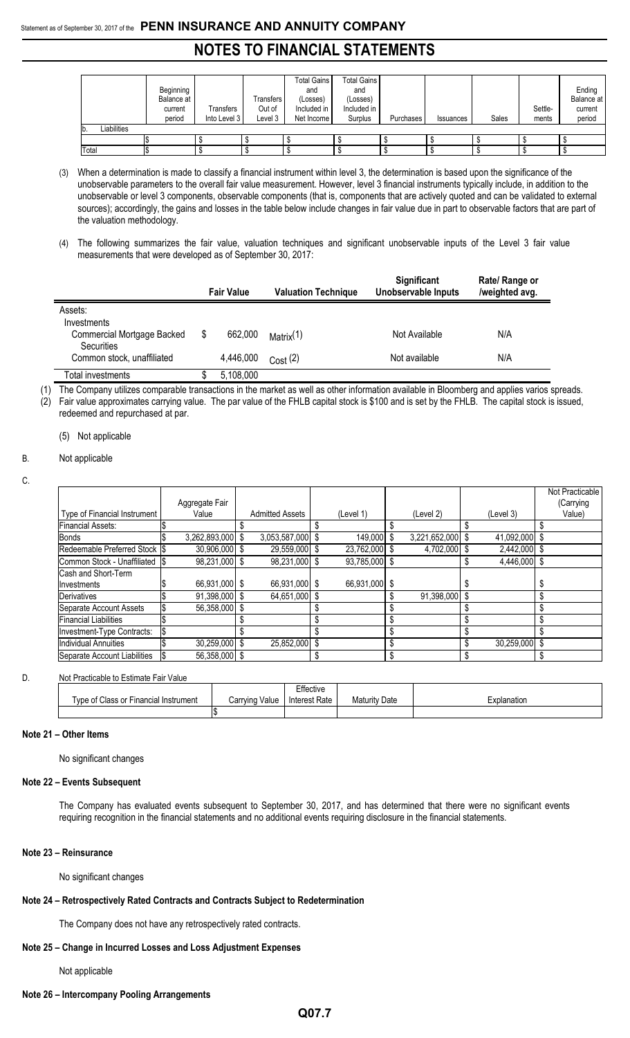|  | Beginning Balance at current period | Transfers Into Level 3 | Transfers Out of Level 3 | Total Gains and (Losses) Included in Net Income | Total Gains and (Losses) Included in Surplus | Purchases | Issuances | Sales | Settle-ments | Ending Balance at current period |
|---|---|---|---|---|---|---|---|---|---|---|
| b. Liabilities |  |  |  |  |  |  |  |  |  |  |
|  | $ | $ | $ | $ | $ | $ | $ | $ | $ | $ |
| Total | $ | $ | $ | $ | $ | $ | $ | $ | $ | $ |

(3) When a determination is made to classify a financial instrument within level 3, the determination is based upon the significance of the unobservable parameters to the overall fair value measurement. However, level 3 financial instruments typically include, in addition to the unobservable or level 3 components, observable components (that is, components that are actively quoted and can be validated to external sources); accordingly, the gains and losses in the table below include changes in fair value due in part to observable factors that are part of the valuation methodology.

(4) The following summarizes the fair value, valuation techniques and significant unobservable inputs of the Level 3 fair value measurements that were developed as of September 30, 2017:

|  | Fair Value | Valuation Technique | Significant Unobservable Inputs | Rate/ Range or /weighted avg. |
|---|---|---|---|---|
| Assets: |  |  |  |  |
| Investments |  |  |  |  |
| Commercial Mortgage Backed Securities | $ 662,000 | Matrix(1) | Not Available | N/A |
| Common stock, unaffiliated | 4,446,000 | Cost (2) | Not available | N/A |
| Total investments | $ 5,108,000 |  |  |  |

(1) The Company utilizes comparable transactions in the market as well as other information available in Bloomberg and applies varios spreads.
(2) Fair value approximates carrying value. The par value of the FHLB capital stock is $100 and is set by the FHLB. The capital stock is issued, redeemed and repurchased at par.

(5) Not applicable

B. Not applicable

C.

| Type of Financial Instrument | Aggregate Fair Value | Admitted Assets | (Level 1) | (Level 2) | (Level 3) | Not Practicable (Carrying Value) |
|---|---|---|---|---|---|---|
| Financial Assets: | $ | $ | $ | $ | $ | $ |
| Bonds | $ 3,262,893,000 | $ 3,053,587,000 | $ 149,000 | $ 3,221,652,000 | $ 41,092,000 | $ |
| Redeemable Preferred Stock | $ 30,906,000 | $ 29,559,000 | $ 23,762,000 | $ 4,702,000 | $ 2,442,000 | $ |
| Common Stock - Unaffiliated | $ 98,231,000 | $ 98,231,000 | $ 93,785,000 | $ | $ 4,446,000 | $ |
| Cash and Short-Term Investments | $ 66,931,000 | $ 66,931,000 | $ 66,931,000 | $ | $ | $ |
| Derivatives | $ 91,398,000 | $ 64,651,000 | $ | $ 91,398,000 | $ | $ |
| Separate Account Assets | $ 56,358,000 | $ | $ | $ | $ | $ |
| Financial Liabilities | $ | $ | $ | $ | $ | $ |
| Investment-Type Contracts: | $ | $ | $ | $ | $ | $ |
| Individual Annuities | $ 30,259,000 | $ 25,852,000 | $ | $ | $ 30,259,000 | $ |
| Separate Account Liabilities | $ 56,358,000 | $ | $ | $ | $ | $ |

D. Not Practicable to Estimate Fair Value

| Type of Class or Financial Instrument | Carrying Value | Effective Interest Rate | Maturity Date | Explanation |
|---|---|---|---|---|
|  | $ |  |  |  |

## Note 21 – Other Items

No significant changes

## Note 22 – Events Subsequent

The Company has evaluated events subsequent to September 30, 2017, and has determined that there were no significant events requiring recognition in the financial statements and no additional events requiring disclosure in the financial statements.

## Note 23 – Reinsurance

No significant changes

## Note 24 – Retrospectively Rated Contracts and Contracts Subject to Redetermination

The Company does not have any retrospectively rated contracts.

## Note 25 – Change in Incurred Losses and Loss Adjustment Expenses

Not applicable

## Note 26 – Intercompany Pooling Arrangements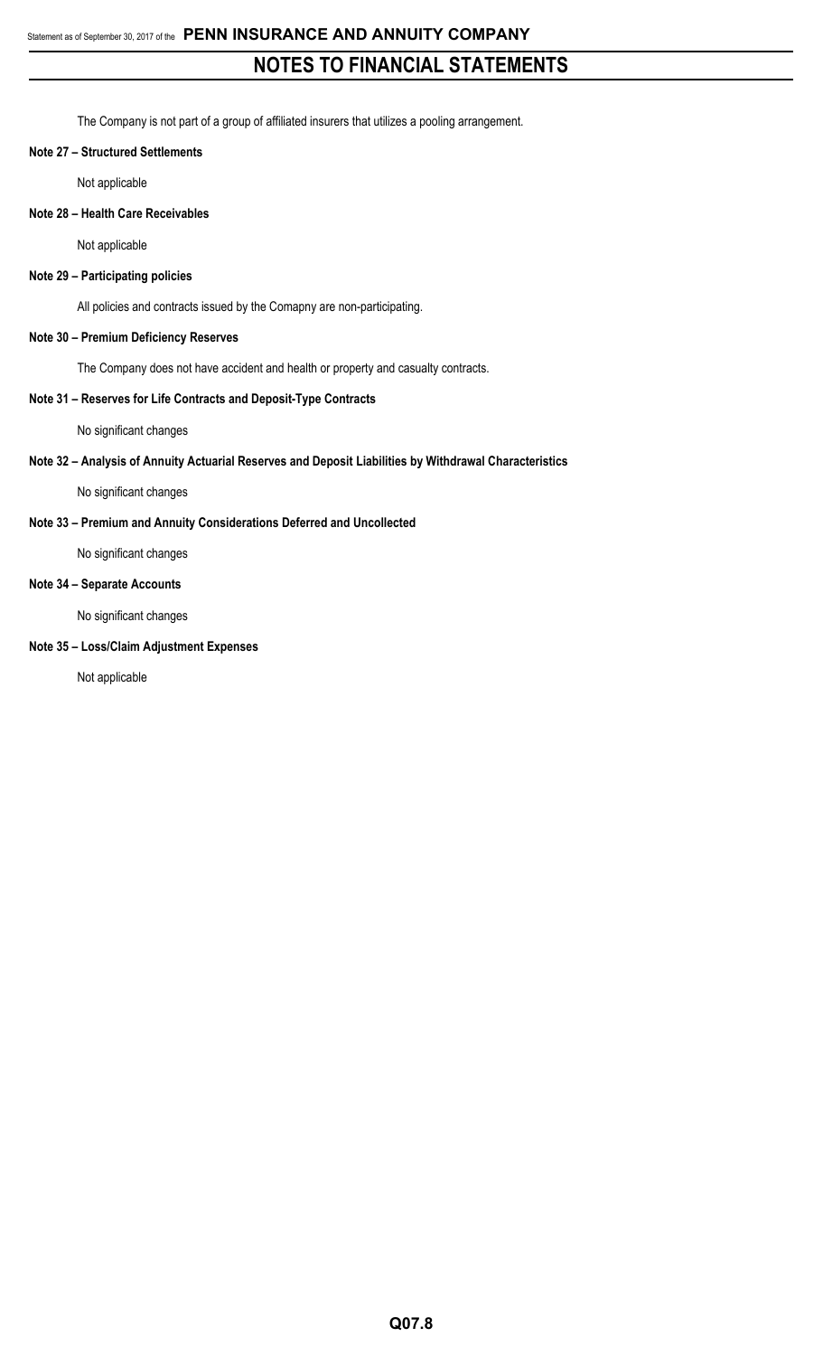The Company is not part of a group of affiliated insurers that utilizes a pooling arrangement.

**Note 27 – Structured Settlements**

Not applicable

**Note 28 – Health Care Receivables**

Not applicable

**Note 29 – Participating policies**

All policies and contracts issued by the Comapny are non-participating.

**Note 30 – Premium Deficiency Reserves**

The Company does not have accident and health or property and casualty contracts.

**Note 31 – Reserves for Life Contracts and Deposit-Type Contracts**

No significant changes

**Note 32 – Analysis of Annuity Actuarial Reserves and Deposit Liabilities by Withdrawal Characteristics**

No significant changes

**Note 33 – Premium and Annuity Considerations Deferred and Uncollected**

No significant changes

**Note 34 – Separate Accounts**

No significant changes

**Note 35 – Loss/Claim Adjustment Expenses**

Not applicable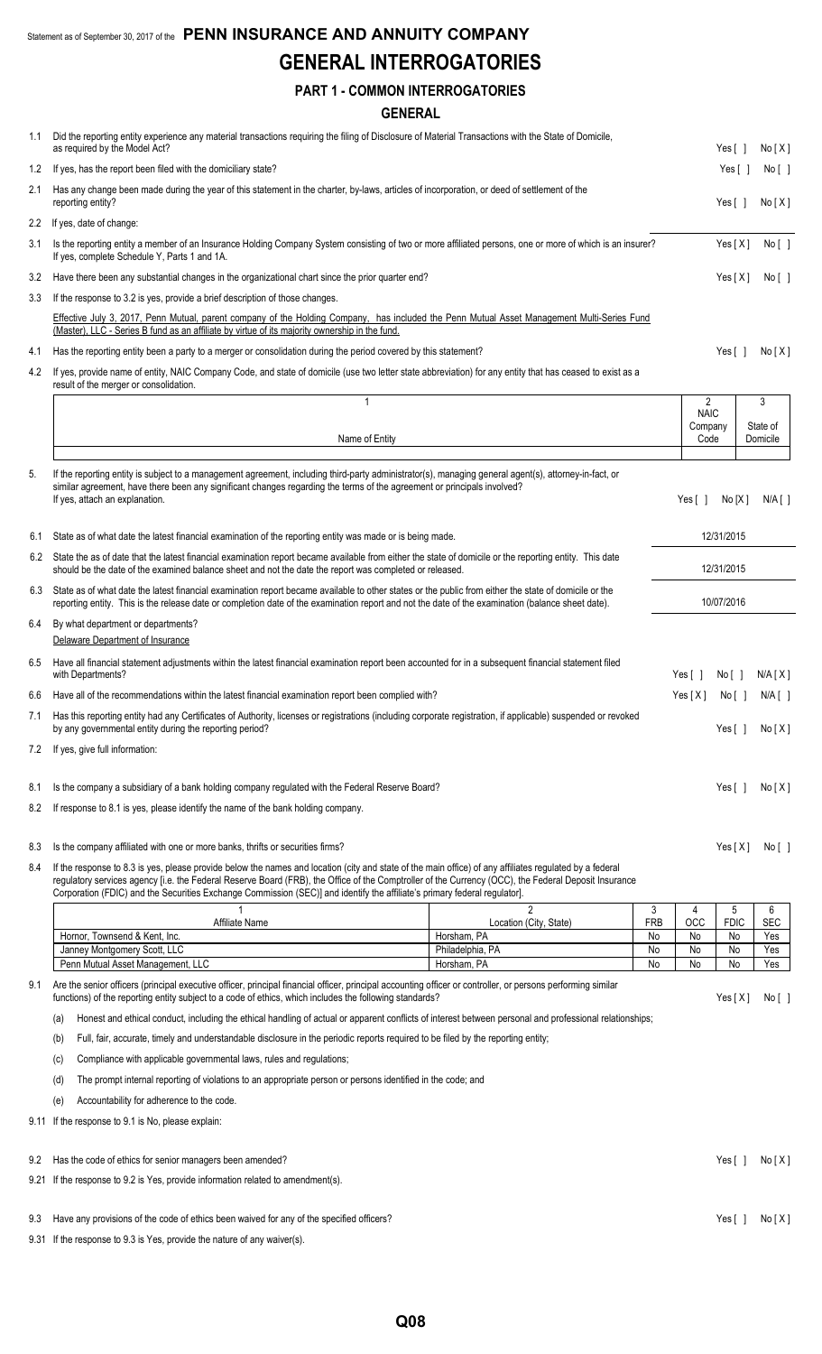Statement as of September 30, 2017 of the **PENN INSURANCE AND ANNUITY COMPANY**

# GENERAL INTERROGATORIES

## PART 1 - COMMON INTERROGATORIES

### GENERAL

1.1 Did the reporting entity experience any material transactions requiring the filing of Disclosure of Material Transactions with the State of Domicile, as required by the Model Act? Yes [ ] No [X]

1.2 If yes, has the report been filed with the domiciliary state? Yes [ ] No [ ]

2.1 Has any change been made during the year of this statement in the charter, by-laws, articles of incorporation, or deed of settlement of the reporting entity? Yes [ ] No [X]

2.2 If yes, date of change:

3.1 Is the reporting entity a member of an Insurance Holding Company System consisting of two or more affiliated persons, one or more of which is an insurer? If yes, complete Schedule Y, Parts 1 and 1A. Yes [X] No [ ]

3.2 Have there been any substantial changes in the organizational chart since the prior quarter end? Yes [X] No [ ]

3.3 If the response to 3.2 is yes, provide a brief description of those changes.

Effective July 3, 2017, Penn Mutual, parent company of the Holding Company, has included the Penn Mutual Asset Management Multi-Series Fund (Master), LLC - Series B fund as an affiliate by virtue of its majority ownership in the fund.

4.1 Has the reporting entity been a party to a merger or consolidation during the period covered by this statement? Yes [ ] No [X]

4.2 If yes, provide name of entity, NAIC Company Code, and state of domicile (use two letter state abbreviation) for any entity that has ceased to exist as a result of the merger or consolidation.

| 1<br>Name of Entity | 2<br>NAIC Company Code | 3<br>State of Domicile |
|---|---|---|
| | | |

5. If the reporting entity is subject to a management agreement, including third-party administrator(s), managing general agent(s), attorney-in-fact, or similar agreement, have there been any significant changes regarding the terms of the agreement or principals involved? If yes, attach an explanation. Yes [ ] No [X] N/A [ ]

6.1 State as of what date the latest financial examination of the reporting entity was made or is being made. 12/31/2015

6.2 State the as of date that the latest financial examination report became available from either the state of domicile or the reporting entity. This date should be the date of the examined balance sheet and not the date the report was completed or released. 12/31/2015

6.3 State as of what date the latest financial examination report became available to other states or the public from either the state of domicile or the reporting entity. This is the release date or completion date of the examination report and not the date of the examination (balance sheet date). 10/07/2016

6.4 By what department or departments?

Delaware Department of Insurance

6.5 Have all financial statement adjustments within the latest financial examination report been accounted for in a subsequent financial statement filed with Departments? Yes [ ] No [ ] N/A [X]

6.6 Have all of the recommendations within the latest financial examination report been complied with? Yes [X] No [ ] N/A [ ]

7.1 Has this reporting entity had any Certificates of Authority, licenses or registrations (including corporate registration, if applicable) suspended or revoked by any governmental entity during the reporting period? Yes [ ] No [X]

7.2 If yes, give full information:

8.1 Is the company a subsidiary of a bank holding company regulated with the Federal Reserve Board? Yes [ ] No [X]

8.2 If response to 8.1 is yes, please identify the name of the bank holding company.

8.3 Is the company affiliated with one or more banks, thrifts or securities firms? Yes [X] No [ ]

8.4 If the response to 8.3 is yes, please provide below the names and location (city and state of the main office) of any affiliates regulated by a federal regulatory services agency [i.e. the Federal Reserve Board (FRB), the Office of the Comptroller of the Currency (OCC), the Federal Deposit Insurance Corporation (FDIC) and the Securities Exchange Commission (SEC)] and identify the affiliate's primary federal regulator].

| 1<br>Affiliate Name | 2<br>Location (City, State) | 3<br>FRB | 4<br>OCC | 5<br>FDIC | 6<br>SEC |
|---|---|---|---|---|---|
| Hornor, Townsend & Kent, Inc. | Horsham, PA | No | No | No | Yes |
| Janney Montgomery Scott, LLC | Philadelphia, PA | No | No | No | Yes |
| Penn Mutual Asset Management, LLC | Horsham, PA | No | No | No | Yes |

9.1 Are the senior officers (principal executive officer, principal financial officer, principal accounting officer or controller, or persons performing similar functions) of the reporting entity subject to a code of ethics, which includes the following standards? Yes [X] No [ ]

(a) Honest and ethical conduct, including the ethical handling of actual or apparent conflicts of interest between personal and professional relationships;

(b) Full, fair, accurate, timely and understandable disclosure in the periodic reports required to be filed by the reporting entity;

(c) Compliance with applicable governmental laws, rules and regulations;

(d) The prompt internal reporting of violations to an appropriate person or persons identified in the code; and

(e) Accountability for adherence to the code.

9.11 If the response to 9.1 is No, please explain:

9.2 Has the code of ethics for senior managers been amended? Yes [ ] No [X]

9.21 If the response to 9.2 is Yes, provide information related to amendment(s).

9.3 Have any provisions of the code of ethics been waived for any of the specified officers? Yes [ ] No [X]

9.31 If the response to 9.3 is Yes, provide the nature of any waiver(s).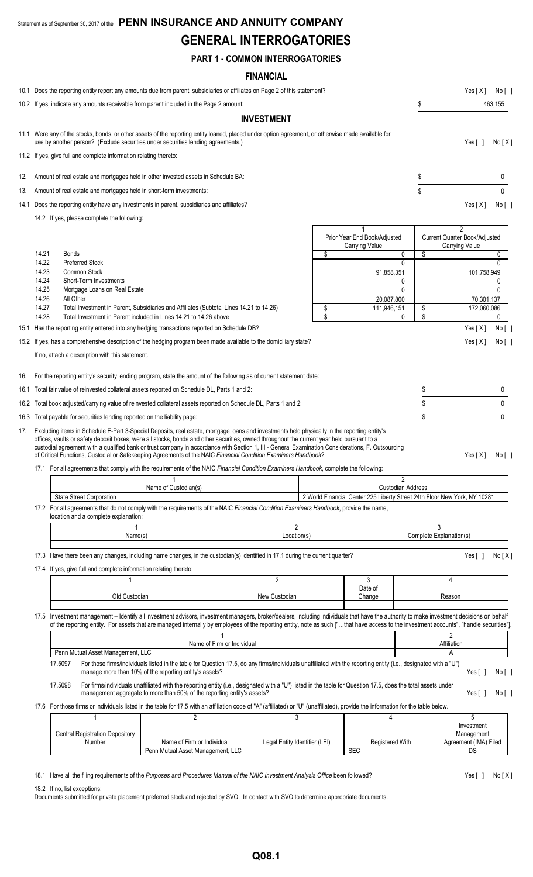Statement as of September 30, 2017 of the **PENN INSURANCE AND ANNUITY COMPANY**

# GENERAL INTERROGATORIES

## PART 1 - COMMON INTERROGATORIES

### FINANCIAL

10.1 Does the reporting entity report any amounts due from parent, subsidiaries or affiliates on Page 2 of this statement? Yes [ X ] No [ ]

10.2 If yes, indicate any amounts receivable from parent included in the Page 2 amount: $ 463,155

### INVESTMENT

11.1 Were any of the stocks, bonds, or other assets of the reporting entity loaned, placed under option agreement, or otherwise made available for use by another person? (Exclude securities under securities lending agreements.) Yes [ ] No [ X ]

11.2 If yes, give full and complete information relating thereto:

12. Amount of real estate and mortgages held in other invested assets in Schedule BA: $ 0

13. Amount of real estate and mortgages held in short-term investments: $ 0

14.1 Does the reporting entity have any investments in parent, subsidiaries and affiliates? Yes [ X ] No [ ]

14.2 If yes, please complete the following:

| | | 1<br>Prior Year End Book/Adjusted Carrying Value | 2<br>Current Quarter Book/Adjusted Carrying Value |
|---|---|---|---|
| 14.21 | Bonds | $ 0 | $ 0 |
| 14.22 | Preferred Stock | 0 | 0 |
| 14.23 | Common Stock | 91,858,351 | 101,758,949 |
| 14.24 | Short-Term Investments | 0 | 0 |
| 14.25 | Mortgage Loans on Real Estate | 0 | 0 |
| 14.26 | All Other | 20,087,800 | 70,301,137 |
| 14.27 | Total Investment in Parent, Subsidiaries and Affiliates (Subtotal Lines 14.21 to 14.26) | $ 111,946,151 | $ 172,060,086 |
| 14.28 | Total Investment in Parent included in Lines 14.21 to 14.26 above | $ 0 | $ 0 |

15.1 Has the reporting entity entered into any hedging transactions reported on Schedule DB? Yes [ X ] No [ ]

15.2 If yes, has a comprehensive description of the hedging program been made available to the domiciliary state? Yes [ X ] No [ ]

If no, attach a description with this statement.

16. For the reporting entity's security lending program, state the amount of the following as of current statement date:

16.1 Total fair value of reinvested collateral assets reported on Schedule DL, Parts 1 and 2: $ 0

16.2 Total book adjusted/carrying value of reinvested collateral assets reported on Schedule DL, Parts 1 and 2: $ 0

16.3 Total payable for securities lending reported on the liability page: $ 0

17. Excluding items in Schedule E-Part 3-Special Deposits, real estate, mortgage loans and investments held physically in the reporting entity's offices, vaults or safety deposit boxes, were all stocks, bonds and other securities, owned throughout the current year held pursuant to a custodial agreement with a qualified bank or trust company in accordance with Section 1, III - General Examination Considerations, F. Outsourcing of Critical Functions, Custodial or Safekeeping Agreements of the NAIC *Financial Condition Examiners Handbook*? Yes [ X ] No [ ]

17.1 For all agreements that comply with the requirements of the NAIC *Financial Condition Examiners Handbook*, complete the following:

| 1<br>Name of Custodian(s) | 2<br>Custodian Address |
|---|---|
| State Street Corporation | 2 World Financial Center 225 Liberty Street 24th Floor New York, NY 10281 |

17.2 For all agreements that do not comply with the requirements of the NAIC *Financial Condition Examiners Handbook*, provide the name, location and a complete explanation:

| 1<br>Name(s) | 2<br>Location(s) | 3<br>Complete Explanation(s) |
|---|---|---|
| | | |

17.3 Have there been any changes, including name changes, in the custodian(s) identified in 17.1 during the current quarter? Yes [ ] No [ X ]

17.4 If yes, give full and complete information relating thereto:

| 1<br>Old Custodian | 2<br>New Custodian | 3<br>Date of Change | 4<br>Reason |
|---|---|---|---|
| | | | |

17.5 Investment management – Identify all investment advisors, investment managers, broker/dealers, including individuals that have the authority to make investment decisions on behalf of the reporting entity. For assets that are managed internally by employees of the reporting entity, note as such ["…that have access to the investment accounts", "handle securities"].

| 1<br>Name of Firm or Individual | 2<br>Affiliation |
|---|---|
| Penn Mutual Asset Management, LLC | A |

17.5097 For those firms/individuals listed in the table for Question 17.5, do any firms/individuals unaffiliated with the reporting entity (i.e., designated with a "U") manage more than 10% of the reporting entity's assets? Yes [ ] No [ ]

17.5098 For firms/individuals unaffiliated with the reporting entity (i.e., designated with a "U") listed in the table for Question 17.5, does the total assets under management aggregate to more than 50% of the reporting entity's assets? Yes [ ] No [ ]

17.6 For those firms or individuals listed in the table for 17.5 with an affiliation code of "A" (affiliated) or "U" (unaffiliated), provide the information for the table below.

| 1<br>Central Registration Depository Number | 2<br>Name of Firm or Individual | 3<br>Legal Entity Identifier (LEI) | 4<br>Registered With | 5<br>Investment Management Agreement (IMA) Filed |
|---|---|---|---|---|
| | Penn Mutual Asset Management, LLC | | SEC | DS |

18.1 Have all the filing requirements of the *Purposes and Procedures Manual of the NAIC Investment Analysis Office* been followed? Yes [ ] No [ X ]

18.2 If no, list exceptions:

Documents submitted for private placement preferred stock and rejected by SVO. In contact with SVO to determine appropriate documents.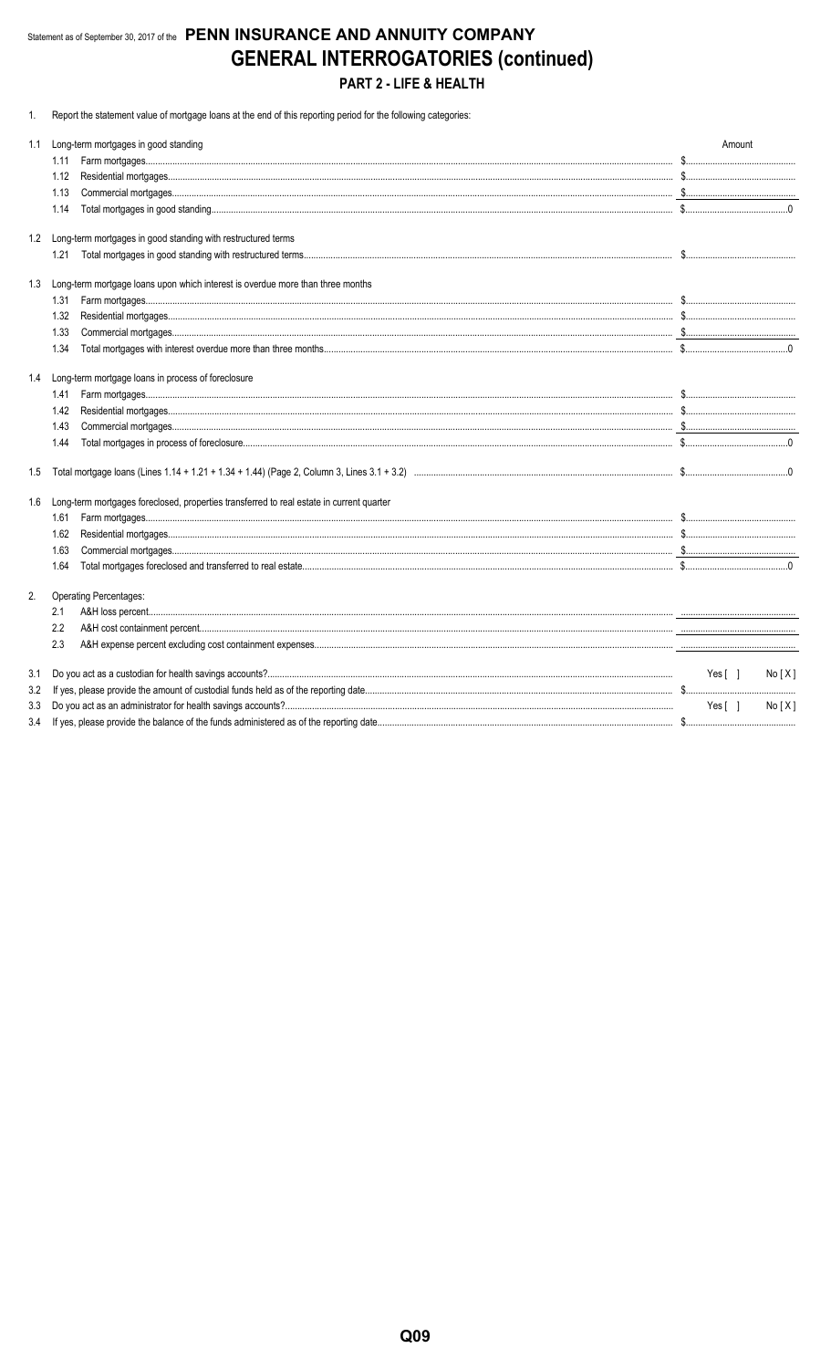Statement as of September 30, 2017 of the **PENN INSURANCE AND ANNUITY COMPANY**

# GENERAL INTERROGATORIES (continued)

## PART 2 - LIFE & HEALTH

1. Report the statement value of mortgage loans at the end of this reporting period for the following categories:

| | | Amount |
|---|---|---|
| 1.1 | Long-term mortgages in good standing | |
| | 1.11 Farm mortgages | $ |
| | 1.12 Residential mortgages | $ |
| | 1.13 Commercial mortgages | $ |
| | 1.14 Total mortgages in good standing | $ 0 |
| 1.2 | Long-term mortgages in good standing with restructured terms | |
| | 1.21 Total mortgages in good standing with restructured terms | $ |
| 1.3 | Long-term mortgage loans upon which interest is overdue more than three months | |
| | 1.31 Farm mortgages | $ |
| | 1.32 Residential mortgages | $ |
| | 1.33 Commercial mortgages | $ |
| | 1.34 Total mortgages with interest overdue more than three months | $ 0 |
| 1.4 | Long-term mortgage loans in process of foreclosure | |
| | 1.41 Farm mortgages | $ |
| | 1.42 Residential mortgages | $ |
| | 1.43 Commercial mortgages | $ |
| | 1.44 Total mortgages in process of foreclosure | $ 0 |
| 1.5 | Total mortgage loans (Lines 1.14 + 1.21 + 1.34 + 1.44) (Page 2, Column 3, Lines 3.1 + 3.2) | $ 0 |
| 1.6 | Long-term mortgages foreclosed, properties transferred to real estate in current quarter | |
| | 1.61 Farm mortgages | $ |
| | 1.62 Residential mortgages | $ |
| | 1.63 Commercial mortgages | $ |
| | 1.64 Total mortgages foreclosed and transferred to real estate | $ 0 |

2. Operating Percentages:

| | |
|---|---|
| 2.1 A&H loss percent | |
| 2.2 A&H cost containment percent | |
| 2.3 A&H expense percent excluding cost containment expenses | |

| | | |
|---|---|---|
| 3.1 | Do you act as a custodian for health savings accounts? | Yes [ ] No [ X ] |
| 3.2 | If yes, please provide the amount of custodial funds held as of the reporting date | $ |
| 3.3 | Do you act as an administrator for health savings accounts? | Yes [ ] No [ X ] |
| 3.4 | If yes, please provide the balance of the funds administered as of the reporting date | $ |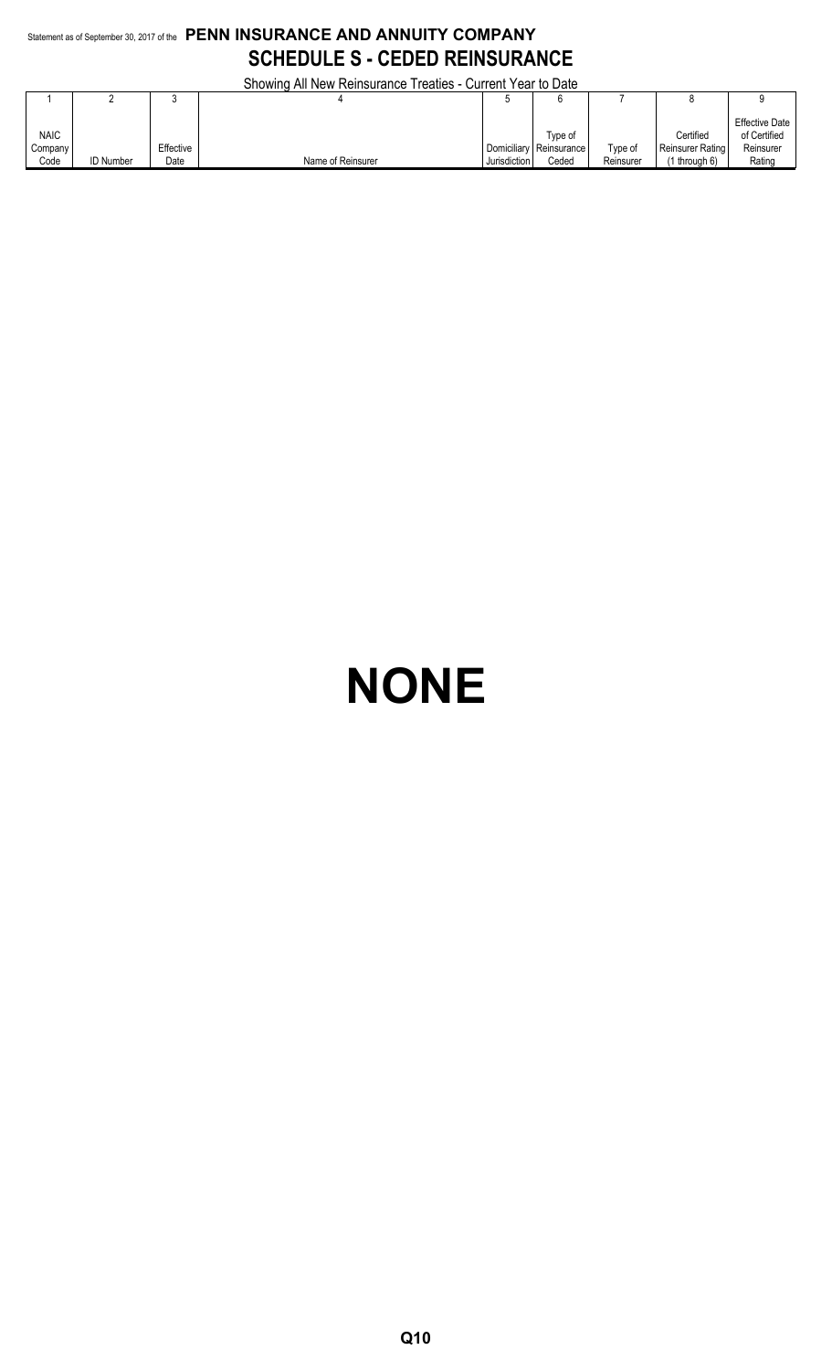Statement as of September 30, 2017 of the **PENN INSURANCE AND ANNUITY COMPANY**

# SCHEDULE S - CEDED REINSURANCE

Showing All New Reinsurance Treaties - Current Year to Date

| 1 | 2 | 3 | 4 | 5 | 6 | 7 | 8 | 9 |
|---|---|---|---|---|---|---|---|---|
| NAIC Company Code | ID Number | Effective Date | Name of Reinsurer | Domiciliary Jurisdiction | Type of Reinsurance Ceded | Type of Reinsurer | Certified Reinsurer Rating (1 through 6) | Effective Date of Certified Reinsurer Rating |

# NONE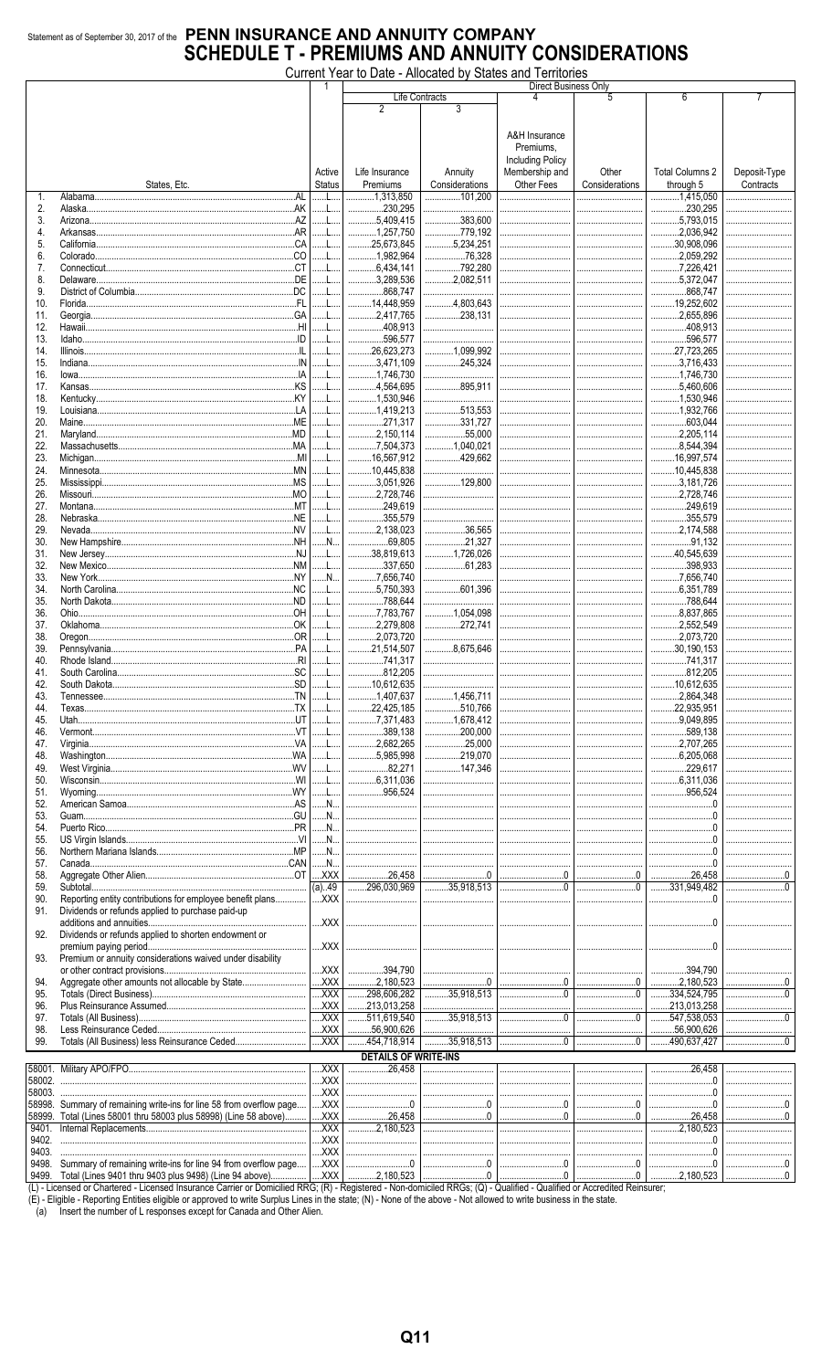Statement as of September 30, 2017 of the **PENN INSURANCE AND ANNUITY COMPANY**

# SCHEDULE T - PREMIUMS AND ANNUITY CONSIDERATIONS

Current Year to Date - Allocated by States and Territories

| | States, Etc. | 1 Active Status | Direct Business Only: Life Contracts: 2 Life Insurance Premiums | 3 Annuity Considerations | 4 A&H Insurance Premiums, Including Policy Membership and Other Fees | 5 Other Considerations | 6 Total Columns 2 through 5 | 7 Deposit-Type Contracts |
|---|---|---|---|---|---|---|---|---|
| 1. | Alabama AL | L | 1,313,850 | 101,200 | | | 1,415,050 | |
| 2. | Alaska AK | L | 230,295 | | | | 230,295 | |
| 3. | Arizona AZ | L | 5,409,415 | 383,600 | | | 5,793,015 | |
| 4. | Arkansas AR | L | 1,257,750 | 779,192 | | | 2,036,942 | |
| 5. | California CA | L | 25,673,845 | 5,234,251 | | | 30,908,096 | |
| 6. | Colorado CO | L | 1,982,964 | 76,328 | | | 2,059,292 | |
| 7. | Connecticut CT | L | 6,434,141 | 792,280 | | | 7,226,421 | |
| 8. | Delaware DE | L | 3,289,536 | 2,082,511 | | | 5,372,047 | |
| 9. | District of Columbia DC | L | 868,747 | | | | 868,747 | |
| 10. | Florida FL | L | 14,448,959 | 4,803,643 | | | 19,252,602 | |
| 11. | Georgia GA | L | 2,417,765 | 238,131 | | | 2,655,896 | |
| 12. | Hawaii HI | L | 408,913 | | | | 408,913 | |
| 13. | Idaho ID | L | 596,577 | | | | 596,577 | |
| 14. | Illinois IL | L | 26,623,273 | 1,099,992 | | | 27,723,265 | |
| 15. | Indiana IN | L | 3,471,109 | 245,324 | | | 3,716,433 | |
| 16. | Iowa IA | L | 1,746,730 | | | | 1,746,730 | |
| 17. | Kansas KS | L | 4,564,695 | 895,911 | | | 5,460,606 | |
| 18. | Kentucky KY | L | 1,530,946 | | | | 1,530,946 | |
| 19. | Louisiana LA | L | 1,419,213 | 513,553 | | | 1,932,766 | |
| 20. | Maine ME | L | 271,317 | 331,727 | | | 603,044 | |
| 21. | Maryland MD | L | 2,150,114 | 55,000 | | | 2,205,114 | |
| 22. | Massachusetts MA | L | 7,504,373 | 1,040,021 | | | 8,544,394 | |
| 23. | Michigan MI | L | 16,567,912 | 429,662 | | | 16,997,574 | |
| 24. | Minnesota MN | L | 10,445,838 | | | | 10,445,838 | |
| 25. | Mississippi MS | L | 3,051,926 | 129,800 | | | 3,181,726 | |
| 26. | Missouri MO | L | 2,728,746 | | | | 2,728,746 | |
| 27. | Montana MT | L | 249,619 | | | | 249,619 | |
| 28. | Nebraska NE | L | 355,579 | | | | 355,579 | |
| 29. | Nevada NV | L | 2,138,023 | 36,565 | | | 2,174,588 | |
| 30. | New Hampshire NH | N | 69,805 | 21,327 | | | 91,132 | |
| 31. | New Jersey NJ | L | 38,819,613 | 1,726,026 | | | 40,545,639 | |
| 32. | New Mexico NM | L | 337,650 | 61,283 | | | 398,933 | |
| 33. | New York NY | N | 7,656,740 | | | | 7,656,740 | |
| 34. | North Carolina NC | L | 5,750,393 | 601,396 | | | 6,351,789 | |
| 35. | North Dakota ND | L | 788,644 | | | | 788,644 | |
| 36. | Ohio OH | L | 7,783,767 | 1,054,098 | | | 8,837,865 | |
| 37. | Oklahoma OK | L | 2,279,808 | 272,741 | | | 2,552,549 | |
| 38. | Oregon OR | L | 2,073,720 | | | | 2,073,720 | |
| 39. | Pennsylvania PA | L | 21,514,507 | 8,675,646 | | | 30,190,153 | |
| 40. | Rhode Island RI | L | 741,317 | | | | 741,317 | |
| 41. | South Carolina SC | L | 812,205 | | | | 812,205 | |
| 42. | South Dakota SD | L | 10,612,635 | | | | 10,612,635 | |
| 43. | Tennessee TN | L | 1,407,637 | 1,456,711 | | | 2,864,348 | |
| 44. | Texas TX | L | 22,425,185 | 510,766 | | | 22,935,951 | |
| 45. | Utah UT | L | 7,371,483 | 1,678,412 | | | 9,049,895 | |
| 46. | Vermont VT | L | 389,138 | 200,000 | | | 589,138 | |
| 47. | Virginia VA | L | 2,682,265 | 25,000 | | | 2,707,265 | |
| 48. | Washington WA | L | 5,985,998 | 219,070 | | | 6,205,068 | |
| 49. | West Virginia WV | L | 82,271 | 147,346 | | | 229,617 | |
| 50. | Wisconsin WI | L | 6,311,036 | | | | 6,311,036 | |
| 51. | Wyoming WY | L | 956,524 | | | | 956,524 | |
| 52. | American Samoa AS | N | | | | | 0 | |
| 53. | Guam GU | N | | | | | 0 | |
| 54. | Puerto Rico PR | N | | | | | 0 | |
| 55. | US Virgin Islands VI | N | | | | | 0 | |
| 56. | Northern Mariana Islands MP | N | | | | | 0 | |
| 57. | Canada CAN | N | | | | | 0 | |
| 58. | Aggregate Other Alien OT | XXX | 26,458 | 0 | 0 | 0 | 26,458 | 0 |
| 59. | Subtotal | (a) 49 | 296,030,969 | 35,918,513 | 0 | 0 | 331,949,482 | 0 |
| 90. | Reporting entity contributions for employee benefit plans | XXX | | | | | 0 | |
| 91. | Dividends or refunds applied to purchase paid-up additions and annuities | XXX | | | | | 0 | |
| 92. | Dividends or refunds applied to shorten endowment or premium paying period | XXX | | | | | 0 | |
| 93. | Premium or annuity considerations waived under disability or other contract provisions | XXX | 394,790 | | | | 394,790 | |
| 94. | Aggregate other amounts not allocable by State | XXX | 2,180,523 | 0 | 0 | 0 | 2,180,523 | 0 |
| 95. | Totals (Direct Business) | XXX | 298,606,282 | 35,918,513 | 0 | 0 | 334,524,795 | 0 |
| 96. | Plus Reinsurance Assumed | XXX | 213,013,258 | | | | 213,013,258 | |
| 97. | Totals (All Business) | XXX | 511,619,540 | 35,918,513 | 0 | 0 | 547,538,053 | 0 |
| 98. | Less Reinsurance Ceded | XXX | 56,900,626 | | | | 56,900,626 | |
| 99. | Totals (All Business) less Reinsurance Ceded | XXX | 454,718,914 | 35,918,513 | 0 | 0 | 490,637,427 | 0 |
| | **DETAILS OF WRITE-INS** | | | | | | | |
| 58001. | Military APO/FPO | XXX | 26,458 | | | | 26,458 | |
| 58002. | | XXX | | | | | 0 | |
| 58003. | | XXX | | | | | 0 | |
| 58998. | Summary of remaining write-ins for line 58 from overflow page | XXX | 0 | 0 | 0 | 0 | 0 | 0 |
| 58999. | Total (Lines 58001 thru 58003 plus 58998) (Line 58 above) | XXX | 26,458 | 0 | 0 | 0 | 26,458 | 0 |
| 9401. | Internal Replacements | XXX | 2,180,523 | | | | 2,180,523 | |
| 9402. | | XXX | | | | | 0 | |
| 9403. | | XXX | | | | | 0 | |
| 9498. | Summary of remaining write-ins for line 94 from overflow page | XXX | 0 | 0 | 0 | 0 | 0 | 0 |
| 9499. | Total (Lines 9401 thru 9403 plus 9498) (Line 94 above) | XXX | 2,180,523 | 0 | 0 | 0 | 2,180,523 | 0 |

(L) - Licensed or Chartered - Licensed Insurance Carrier or Domiciled RRG; (R) - Registered - Non-domiciled RRGs; (Q) - Qualified - Qualified or Accredited Reinsurer;
(E) - Eligible - Reporting Entities eligible or approved to write Surplus Lines in the state; (N) - None of the above - Not allowed to write business in the state.
(a) Insert the number of L responses except for Canada and Other Alien.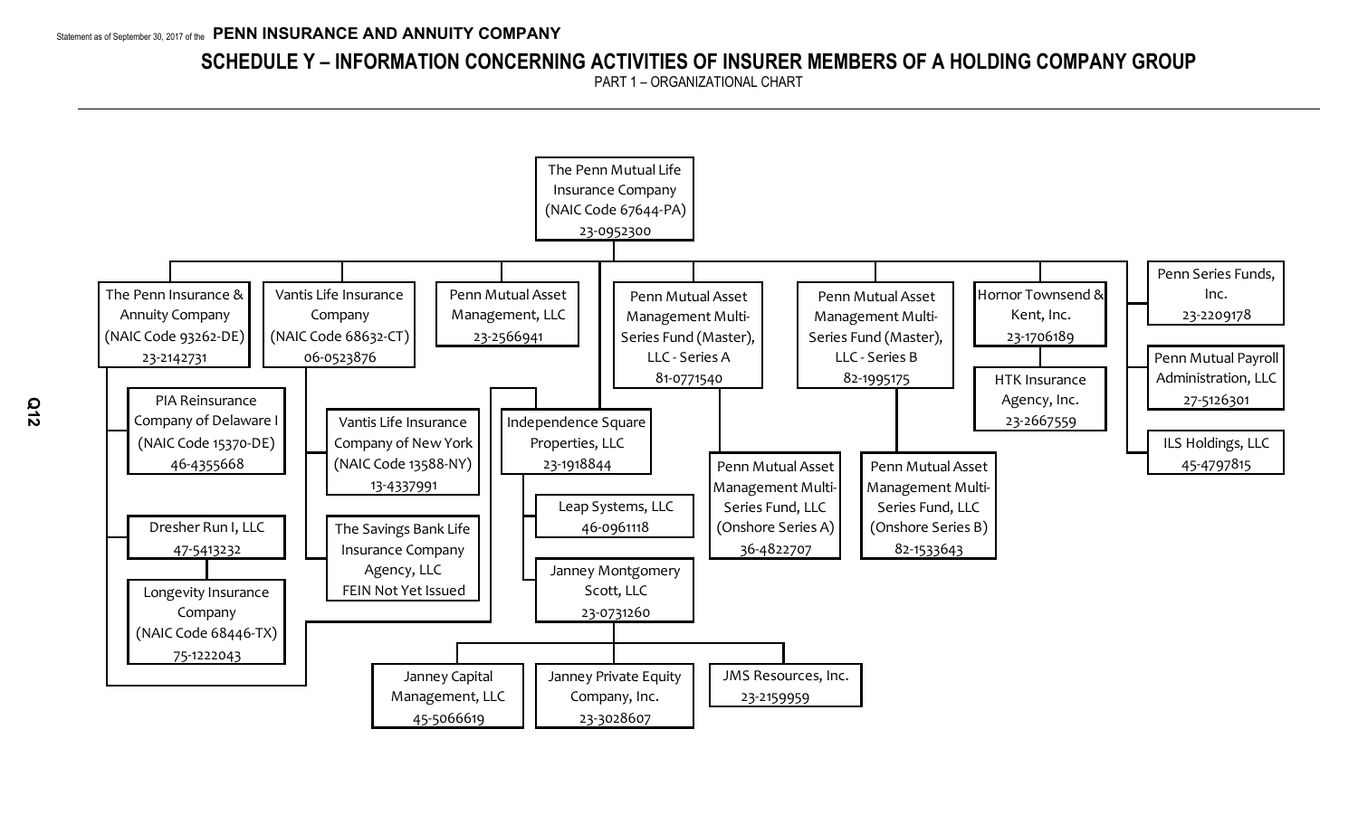Statement as of September 30, 2017 of the **PENN INSURANCE AND ANNUITY COMPANY**

# SCHEDULE Y – INFORMATION CONCERNING ACTIVITIES OF INSURER MEMBERS OF A HOLDING COMPANY GROUP

PART 1 – ORGANIZATIONAL CHART

- The Penn Mutual Life Insurance Company (NAIC Code 67644-PA) 23-0952300
  - The Penn Insurance & Annuity Company (NAIC Code 93262-DE) 23-2142731
    - PIA Reinsurance Company of Delaware I (NAIC Code 15370-DE) 46-4355668
    - Dresher Run I, LLC 47-5413232
      - Longevity Insurance Company (NAIC Code 68446-TX) 75-1222043
  - Vantis Life Insurance Company (NAIC Code 68632-CT) 06-0523876
    - Vantis Life Insurance Company of New York (NAIC Code 13588-NY) 13-4337991
    - The Savings Bank Life Insurance Company Agency, LLC FEIN Not Yet Issued
  - Penn Mutual Asset Management, LLC 23-2566941
  - Independence Square Properties, LLC 23-1918844
    - Leap Systems, LLC 46-0961118
    - Janney Montgomery Scott, LLC 23-0731260
      - Janney Capital Management, LLC 45-5066619
      - Janney Private Equity Company, Inc. 23-3028607
      - JMS Resources, Inc. 23-2159959
  - Penn Mutual Asset Management Multi-Series Fund (Master), LLC - Series A 81-0771540
    - Penn Mutual Asset Management Multi-Series Fund, LLC (Onshore Series A) 36-4822707
  - Penn Mutual Asset Management Multi-Series Fund (Master), LLC - Series B 82-1995175
    - Penn Mutual Asset Management Multi-Series Fund, LLC (Onshore Series B) 82-1533643
  - Hornor Townsend & Kent, Inc. 23-1706189
    - HTK Insurance Agency, Inc. 23-2667559
  - Penn Series Funds, Inc. 23-2209178
  - Penn Mutual Payroll Administration, LLC 27-5126301
  - ILS Holdings, LLC 45-4797815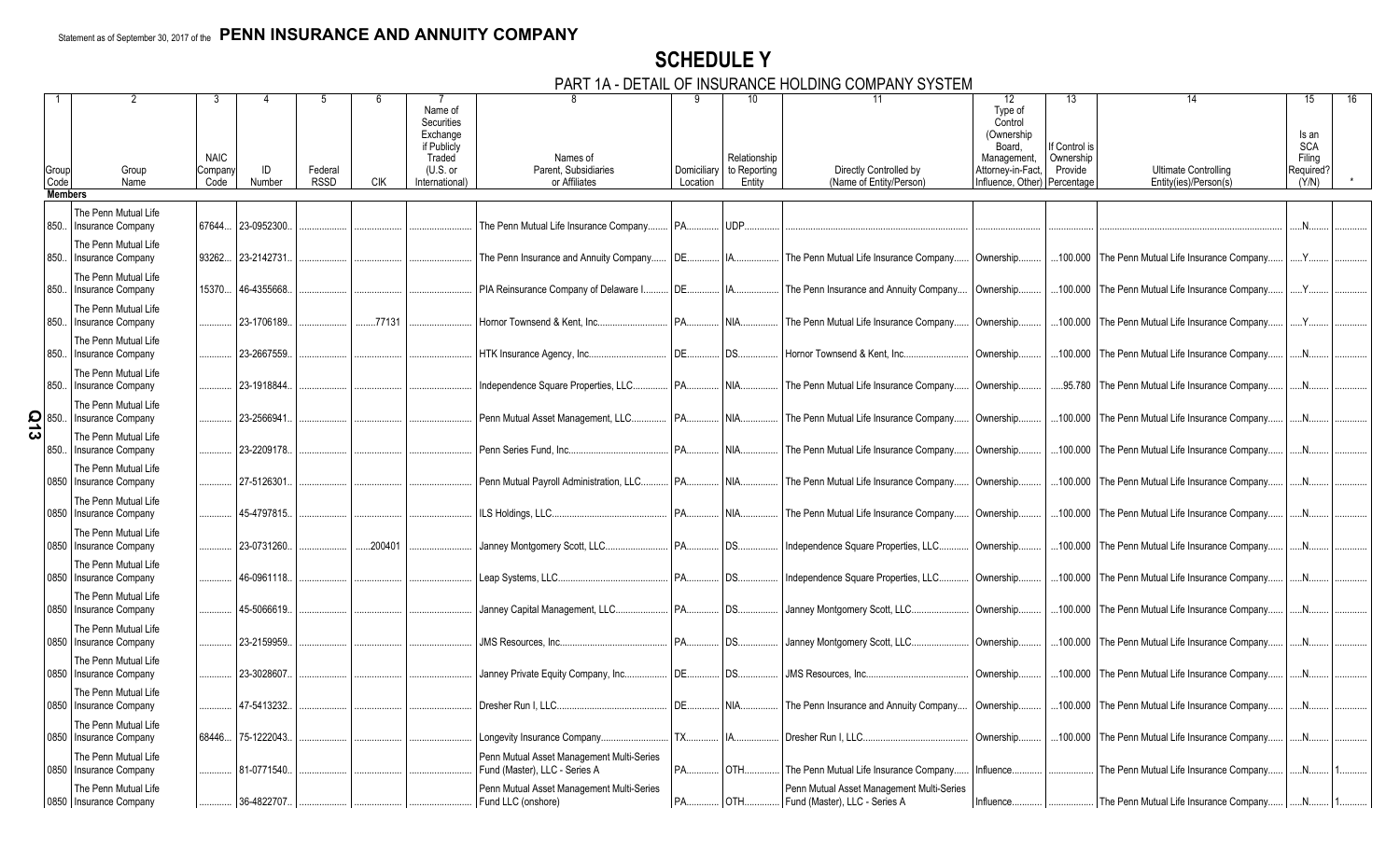Statement as of September 30, 2017 of the **PENN INSURANCE AND ANNUITY COMPANY**

# SCHEDULE Y

## PART 1A - DETAIL OF INSURANCE HOLDING COMPANY SYSTEM

| 1 | 2 | 3 | 4 | 5 | 6 | 7 | 8 | 9 | 10 | 11 | 12 | 13 | 14 | 15 | 16 |
|---|---|---|---|---|---|---|---|---|---|---|---|---|---|---|---|
| Group Code | Group Name | NAIC Company Code | ID Number | Federal RSSD | CIK | Name of Securities Exchange if Publicly Traded (U.S. or International) | Names of Parent, Subsidiaries or Affiliates | Domiciliary Location | Relationship to Reporting Entity | Directly Controlled by (Name of Entity/Person) | Type of Control (Ownership Board, Management, Attorney-in-Fact, Influence, Other) | If Control is Ownership Provide Percentage | Ultimate Controlling Entity(ies)/Person(s) | Is an SCA Filing Required? (Y/N) | * |
| **Members** | | | | | | | | | | | | | | | |
| 850 | The Penn Mutual Life Insurance Company | 67644 | 23-0952300 | | | | The Penn Mutual Life Insurance Company | PA | UDP | | | | | N | |
| 850 | The Penn Mutual Life Insurance Company | 93262 | 23-2142731 | | | | The Penn Insurance and Annuity Company | DE | IA | The Penn Mutual Life Insurance Company | Ownership | 100.000 | The Penn Mutual Life Insurance Company | Y | |
| 850 | The Penn Mutual Life Insurance Company | 15370 | 46-4355668 | | | | PIA Reinsurance Company of Delaware I | DE | IA | The Penn Insurance and Annuity Company | Ownership | 100.000 | The Penn Mutual Life Insurance Company | Y | |
| 850 | The Penn Mutual Life Insurance Company | | 23-1706189 | | 77131 | | Hornor Townsend & Kent, Inc. | PA | NIA | The Penn Mutual Life Insurance Company | Ownership | 100.000 | The Penn Mutual Life Insurance Company | Y | |
| 850 | The Penn Mutual Life Insurance Company | | 23-2667559 | | | | HTK Insurance Agency, Inc. | DE | DS | Hornor Townsend & Kent, Inc. | Ownership | 100.000 | The Penn Mutual Life Insurance Company | N | |
| 850 | The Penn Mutual Life Insurance Company | | 23-1918844 | | | | Independence Square Properties, LLC | PA | NIA | The Penn Mutual Life Insurance Company | Ownership | 95.780 | The Penn Mutual Life Insurance Company | N | |
| 850 | The Penn Mutual Life Insurance Company | | 23-2566941 | | | | Penn Mutual Asset Management, LLC | PA | NIA | The Penn Mutual Life Insurance Company | Ownership | 100.000 | The Penn Mutual Life Insurance Company | N | |
| 850 | The Penn Mutual Life Insurance Company | | 23-2209178 | | | | Penn Series Fund, Inc. | PA | NIA | The Penn Mutual Life Insurance Company | Ownership | 100.000 | The Penn Mutual Life Insurance Company | N | |
| 0850 | The Penn Mutual Life Insurance Company | | 27-5126301 | | | | Penn Mutual Payroll Administration, LLC | PA | NIA | The Penn Mutual Life Insurance Company | Ownership | 100.000 | The Penn Mutual Life Insurance Company | N | |
| 0850 | The Penn Mutual Life Insurance Company | | 45-4797815 | | | | ILS Holdings, LLC | PA | NIA | The Penn Mutual Life Insurance Company | Ownership | 100.000 | The Penn Mutual Life Insurance Company | N | |
| 0850 | The Penn Mutual Life Insurance Company | | 23-0731260 | | 200401 | | Janney Montgomery Scott, LLC | PA | DS | Independence Square Properties, LLC | Ownership | 100.000 | The Penn Mutual Life Insurance Company | N | |
| 0850 | The Penn Mutual Life Insurance Company | | 46-0961118 | | | | Leap Systems, LLC | PA | DS | Independence Square Properties, LLC | Ownership | 100.000 | The Penn Mutual Life Insurance Company | N | |
| 0850 | The Penn Mutual Life Insurance Company | | 45-5066619 | | | | Janney Capital Management, LLC | PA | DS | Janney Montgomery Scott, LLC | Ownership | 100.000 | The Penn Mutual Life Insurance Company | N | |
| 0850 | The Penn Mutual Life Insurance Company | | 23-2159959 | | | | JMS Resources, Inc. | PA | DS | Janney Montgomery Scott, LLC | Ownership | 100.000 | The Penn Mutual Life Insurance Company | N | |
| 0850 | The Penn Mutual Life Insurance Company | | 23-3028607 | | | | Janney Private Equity Company, Inc. | DE | DS | JMS Resources, Inc. | Ownership | 100.000 | The Penn Mutual Life Insurance Company | N | |
| 0850 | The Penn Mutual Life Insurance Company | | 47-5413232 | | | | Dresher Run I, LLC | DE | NIA | The Penn Insurance and Annuity Company | Ownership | 100.000 | The Penn Mutual Life Insurance Company | N | |
| 0850 | The Penn Mutual Life Insurance Company | 68446 | 75-1222043 | | | | Longevity Insurance Company | TX | IA | Dresher Run I, LLC | Ownership | 100.000 | The Penn Mutual Life Insurance Company | N | |
| 0850 | The Penn Mutual Life Insurance Company | | 81-0771540 | | | | Penn Mutual Asset Management Multi-Series Fund (Master), LLC - Series A | PA | OTH | The Penn Mutual Life Insurance Company | Influence | | The Penn Mutual Life Insurance Company | N | 1 |
| 0850 | The Penn Mutual Life Insurance Company | | 36-4822707 | | | | Penn Mutual Asset Management Multi-Series Fund LLC (onshore) | PA | OTH | Penn Mutual Asset Management Multi-Series Fund (Master), LLC - Series A | Influence | | The Penn Mutual Life Insurance Company | N | 1 |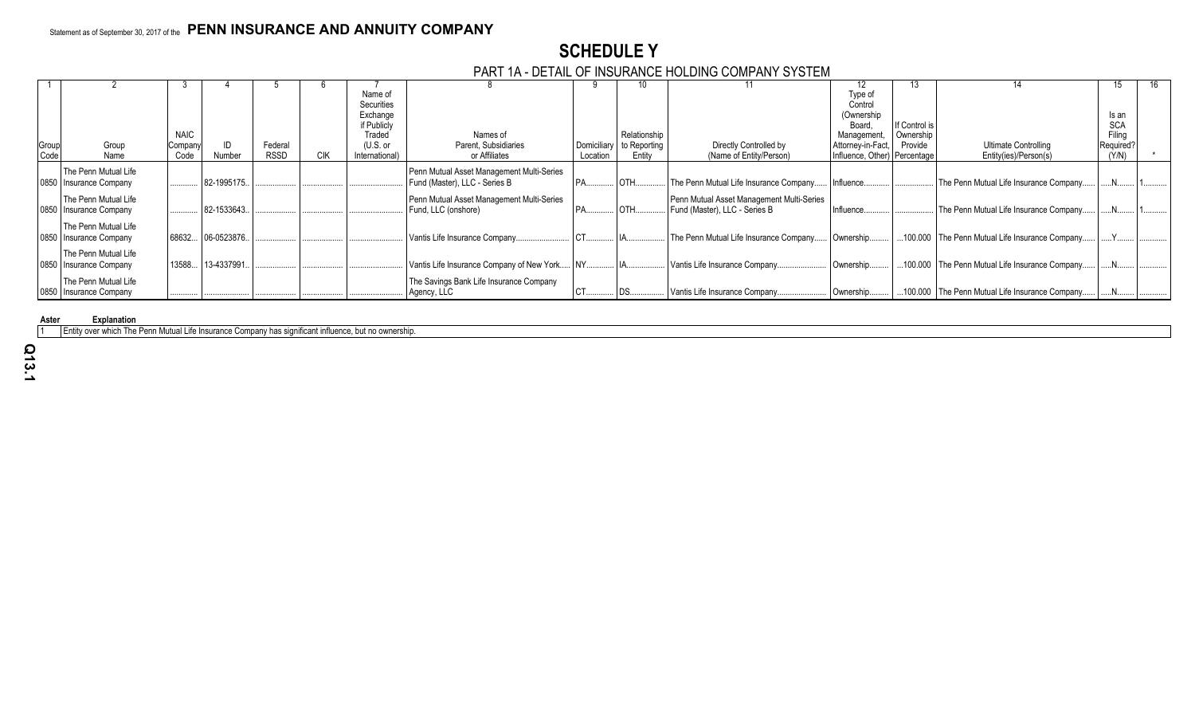Statement as of September 30, 2017 of the **PENN INSURANCE AND ANNUITY COMPANY**

# SCHEDULE Y

## PART 1A - DETAIL OF INSURANCE HOLDING COMPANY SYSTEM

| 1 | 2 | 3 | 4 | 5 | 6 | 7 | 8 | 9 | 10 | 11 | 12 | 13 | 14 | 15 | 16 |
|---|---|---|---|---|---|---|---|---|---|---|---|---|---|---|---|
| Group Code | Group Name | NAIC Company Code | ID Number | Federal RSSD | CIK | Name of Securities Exchange if Publicly Traded (U.S. or International) | Names of Parent, Subsidiaries or Affiliates | Domiciliary Location | Relationship to Reporting Entity | Directly Controlled by (Name of Entity/Person) | Type of Control (Ownership Board, Management, Attorney-in-Fact, Influence, Other) | If Control is Ownership Provide Percentage | Ultimate Controlling Entity(ies)/Person(s) | Is an SCA Filing Required? (Y/N) | * |
| 0850 | The Penn Mutual Life Insurance Company | | 82-1995175 | | | | Penn Mutual Asset Management Multi-Series Fund (Master), LLC - Series B | PA | OTH | The Penn Mutual Life Insurance Company | Influence | | The Penn Mutual Life Insurance Company | N | 1 |
| 0850 | The Penn Mutual Life Insurance Company | | 82-1533643 | | | | Penn Mutual Asset Management Multi-Series Fund, LLC (onshore) | PA | OTH | Penn Mutual Asset Management Multi-Series Fund (Master), LLC - Series B | Influence | | The Penn Mutual Life Insurance Company | N | 1 |
| 0850 | The Penn Mutual Life Insurance Company | 68632 | 06-0523876 | | | | Vantis Life Insurance Company | CT | IA | The Penn Mutual Life Insurance Company | Ownership | 100.000 | The Penn Mutual Life Insurance Company | Y | |
| 0850 | The Penn Mutual Life Insurance Company | 13588 | 13-4337991 | | | | Vantis Life Insurance Company of New York | NY | IA | Vantis Life Insurance Company | Ownership | 100.000 | The Penn Mutual Life Insurance Company | N | |
| 0850 | The Penn Mutual Life Insurance Company | | | | | | The Savings Bank Life Insurance Company Agency, LLC | CT | DS | Vantis Life Insurance Company | Ownership | 100.000 | The Penn Mutual Life Insurance Company | N | |

| Aster | Explanation |
|---|---|
| 1 | Entity over which The Penn Mutual Life Insurance Company has significant influence, but no ownership. |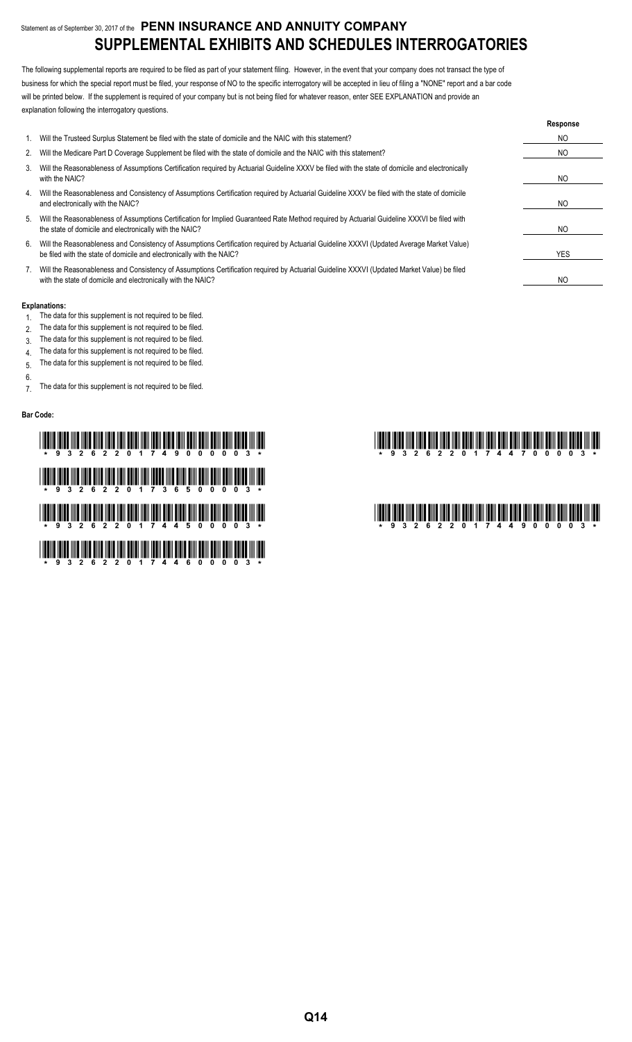Statement as of September 30, 2017 of the **PENN INSURANCE AND ANNUITY COMPANY**

# SUPPLEMENTAL EXHIBITS AND SCHEDULES INTERROGATORIES

The following supplemental reports are required to be filed as part of your statement filing. However, in the event that your company does not transact the type of business for which the special report must be filed, your response of NO to the specific interrogatory will be accepted in lieu of filing a "NONE" report and a bar code will be printed below. If the supplement is required of your company but is not being filed for whatever reason, enter SEE EXPLANATION and provide an explanation following the interrogatory questions.

| | | Response |
|---|---|---|
| 1. | Will the Trusteed Surplus Statement be filed with the state of domicile and the NAIC with this statement? | NO |
| 2. | Will the Medicare Part D Coverage Supplement be filed with the state of domicile and the NAIC with this statement? | NO |
| 3. | Will the Reasonableness of Assumptions Certification required by Actuarial Guideline XXXV be filed with the state of domicile and electronically with the NAIC? | NO |
| 4. | Will the Reasonableness and Consistency of Assumptions Certification required by Actuarial Guideline XXXV be filed with the state of domicile and electronically with the NAIC? | NO |
| 5. | Will the Reasonableness of Assumptions Certification for Implied Guaranteed Rate Method required by Actuarial Guideline XXXVI be filed with the state of domicile and electronically with the NAIC? | NO |
| 6. | Will the Reasonableness and Consistency of Assumptions Certification required by Actuarial Guideline XXXVI (Updated Average Market Value) be filed with the state of domicile and electronically with the NAIC? | YES |
| 7. | Will the Reasonableness and Consistency of Assumptions Certification required by Actuarial Guideline XXXVI (Updated Market Value) be filed with the state of domicile and electronically with the NAIC? | NO |

**Explanations:**

1. The data for this supplement is not required to be filed.
2. The data for this supplement is not required to be filed.
3. The data for this supplement is not required to be filed.
4. The data for this supplement is not required to be filed.
5. The data for this supplement is not required to be filed.
6. 
7. The data for this supplement is not required to be filed.

**Bar Code:**

\* 9 3 2 6 2 2 0 1 7 4 9 0 0 0 0 3 \*

\* 9 3 2 6 2 2 0 1 7 3 6 5 0 0 0 0 3 \*

\* 9 3 2 6 2 2 0 1 7 4 4 5 0 0 0 0 3 \*

\* 9 3 2 6 2 2 0 1 7 4 4 6 0 0 0 0 3 \*

\* 9 3 2 6 2 2 0 1 7 4 4 7 0 0 0 0 3 \*

\* 9 3 2 6 2 2 0 1 7 4 4 9 0 0 0 0 3 \*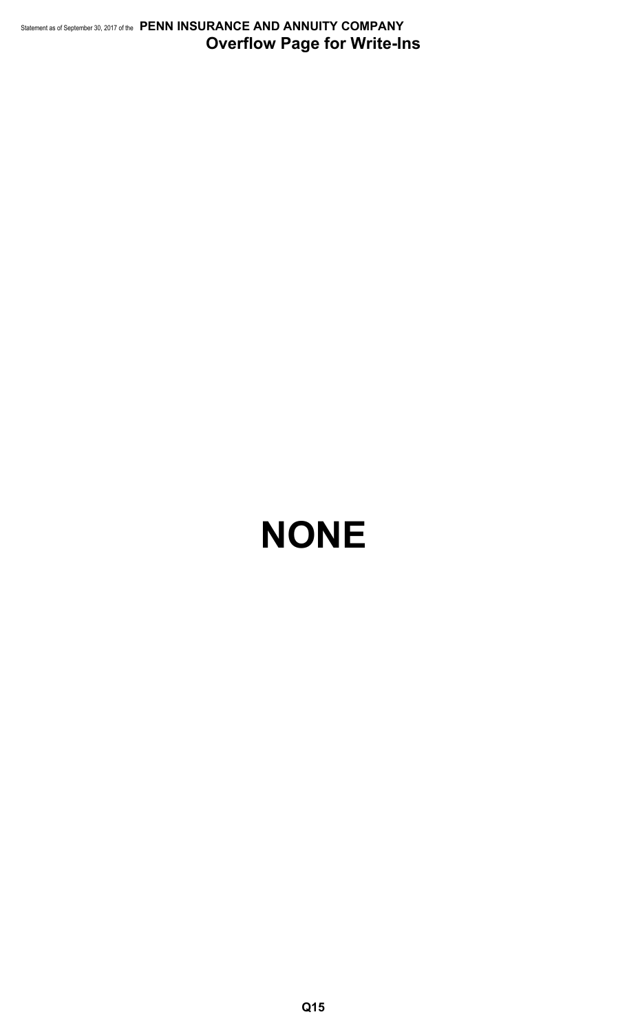## Overflow Page for Write-Ins

# NONE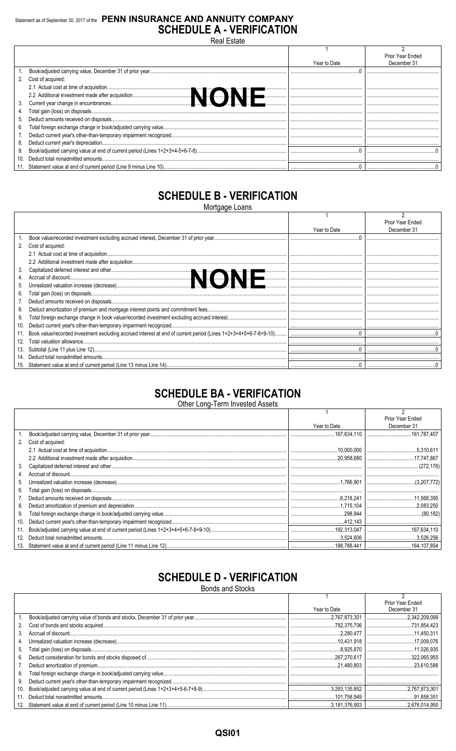Statement as of September 30, 2017 of the **PENN INSURANCE AND ANNUITY COMPANY**

# SCHEDULE A - VERIFICATION

Real Estate

| | | 1<br>Year to Date | 2<br>Prior Year Ended<br>December 31 |
|---|---|---|---|
| 1. | Book/adjusted carrying value, December 31 of prior year | 0 | |
| 2. | Cost of acquired: | | |
| | 2.1 Actual cost at time of acquisition | | |
| | 2.2 Additional investment made after acquisition | | |
| 3. | Current year change in encumbrances | | |
| 4. | Total gain (loss) on disposals | | |
| 5. | Deduct amounts received on disposals | | |
| 6. | Total foreign exchange change in book/adjusted carrying value | | |
| 7. | Deduct current year's other-than-temporary impairment recognized | | |
| 8. | Deduct current year's depreciation | | |
| 9. | Book/adjusted carrying value at end of current period (Lines 1+2+3+4-5+6-7-8) | 0 | 0 |
| 10. | Deduct total nonadmitted amounts | | |
| 11. | Statement value at end of current period (Line 9 minus Line 10) | 0 | 0 |

**NONE**

# SCHEDULE B - VERIFICATION

Mortgage Loans

| | | 1<br>Year to Date | 2<br>Prior Year Ended<br>December 31 |
|---|---|---|---|
| 1. | Book value/recorded investment excluding accrued interest, December 31 of prior year | 0 | |
| 2. | Cost of acquired: | | |
| | 2.1 Actual cost at time of acquisition | | |
| | 2.2 Additional investment made after acquisition | | |
| 3. | Capitalized deferred interest and other | | |
| 4. | Accrual of discount | | |
| 5. | Unrealized valuation increase (decrease) | | |
| 6. | Total gain (loss) on disposals | | |
| 7. | Deduct amounts received on disposals | | |
| 8. | Deduct amortization of premium and mortgage interest points and commitment fees | | |
| 9. | Total foreign exchange change in book value/recorded investment excluding accrued interest | | |
| 10. | Deduct current year's other-than-temporary impairment recognized | | |
| 11. | Book value/recorded investment excluding accrued interest at end of current period (Lines 1+2+3+4+5+6-7-8+9-10) | 0 | 0 |
| 12. | Total valuation allowance | | |
| 13. | Subtotal (Line 11 plus Line 12) | 0 | 0 |
| 14. | Deduct total nonadmitted amounts | | |
| 15. | Statement value at end of current period (Line 13 minus Line 14) | 0 | 0 |

**NONE**

# SCHEDULE BA - VERIFICATION

Other Long-Term Invested Assets

| | | 1<br>Year to Date | 2<br>Prior Year Ended<br>December 31 |
|---|---|---|---|
| 1. | Book/adjusted carrying value, December 31 of prior year | 167,634,110 | 161,787,407 |
| 2. | Cost of acquired: | | |
| | 2.1 Actual cost at time of acquisition | 10,000,000 | 5,310,611 |
| | 2.2 Additional investment made after acquisition | 20,958,680 | 17,747,867 |
| 3. | Capitalized deferred interest and other | | (272,176) |
| 4. | Accrual of discount | | |
| 5. | Unrealized valuation increase (decrease) | 1,766,901 | (3,207,772) |
| 6. | Total gain (loss) on disposals | | |
| 7. | Deduct amounts received on disposals | 6,218,241 | 11,568,395 |
| 8. | Deduct amortization of premium and depreciation | 1,715,104 | 2,083,250 |
| 9. | Total foreign exchange change in book/adjusted carrying value | 298,844 | (80,182) |
| 10. | Deduct current year's other-than-temporary impairment recognized | 412,143 | |
| 11. | Book/adjusted carrying value at end of current period (Lines 1+2+3+4+5+6-7-8+9-10) | 192,313,047 | 167,634,110 |
| 12. | Deduct total nonadmitted amounts | 3,524,606 | 3,526,256 |
| 13. | Statement value at end of current period (Line 11 minus Line 12) | 188,788,441 | 164,107,854 |

# SCHEDULE D - VERIFICATION

Bonds and Stocks

| | | 1<br>Year to Date | 2<br>Prior Year Ended<br>December 31 |
|---|---|---|---|
| 1. | Book/adjusted carrying value of bonds and stocks, December 31 of prior year | 2,767,873,301 | 2,342,209,099 |
| 2. | Cost of bonds and stocks acquired | 782,375,706 | 731,854,423 |
| 3. | Accrual of discount | 2,280,477 | 11,450,311 |
| 4. | Unrealized valuation increase (decrease) | 10,431,918 | 17,009,076 |
| 5. | Total gain (loss) on disposals | 8,925,870 | 11,026,935 |
| 6. | Deduct consideration for bonds and stocks disposed of | 267,270,617 | 322,065,955 |
| 7. | Deduct amortization of premium | 21,480,803 | 23,610,588 |
| 8. | Total foreign exchange change in book/adjusted carrying value | | |
| 9. | Deduct current year's other-than-temporary impairment recognized | | |
| 10. | Book/adjusted carrying value at end of current period (Lines 1+2+3+4+5-6-7+8-9) | 3,283,135,852 | 2,767,873,301 |
| 11. | Deduct total nonadmitted amounts | 101,758,949 | 91,858,351 |
| 12. | Statement value at end of current period (Line 10 minus Line 11) | 3,181,376,903 | 2,676,014,950 |

QSI01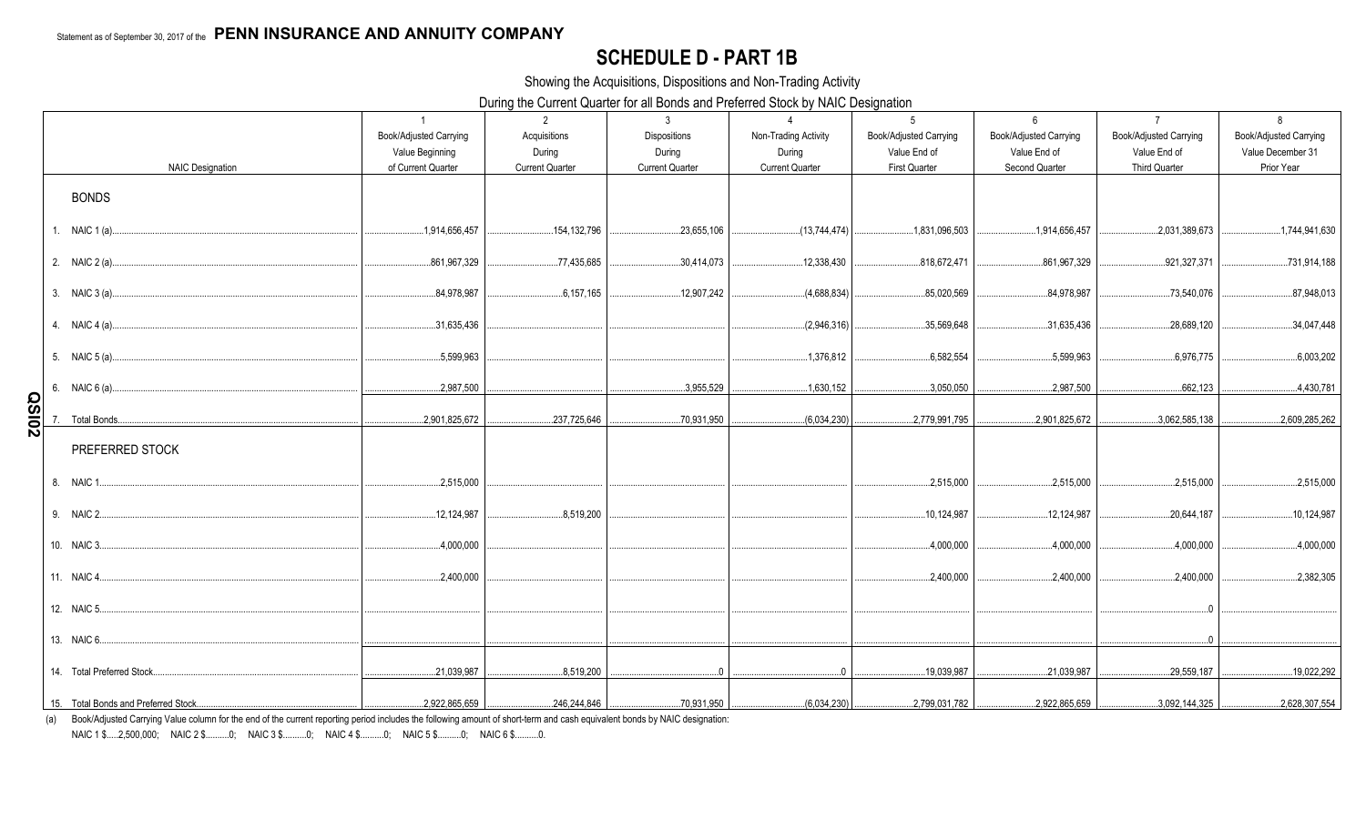Statement as of September 30, 2017 of the **PENN INSURANCE AND ANNUITY COMPANY**

# SCHEDULE D - PART 1B

Showing the Acquisitions, Dispositions and Non-Trading Activity

During the Current Quarter for all Bonds and Preferred Stock by NAIC Designation

| NAIC Designation | 1<br>Book/Adjusted Carrying Value Beginning of Current Quarter | 2<br>Acquisitions During Current Quarter | 3<br>Dispositions During Current Quarter | 4<br>Non-Trading Activity During Current Quarter | 5<br>Book/Adjusted Carrying Value End of First Quarter | 6<br>Book/Adjusted Carrying Value End of Second Quarter | 7<br>Book/Adjusted Carrying Value End of Third Quarter | 8<br>Book/Adjusted Carrying Value December 31 Prior Year |
|---|---|---|---|---|---|---|---|---|
| **BONDS** | | | | | | | | |
| 1. NAIC 1 (a) | 1,914,656,457 | 154,132,796 | 23,655,106 | (13,744,474) | 1,831,096,503 | 1,914,656,457 | 2,031,389,673 | 1,744,941,630 |
| 2. NAIC 2 (a) | 861,967,329 | 77,435,685 | 30,414,073 | 12,338,430 | 818,672,471 | 861,967,329 | 921,327,371 | 731,914,188 |
| 3. NAIC 3 (a) | 84,978,987 | 6,157,165 | 12,907,242 | (4,688,834) | 85,020,569 | 84,978,987 | 73,540,076 | 87,948,013 |
| 4. NAIC 4 (a) | 31,635,436 | | | (2,946,316) | 35,569,648 | 31,635,436 | 28,689,120 | 34,047,448 |
| 5. NAIC 5 (a) | 5,599,963 | | | 1,376,812 | 6,582,554 | 5,599,963 | 6,976,775 | 6,003,202 |
| 6. NAIC 6 (a) | 2,987,500 | | 3,955,529 | 1,630,152 | 3,050,050 | 2,987,500 | 662,123 | 4,430,781 |
| 7. Total Bonds | 2,901,825,672 | 237,725,646 | 70,931,950 | (6,034,230) | 2,779,991,795 | 2,901,825,672 | 3,062,585,138 | 2,609,285,262 |
| **PREFERRED STOCK** | | | | | | | | |
| 8. NAIC 1 | 2,515,000 | | | | 2,515,000 | 2,515,000 | 2,515,000 | 2,515,000 |
| 9. NAIC 2 | 12,124,987 | 8,519,200 | | | 10,124,987 | 12,124,987 | 20,644,187 | 10,124,987 |
| 10. NAIC 3 | 4,000,000 | | | | 4,000,000 | 4,000,000 | 4,000,000 | 4,000,000 |
| 11. NAIC 4 | 2,400,000 | | | | 2,400,000 | 2,400,000 | 2,400,000 | 2,382,305 |
| 12. NAIC 5 | | | | | | | 0 | |
| 13. NAIC 6 | | | | | | | 0 | |
| 14. Total Preferred Stock | 21,039,987 | 8,519,200 | 0 | 0 | 19,039,987 | 21,039,987 | 29,559,187 | 19,022,292 |
| 15. Total Bonds and Preferred Stock | 2,922,865,659 | 246,244,846 | 70,931,950 | (6,034,230) | 2,799,031,782 | 2,922,865,659 | 3,092,144,325 | 2,628,307,554 |

(a) Book/Adjusted Carrying Value column for the end of the current reporting period includes the following amount of short-term and cash equivalent bonds by NAIC designation:
NAIC 1 $.....2,500,000; NAIC 2 $..........0; NAIC 3 $..........0; NAIC 4 $..........0; NAIC 5 $..........0; NAIC 6 $..........0.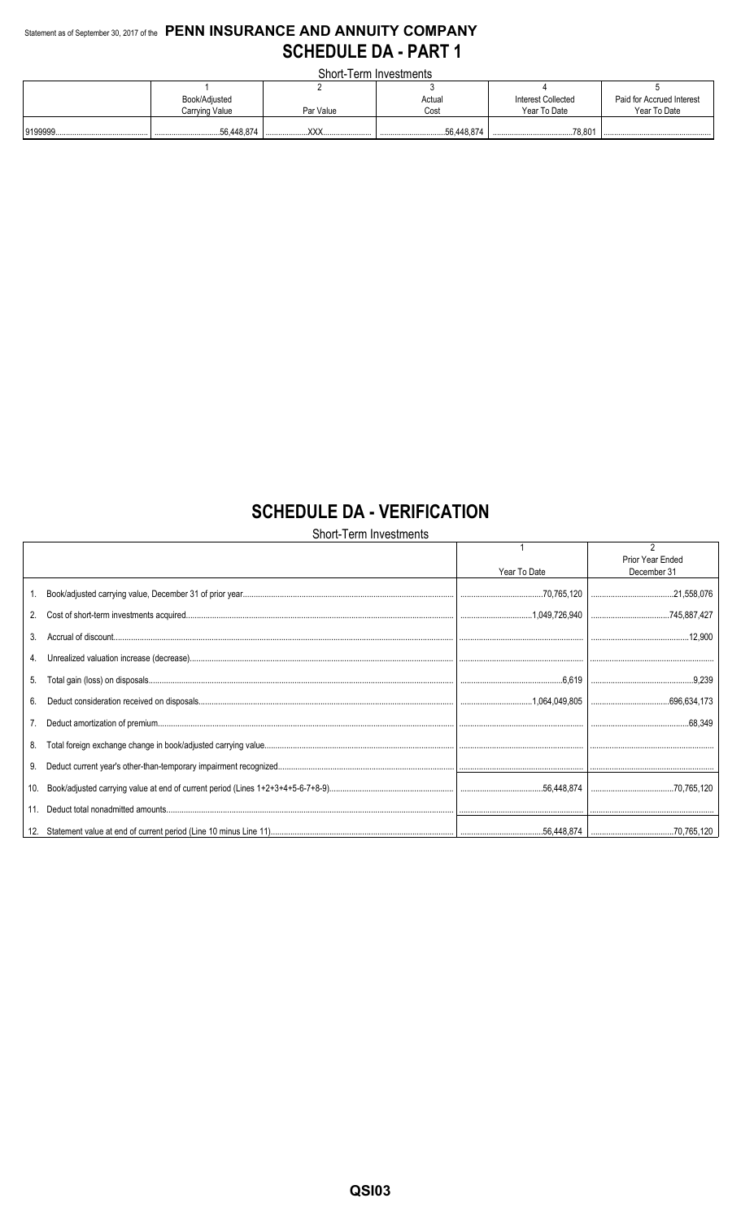Statement as of September 30, 2017 of the **PENN INSURANCE AND ANNUITY COMPANY**

# SCHEDULE DA - PART 1

Short-Term Investments

| | 1<br>Book/Adjusted Carrying Value | 2<br>Par Value | 3<br>Actual Cost | 4<br>Interest Collected Year To Date | 5<br>Paid for Accrued Interest Year To Date |
|---|---|---|---|---|---|
| 9199999 | 56,448,874 | XXX | 56,448,874 | 78,801 | |

# SCHEDULE DA - VERIFICATION

Short-Term Investments

| | | 1<br>Year To Date | 2<br>Prior Year Ended December 31 |
|---|---|---|---|
| 1. | Book/adjusted carrying value, December 31 of prior year | 70,765,120 | 21,558,076 |
| 2. | Cost of short-term investments acquired | 1,049,726,940 | 745,887,427 |
| 3. | Accrual of discount | | 12,900 |
| 4. | Unrealized valuation increase (decrease) | | |
| 5. | Total gain (loss) on disposals | 6,619 | 9,239 |
| 6. | Deduct consideration received on disposals | 1,064,049,805 | 696,634,173 |
| 7. | Deduct amortization of premium | | 68,349 |
| 8. | Total foreign exchange change in book/adjusted carrying value | | |
| 9. | Deduct current year's other-than-temporary impairment recognized | | |
| 10. | Book/adjusted carrying value at end of current period (Lines 1+2+3+4+5-6-7+8-9) | 56,448,874 | 70,765,120 |
| 11. | Deduct total nonadmitted amounts | | |
| 12. | Statement value at end of current period (Line 10 minus Line 11) | 56,448,874 | 70,765,120 |

QSI03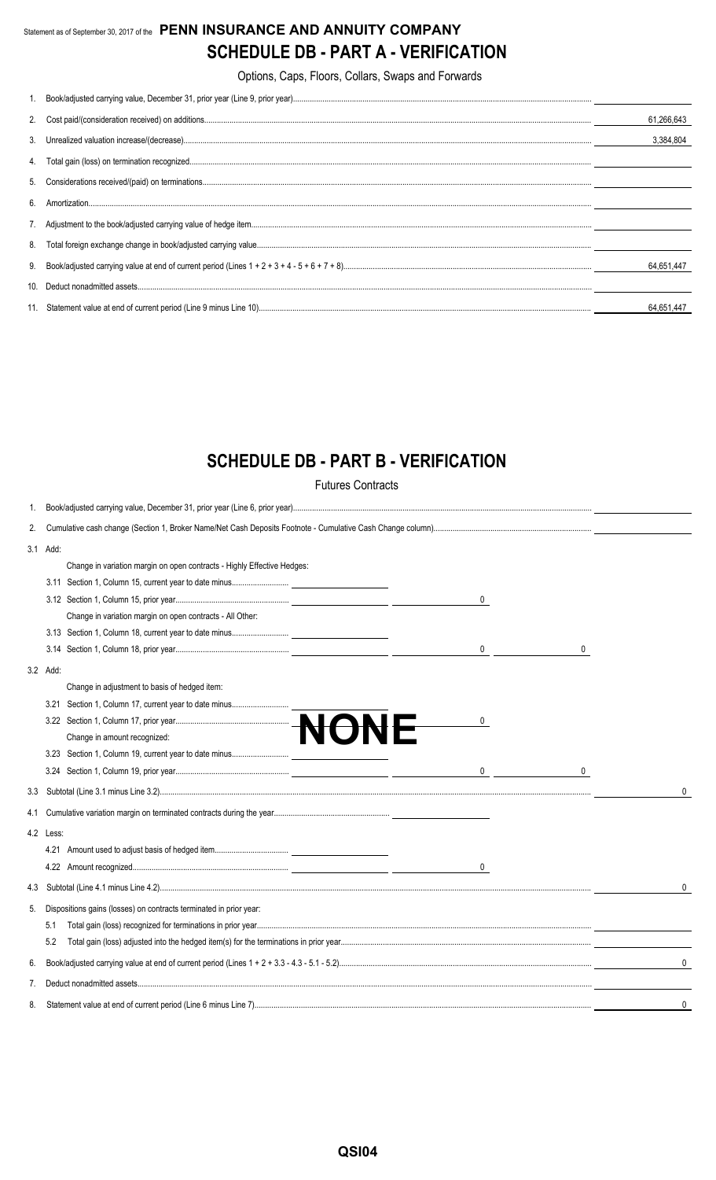Statement as of September 30, 2017 of the **PENN INSURANCE AND ANNUITY COMPANY**

# SCHEDULE DB - PART A - VERIFICATION

Options, Caps, Floors, Collars, Swaps and Forwards

| | | |
|---|---|---|
| 1. | Book/adjusted carrying value, December 31, prior year (Line 9, prior year) | |
| 2. | Cost paid/(consideration received) on additions | 61,266,643 |
| 3. | Unrealized valuation increase/(decrease) | 3,384,804 |
| 4. | Total gain (loss) on termination recognized | |
| 5. | Considerations received/(paid) on terminations | |
| 6. | Amortization | |
| 7. | Adjustment to the book/adjusted carrying value of hedge item | |
| 8. | Total foreign exchange change in book/adjusted carrying value | |
| 9. | Book/adjusted carrying value at end of current period (Lines 1 + 2 + 3 + 4 - 5 + 6 + 7 + 8) | 64,651,447 |
| 10. | Deduct nonadmitted assets | |
| 11. | Statement value at end of current period (Line 9 minus Line 10) | 64,651,447 |

# SCHEDULE DB - PART B - VERIFICATION

Futures Contracts

**NONE**

| | | | | | |
|---|---|---|---|---|---|
| 1. | Book/adjusted carrying value, December 31, prior year (Line 6, prior year) | | | | |
| 2. | Cumulative cash change (Section 1, Broker Name/Net Cash Deposits Footnote - Cumulative Cash Change column) | | | | |
| 3.1 | Add: | | | | |
| | Change in variation margin on open contracts - Highly Effective Hedges: | | | | |
| | 3.11 Section 1, Column 15, current year to date minus | | | | |
| | 3.12 Section 1, Column 15, prior year | | 0 | | |
| | Change in variation margin on open contracts - All Other: | | | | |
| | 3.13 Section 1, Column 18, current year to date minus | | | | |
| | 3.14 Section 1, Column 18, prior year | | 0 | 0 | |
| 3.2 | Add: | | | | |
| | Change in adjustment to basis of hedged item: | | | | |
| | 3.21 Section 1, Column 17, current year to date minus | | | | |
| | 3.22 Section 1, Column 17, prior year | | 0 | | |
| | Change in amount recognized: | | | | |
| | 3.23 Section 1, Column 19, current year to date minus | | | | |
| | 3.24 Section 1, Column 19, prior year | | 0 | 0 | |
| 3.3 | Subtotal (Line 3.1 minus Line 3.2) | | | | 0 |
| 4.1 | Cumulative variation margin on terminated contracts during the year | | | | |
| 4.2 | Less: | | | | |
| | 4.21 Amount used to adjust basis of hedged item | | | | |
| | 4.22 Amount recognized | | 0 | | |
| 4.3 | Subtotal (Line 4.1 minus Line 4.2) | | | | 0 |
| 5. | Dispositions gains (losses) on contracts terminated in prior year: | | | | |
| | 5.1 Total gain (loss) recognized for terminations in prior year | | | | |
| | 5.2 Total gain (loss) adjusted into the hedged item(s) for the terminations in prior year | | | | |
| 6. | Book/adjusted carrying value at end of current period (Lines 1 + 2 + 3.3 - 4.3 - 5.1 - 5.2) | | | | 0 |
| 7. | Deduct nonadmitted assets | | | | |
| 8. | Statement value at end of current period (Line 6 minus Line 7) | | | | 0 |

QSI04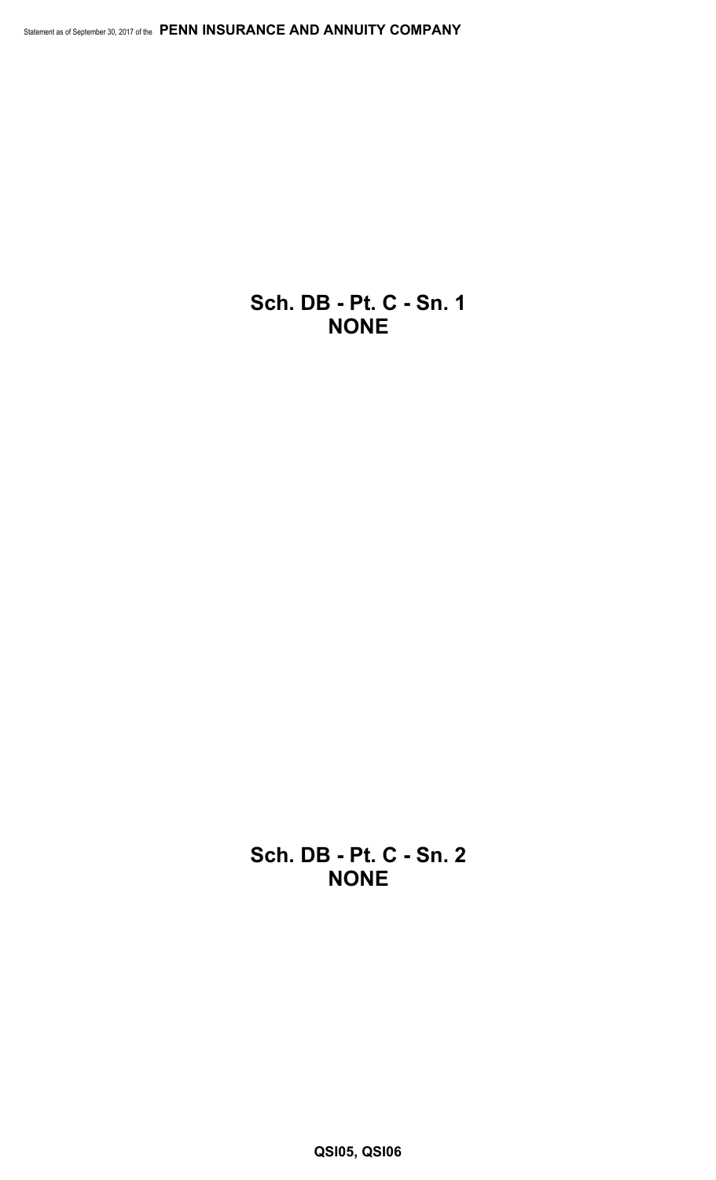## Sch. DB - Pt. C - Sn. 1
## NONE

## Sch. DB - Pt. C - Sn. 2
## NONE

**QSI05, QSI06**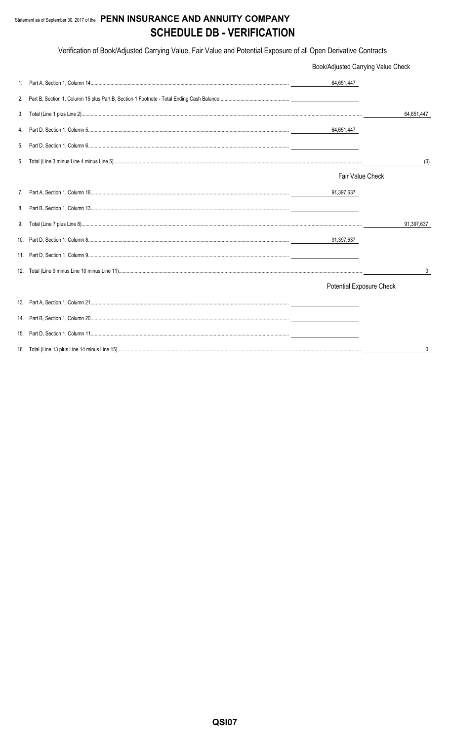Statement as of September 30, 2017 of the **PENN INSURANCE AND ANNUITY COMPANY**

# SCHEDULE DB - VERIFICATION

Verification of Book/Adjusted Carrying Value, Fair Value and Potential Exposure of all Open Derivative Contracts

| | | | |
|---|---|---|---|
| | | Book/Adjusted Carrying Value Check | |
| 1. | Part A, Section 1, Column 14 | 64,651,447 | |
| 2. | Part B, Section 1, Column 15 plus Part B, Section 1 Footnote - Total Ending Cash Balance | | |
| 3. | Total (Line 1 plus Line 2) | | 64,651,447 |
| 4. | Part D, Section 1, Column 5 | 64,651,447 | |
| 5. | Part D, Section 1, Column 6 | | |
| 6. | Total (Line 3 minus Line 4 minus Line 5) | | (0) |
| | | Fair Value Check | |
| 7. | Part A, Section 1, Column 16 | 91,397,637 | |
| 8. | Part B, Section 1, Column 13 | | |
| 9. | Total (Line 7 plus Line 8) | | 91,397,637 |
| 10. | Part D, Section 1, Column 8 | 91,397,637 | |
| 11. | Part D, Section 1, Column 9 | | |
| 12. | Total (Line 9 minus Line 10 minus Line 11) | | 0 |
| | | Potential Exposure Check | |
| 13. | Part A, Section 1, Column 21 | | |
| 14. | Part B, Section 1, Column 20 | | |
| 15. | Part D, Section 1, Column 11 | | |
| 16. | Total (Line 13 plus Line 14 minus Line 15) | | 0 |

QSI07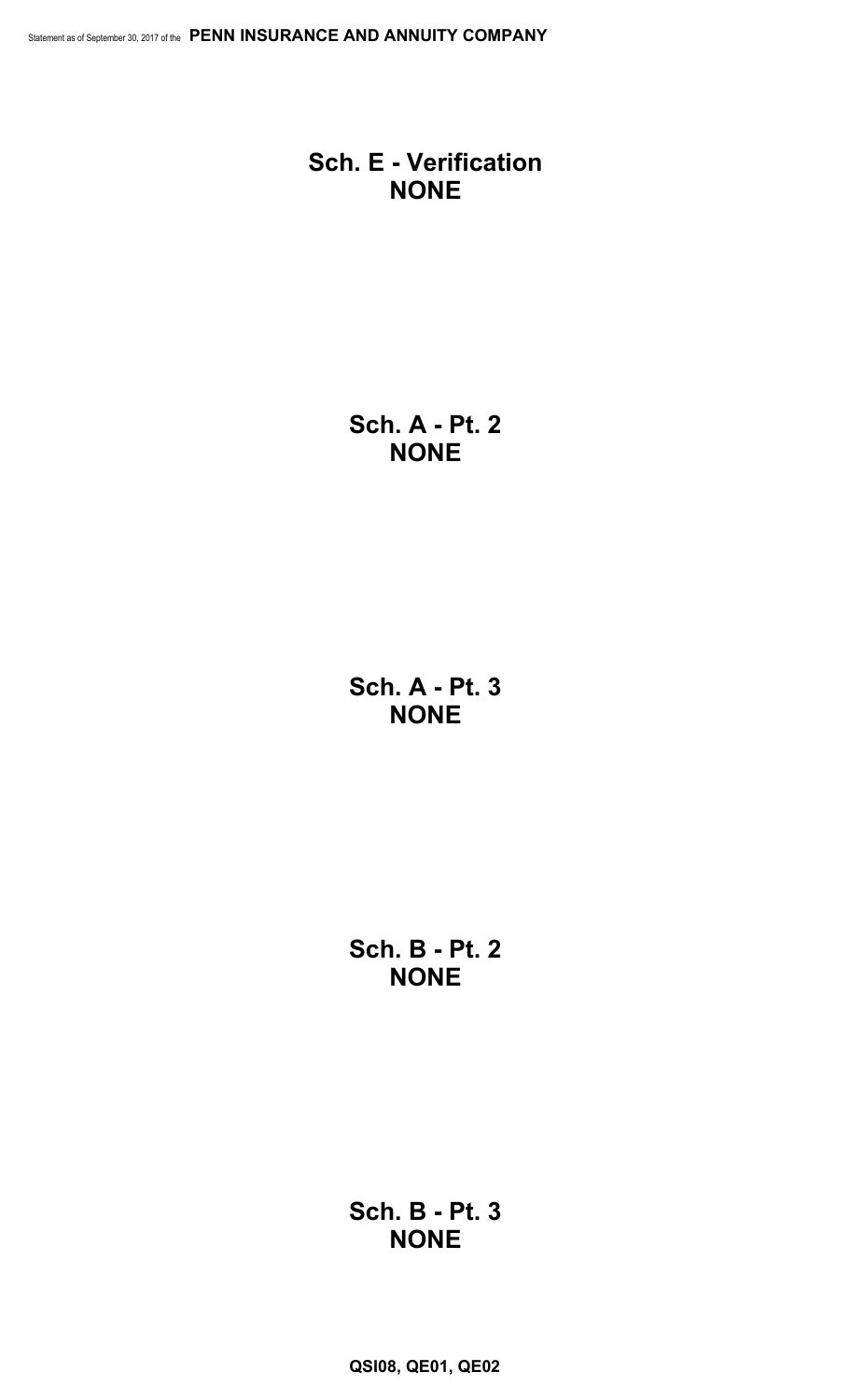## Sch. E - Verification
## NONE

## Sch. A - Pt. 2
## NONE

## Sch. A - Pt. 3
## NONE

## Sch. B - Pt. 2
## NONE

## Sch. B - Pt. 3
## NONE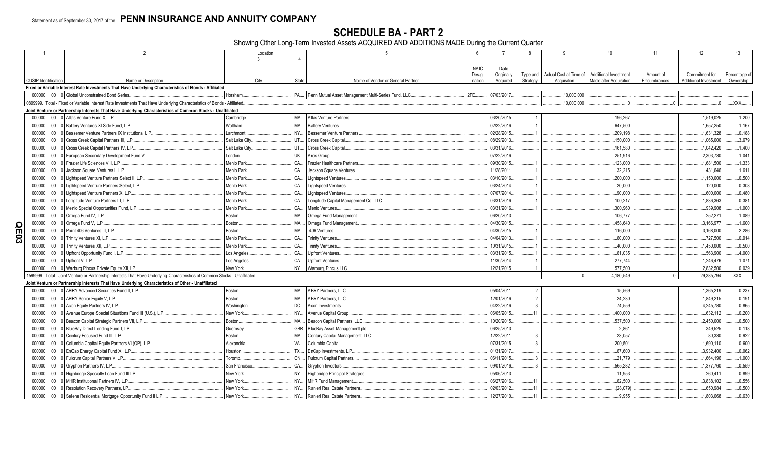Statement as of September 30, 2017 of the **PENN INSURANCE AND ANNUITY COMPANY**

# SCHEDULE BA - PART 2

Showing Other Long-Term Invested Assets ACQUIRED AND ADDITIONS MADE During the Current Quarter

| 1 | 2 | Location | | 5 | 6 | 7 | 8 | 9 | 10 | 11 | 12 | 13 |
|---|---|---|---|---|---|---|---|---|---|---|---|---|
| | | 3 | 4 | | | | | | | | | |
| CUSIP Identification | Name or Description | City | State | Name of Vendor or General Partner | NAIC Designation | Date Originally Acquired | Type and Strategy | Actual Cost at Time of Acquisition | Additional Investment Made after Acquisition | Amount of Encumbrances | Commitment for Additional Investment | Percentage of Ownership |
| **Fixed or Variable Interest Rate Investments That Have Underlying Characteristics of Bonds - Affiliated** | | | | | | | | | | | | |
| 000000 00 0 | Global Unconstrained Bond Series | Horsham | PA | Penn Mutual Asset Management Multi-Series Fund, LLC | 2FE | 07/03/2017 | | 10,000,000 | | | | |
| 0899999. Total - Fixed or Variable Interest Rate Investments That Have Underlying Characteristics of Bonds - Affiliated | | | | | | | | 10,000,000 | 0 | 0 | 0 | XXX |
| **Joint Venture or Partnership Interests That Have Underlying Characteristics of Common Stocks - Unaffiliated** | | | | | | | | | | | | |
| 000000 00 0 | Atlas Venture Fund X, L.P. | Cambridge | MA | Atlas Venture Partners | | 03/20/2015 | 1 | | 196,267 | | 1,519,025 | 1.200 |
| 000000 00 0 | Battery Ventures XI Side Fund, L.P. | Waltham | MA | Battery Ventures | | 02/22/2016 | 1 | | 647,500 | | 1,657,250 | 1.167 |
| 000000 00 0 | Bessemer Venture Partners IX Institutional L.P. | Larchmont | NY | Bessemer Venture Partners | | 02/28/2015 | 1 | | 209,198 | | 1,631,328 | 0.188 |
| 000000 00 0 | Cross Creek Capital Partners III, L.P. | Salt Lake City | UT | Cross Creek Capital | | 08/29/2013 | | | 150,000 | | 1,065,000 | 3.679 |
| 000000 00 0 | Cross Creek Capital Partners IV, L.P. | Salt Lake City | UT | Cross Creek Capital | | 03/31/2016 | | | 161,580 | | 1,042,420 | 1.400 |
| 000000 00 0 | European Secondary Development Fund V | London | UK | Arcis Group | | 07/22/2016 | | | 251,916 | | 2,303,730 | 1.041 |
| 000000 00 0 | Frazier Life Sciences VIII, L.P. | Menlo Park | CA | Frazier Healthcare Partners | | 09/30/2015 | 1 | | 123,000 | | 1,681,500 | 1.333 |
| 000000 00 0 | Jackson Square Ventures I, L.P. | Menlo Park | CA | Jackson Square Ventures | | 11/28/2011 | 1 | | 32,215 | | 431,646 | 1.611 |
| 000000 00 0 | Lightspeed Venture Partners Select II, L.P. | Menlo Park | CA | Lightspeed Ventures | | 03/10/2016 | 1 | | 200,000 | | 1,150,000 | 0.500 |
| 000000 00 0 | Lightspeed Venture Partners Select, L.P. | Menlo Park | CA | Lightspeed Ventures | | 03/24/2014 | 1 | | 20,000 | | 120,000 | 0.308 |
| 000000 00 0 | Lightspeed Venture Partners X, L.P. | Menlo Park | CA | Lightspeed Ventures | | 07/07/2014 | 1 | | 90,000 | | 600,000 | 0.480 |
| 000000 00 0 | Longitude Venture Partners III, L.P. | Menlo Park | CA | Longitude Capital Management Co., LLC | | 03/31/2016 | 1 | | 100,217 | | 1,836,363 | 0.381 |
| 000000 00 0 | Menlo Special Opportunities Fund, L.P. | Menlo Park | CA | Menlo Ventures | | 03/31/2016 | 1 | | 300,960 | | 939,908 | 1.000 |
| 000000 00 0 | Omega Fund IV, L.P. | Boston | MA | Omega Fund Management | | 06/20/2013 | | | 106,777 | | 252,271 | 1.089 |
| 000000 00 0 | Omega Fund V, L.P. | Boston | MA | Omega Fund Management | | 04/30/2015 | | | 458,640 | | 3,166,977 | 1.600 |
| 000000 00 0 | Point 406 Ventures III, L.P. | Boston | MA | .406 Ventures | | 04/30/2015 | 1 | | 116,000 | | 3,168,000 | 2.286 |
| 000000 00 0 | Trinity Ventures XI, L.P. | Menlo Park | CA | Trinity Ventures | | 04/04/2013 | 1 | | 60,000 | | 727,500 | 0.914 |
| 000000 00 0 | Trinity Ventures XII, L.P. | Menlo Park | CA | Trinity Ventures | | 10/31/2015 | 1 | | 40,000 | | 1,450,000 | 0.500 |
| 000000 00 0 | Upfront Opportunity Fund I, L.P. | Los Angeles | CA | Upfront Ventures | | 03/31/2015 | 1 | | 61,035 | | 563,900 | 4.000 |
| 000000 00 0 | Upfront V, L.P. | Los Angeles | CA | Upfront Ventures | | 11/30/2014 | 1 | | 277,744 | | 1,246,476 | 1.071 |
| 000000 00 0 | Warburg Pincus Private Equity XII, LP | New York | NY | Warburg, Pincus LLC | | 12/21/2015 | 1 | | 577,500 | | 2,832,500 | 0.039 |
| 1599999. Total - Joint Venture or Partnership Interests That Have Underlying Characteristics of Common Stocks - Unaffiliated | | | | | | | | 0 | 4,180,549 | 0 | 29,385,794 | XXX |
| **Joint Venture or Partnership Interests That Have Underlying Characteristics of Other - Unaffiliated** | | | | | | | | | | | | |
| 000000 00 0 | ABRY Advanced Securities Fund II, L.P. | Boston | MA | ABRY Partners, LLC | | 05/04/2011 | 2 | | 15,569 | | 1,365,219 | 0.237 |
| 000000 00 0 | ABRY Senior Equity V, L.P. | Boston | MA | ABRY Partners, LLC | | 12/01/2016 | 2 | | 24,230 | | 1,849,215 | 0.191 |
| 000000 00 0 | Acon Equity Partners IV, L.P. | Washington | DC | Acon Investments | | 04/22/2016 | 3 | | 74,559 | | 4,245,780 | 0.865 |
| 000000 00 0 | Avenue Europe Special Situations Fund III (U.S.), L.P. | New York | NY | Avenue Capital Group | | 06/05/2015 | 11 | | 400,000 | | 632,112 | 0.200 |
| 000000 00 0 | Beacon Capital Strategic Partners VII, L.P. | Boston | MA | Beacon Capital Partners, LLC | | 10/20/2015 | | | 537,500 | | 2,450,000 | 0.500 |
| 000000 00 0 | BlueBay Direct Lending Fund I, LP | Guernsey | GBR | BlueBay Asset Management plc | | 06/25/2013 | | | 2,861 | | 349,525 | 0.118 |
| 000000 00 0 | Century Focused Fund III, L.P. | Boston | MA | Century Capital Management, LLC | | 12/22/2011 | 3 | | 23,057 | | 80,330 | 0.922 |
| 000000 00 0 | Columbia Capital Equity Partners VI (QP), L.P. | Alexandria | VA | Columbia Capital | | 07/31/2015 | 3 | | 200,501 | | 1,690,110 | 0.600 |
| 000000 00 0 | EnCap Energy Capital Fund XI, L.P. | Houston | TX | EnCap Investments, L.P. | | 01/31/2017 | | | 67,600 | | 3,932,400 | 0.062 |
| 000000 00 0 | Fulcrum Capital Partners V, LP | Toronto | ON | Fulcrum Capital Partners | | 06/11/2015 | 3 | | 21,779 | | 1,664,196 | 1.000 |
| 000000 00 0 | Gryphon Partners IV, L.P. | San Francisco | CA | Gryphon Investors | | 09/01/2016 | 3 | | 565,282 | | 1,377,760 | 0.559 |
| 000000 00 0 | Highbridge Specialty Loan Fund III LP | New York | NY | Highbridge Principal Strategies | | 05/06/2013 | | | 11,953 | | 260,411 | 0.899 |
| 000000 00 0 | MHR Institutional Partners IV, L.P. | New York | NY | MHR Fund Management | | 06/27/2016 | 11 | | 62,500 | | 3,838,102 | 0.556 |
| 000000 00 0 | Resolution Recovery Partners, LP | New York | NY | Ranieri Real Estate Partners | | 02/03/2012 | 11 | | (28,079) | | 650,984 | 0.500 |
| 000000 00 0 | Selene Residential Mortgage Opportunity Fund II L.P. | New York | NY | Ranieri Real Estate Partners | | 12/27/2010 | 11 | | 9,955 | | 1,803,068 | 0.630 |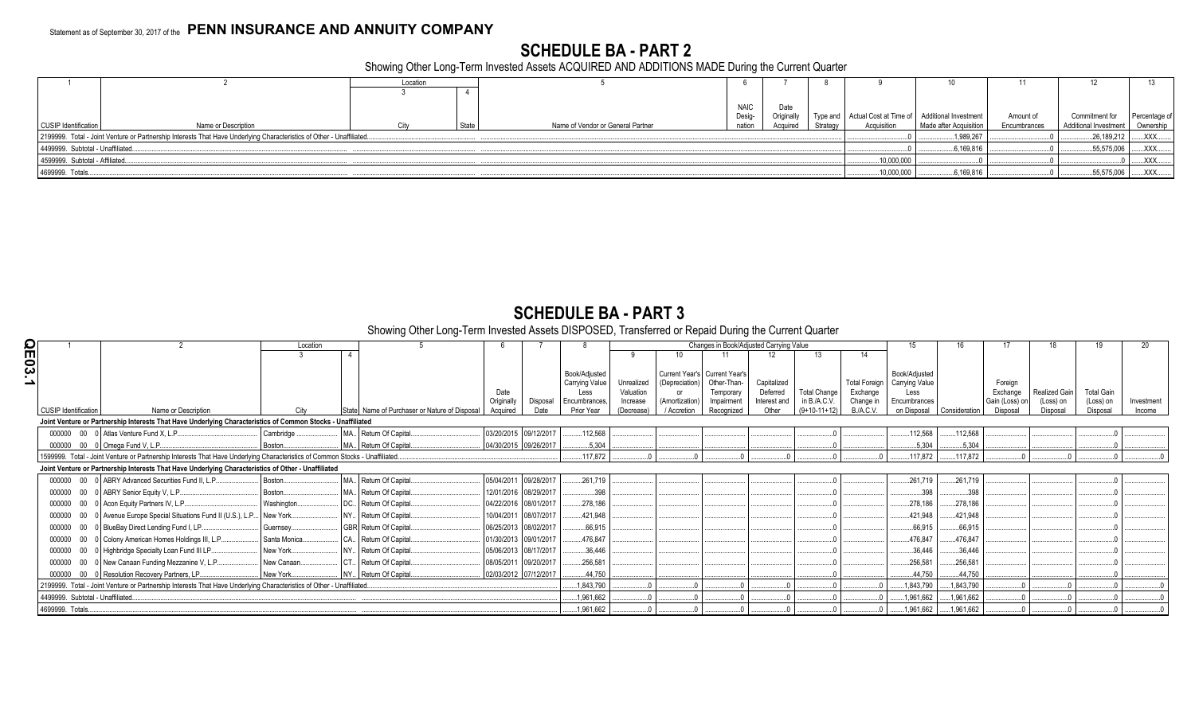Statement as of September 30, 2017 of the **PENN INSURANCE AND ANNUITY COMPANY**

# SCHEDULE BA - PART 2

Showing Other Long-Term Invested Assets ACQUIRED AND ADDITIONS MADE During the Current Quarter

| 1 | 2 | Location 3 | 4 | 5 | 6 | 7 | 8 | 9 | 10 | 11 | 12 | 13 |
|---|---|---|---|---|---|---|---|---|---|---|---|---|
| CUSIP Identification | Name or Description | City | State | Name of Vendor or General Partner | NAIC Designation | Date Originally Acquired | Type and Strategy | Actual Cost at Time of Acquisition | Additional Investment Made after Acquisition | Amount of Encumbrances | Commitment for Additional Investment | Percentage of Ownership |
| 2199999. Total - Joint Venture or Partnership Interests That Have Underlying Characteristics of Other - Unaffiliated | | | | | | | | 0 | 1,989,267 | 0 | 26,189,212 | XXX |
| 4499999. Subtotal - Unaffiliated | | | | | | | | 0 | 6,169,816 | 0 | 55,575,006 | XXX |
| 4599999. Subtotal - Affiliated | | | | | | | | 10,000,000 | 0 | 0 | 0 | XXX |
| 4699999. Totals | | | | | | | | 10,000,000 | 6,169,816 | 0 | 55,575,006 | XXX |

# SCHEDULE BA - PART 3

Showing Other Long-Term Invested Assets DISPOSED, Transferred or Repaid During the Current Quarter

| 1 | 2 | Location 3 | 4 | 5 | 6 | 7 | 8 | 9 | 10 | 11 | 12 | 13 | 14 | 15 | 16 | 17 | 18 | 19 | 20 |
|---|---|---|---|---|---|---|---|---|---|---|---|---|---|---|---|---|---|---|---|
| CUSIP Identification | Name or Description | City | State | Name of Purchaser or Nature of Disposal | Date Originally Acquired | Disposal Date | Book/Adjusted Carrying Value Less Encumbrances, Prior Year | Unrealized Valuation Increase (Decrease) | Current Year's (Depreciation) or (Amortization) / Accretion | Current Year's Other-Than-Temporary Impairment Recognized | Capitalized Deferred Interest and Other | Total Change in B./A.C.V. (9+10-11+12) | Total Foreign Exchange Change in B./A.C.V. | Book/Adjusted Carrying Value Less Encumbrances on Disposal | Consideration | Foreign Exchange Gain (Loss) on Disposal | Realized Gain (Loss) on Disposal | Total Gain (Loss) on Disposal | Investment Income |
| **Joint Venture or Partnership Interests That Have Underlying Characteristics of Common Stocks - Unaffiliated** | | | | | | | | | | | | | | | | | | | |
| 000000 00 0 | Atlas Venture Fund X, L.P. | Cambridge | MA | Return Of Capital | 03/20/2015 | 09/12/2017 | 112,568 | | | | | 0 | | 112,568 | 112,568 | | | 0 | |
| 000000 00 0 | Omega Fund V, L.P. | Boston | MA | Return Of Capital | 04/30/2015 | 09/26/2017 | 5,304 | | | | | 0 | | 5,304 | 5,304 | | | 0 | |
| 1599999. Total - Joint Venture or Partnership Interests That Have Underlying Characteristics of Common Stocks - Unaffiliated | | | | | | | 117,872 | 0 | 0 | 0 | 0 | 0 | 0 | 117,872 | 117,872 | 0 | 0 | 0 | 0 |
| **Joint Venture or Partnership Interests That Have Underlying Characteristics of Other - Unaffiliated** | | | | | | | | | | | | | | | | | | | |
| 000000 00 0 | ABRY Advanced Securities Fund II, L.P. | Boston | MA | Return Of Capital | 05/04/2011 | 09/28/2017 | 261,719 | | | | | 0 | | 261,719 | 261,719 | | | 0 | |
| 000000 00 0 | ABRY Senior Equity V, L.P. | Boston | MA | Return Of Capital | 12/01/2016 | 08/29/2017 | 398 | | | | | 0 | | 398 | 398 | | | 0 | |
| 000000 00 0 | Acon Equity Partners IV, L.P. | Washington | DC | Return Of Capital | 04/22/2016 | 08/01/2017 | 278,186 | | | | | 0 | | 278,186 | 278,186 | | | 0 | |
| 000000 00 0 | Avenue Europe Special Situations Fund II (U.S.), L.P. | New York | NY | Return Of Capital | 10/04/2011 | 08/07/2017 | 421,948 | | | | | 0 | | 421,948 | 421,948 | | | 0 | |
| 000000 00 0 | BlueBay Direct Lending Fund I, LP | Guernsey | GBR | Return Of Capital | 06/25/2013 | 08/02/2017 | 66,915 | | | | | 0 | | 66,915 | 66,915 | | | 0 | |
| 000000 00 0 | Colony American Homes Holdings III, L.P. | Santa Monica | CA | Return Of Capital | 01/30/2013 | 09/01/2017 | 476,847 | | | | | 0 | | 476,847 | 476,847 | | | 0 | |
| 000000 00 0 | Highbridge Specialty Loan Fund III LP | New York | NY | Return Of Capital | 05/06/2013 | 08/17/2017 | 36,446 | | | | | 0 | | 36,446 | 36,446 | | | 0 | |
| 000000 00 0 | New Canaan Funding Mezzanine V, L.P. | New Canaan | CT | Return Of Capital | 08/05/2011 | 09/20/2017 | 256,581 | | | | | 0 | | 256,581 | 256,581 | | | 0 | |
| 000000 00 0 | Resolution Recovery Partners, LP | New York | NY | Return Of Capital | 02/03/2012 | 07/12/2017 | 44,750 | | | | | 0 | | 44,750 | 44,750 | | | 0 | |
| 2199999. Total - Joint Venture or Partnership Interests That Have Underlying Characteristics of Other - Unaffiliated | | | | | | | 1,843,790 | 0 | 0 | 0 | 0 | 0 | 0 | 1,843,790 | 1,843,790 | 0 | 0 | 0 | 0 |
| 4499999. Subtotal - Unaffiliated | | | | | | | 1,961,662 | 0 | 0 | 0 | 0 | 0 | 0 | 1,961,662 | 1,961,662 | 0 | 0 | 0 | 0 |
| 4699999. Totals | | | | | | | 1,961,662 | 0 | 0 | 0 | 0 | 0 | 0 | 1,961,662 | 1,961,662 | 0 | 0 | 0 | 0 |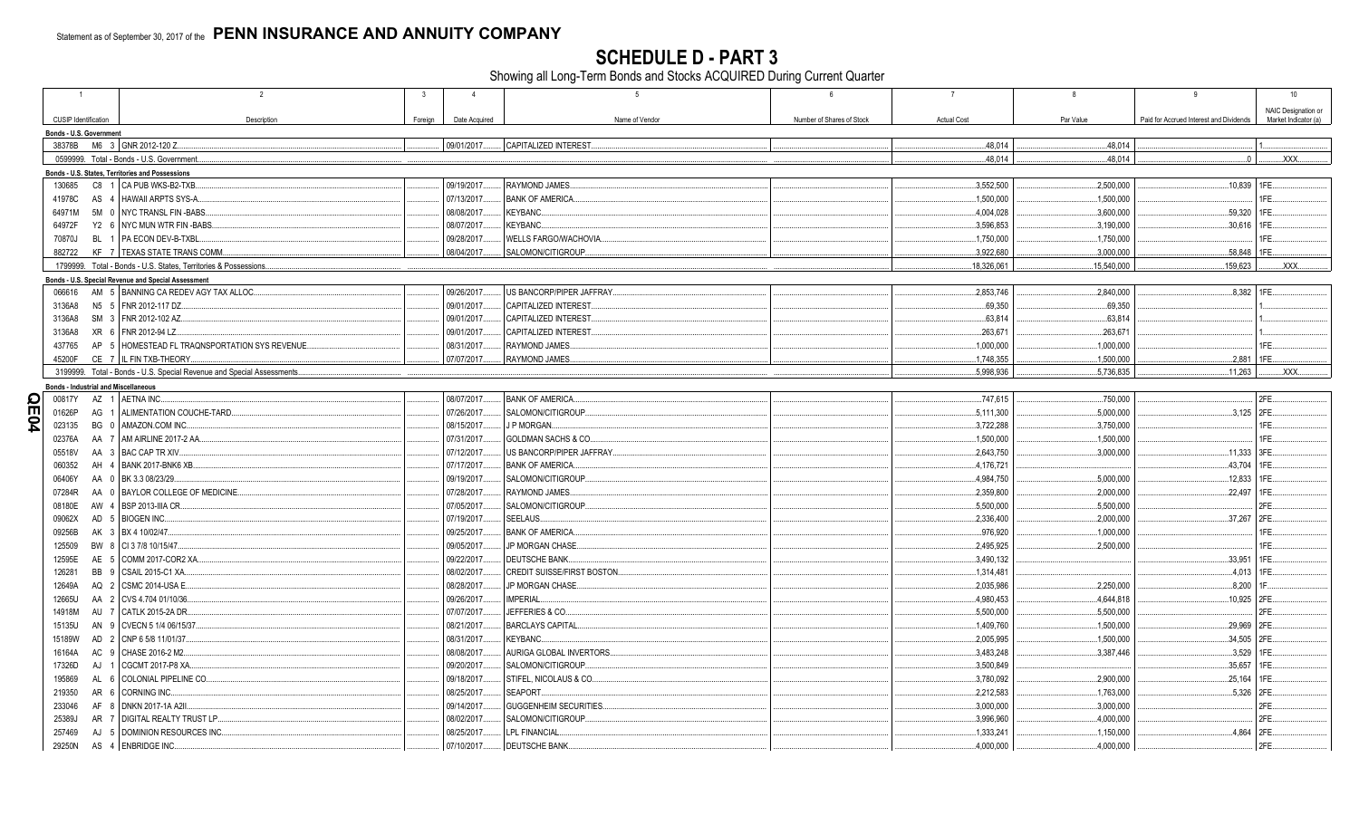Statement as of September 30, 2017 of the **PENN INSURANCE AND ANNUITY COMPANY**

# SCHEDULE D - PART 3

Showing all Long-Term Bonds and Stocks ACQUIRED During Current Quarter

| 1 | 2 | 3 | 4 | 5 | 6 | 7 | 8 | 9 | 10 |
|---|---|---|---|---|---|---|---|---|---|
| CUSIP Identification | Description | Foreign | Date Acquired | Name of Vendor | Number of Shares of Stock | Actual Cost | Par Value | Paid for Accrued Interest and Dividends | NAIC Designation or Market Indicator (a) |
| **Bonds - U.S. Government** | | | | | | | | | |
| 38378B M6 3 | GNR 2012-120 Z | | 09/01/2017 | CAPITALIZED INTEREST | | 48,014 | 48,014 | | 1 |
| 0599999. Total - Bonds - U.S. Government | | | | | | 48,014 | 48,014 | 0 | XXX |
| **Bonds - U.S. States, Territories and Possessions** | | | | | | | | | |
| 130685 C8 1 | CA PUB WKS-B2-TXB | | 09/19/2017 | RAYMOND JAMES | | 3,552,500 | 2,500,000 | 10,839 | 1FE |
| 41978C AS 4 | HAWAII ARPTS SYS-A | | 07/13/2017 | BANK OF AMERICA | | 1,500,000 | 1,500,000 | | 1FE |
| 64971M 5M 0 | NYC TRANSL FIN -BABS | | 08/08/2017 | KEYBANC | | 4,004,028 | 3,600,000 | 59,320 | 1FE |
| 64972F Y2 6 | NYC MUN WTR FIN -BABS | | 08/07/2017 | KEYBANC | | 3,596,853 | 3,190,000 | 30,616 | 1FE |
| 70870J BL 1 | PA ECON DEV-B-TXBL | | 09/28/2017 | WELLS FARGO/WACHOVIA | | 1,750,000 | 1,750,000 | | 1FE |
| 882722 KF 7 | TEXAS STATE TRANS COMM | | 08/04/2017 | SALOMON/CITIGROUP | | 3,922,680 | 3,000,000 | 58,848 | 1FE |
| 1799999. Total - Bonds - U.S. States, Territories & Possessions | | | | | | 18,326,061 | 15,540,000 | 159,623 | XXX |
| **Bonds - U.S. Special Revenue and Special Assessment** | | | | | | | | | |
| 066616 AM 5 | BANNING CA REDEV AGY TAX ALLOC | | 09/26/2017 | US BANCORP/PIPER JAFFRAY | | 2,853,746 | 2,840,000 | 8,382 | 1FE |
| 3136A8 N5 5 | FNR 2012-117 DZ | | 09/01/2017 | CAPITALIZED INTEREST | | 69,350 | 69,350 | | 1 |
| 3136A8 SM 3 | FNR 2012-102 AZ | | 09/01/2017 | CAPITALIZED INTEREST | | 63,814 | 63,814 | | 1 |
| 3136A8 XR 6 | FNR 2012-94 LZ | | 09/01/2017 | CAPITALIZED INTEREST | | 263,671 | 263,671 | | 1 |
| 437765 AP 5 | HOMESTEAD FL TRAQNSPORTATION SYS REVENUE | | 08/31/2017 | RAYMOND JAMES | | 1,000,000 | 1,000,000 | | 1FE |
| 45200F CE 7 | IL FIN TXB-THEORY | | 07/07/2017 | RAYMOND JAMES | | 1,748,355 | 1,500,000 | 2,881 | 1FE |
| 3199999. Total - Bonds - U.S. Special Revenue and Special Assessments | | | | | | 5,998,936 | 5,736,835 | 11,263 | XXX |
| **Bonds - Industrial and Miscellaneous** | | | | | | | | | |
| 00817Y AZ 1 | AETNA INC | | 08/07/2017 | BANK OF AMERICA | | 747,615 | 750,000 | | 2FE |
| 01626P AG 1 | ALIMENTATION COUCHE-TARD | | 07/26/2017 | SALOMON/CITIGROUP | | 5,111,300 | 5,000,000 | 3,125 | 2FE |
| 023135 BG 0 | AMAZON.COM INC | | 08/15/2017 | J P MORGAN | | 3,722,288 | 3,750,000 | | 1FE |
| 02376A AA 7 | AM AIRLINE 2017-2 AA | | 07/31/2017 | GOLDMAN SACHS & CO | | 1,500,000 | 1,500,000 | | 1FE |
| 05518V AA 3 | BAC CAP TR XIV | | 07/12/2017 | US BANCORP/PIPER JAFFRAY | | 2,643,750 | 3,000,000 | 11,333 | 3FE |
| 060352 AH 4 | BANK 2017-BNK6 XB | | 07/17/2017 | BANK OF AMERICA | | 4,176,721 | | 43,704 | 1FE |
| 06406Y AA 0 | BK 3.3 08/23/29 | | 09/19/2017 | SALOMON/CITIGROUP | | 4,984,750 | 5,000,000 | 12,833 | 1FE |
| 07284R AA 0 | BAYLOR COLLEGE OF MEDICINE | | 07/28/2017 | RAYMOND JAMES | | 2,359,800 | 2,000,000 | 22,497 | 1FE |
| 08180E AW 4 | BSP 2013-IIIA CR | | 07/05/2017 | SALOMON/CITIGROUP | | 5,500,000 | 5,500,000 | | 2FE |
| 09062X AD 5 | BIOGEN INC | | 07/19/2017 | SEELAUS | | 2,336,400 | 2,000,000 | 37,267 | 2FE |
| 09256B AK 3 | BX 4 10/02/47 | | 09/25/2017 | BANK OF AMERICA | | 976,920 | 1,000,000 | | 1FE |
| 125509 BW 8 | CI 3 7/8 10/15/47 | | 09/05/2017 | JP MORGAN CHASE | | 2,495,925 | 2,500,000 | | 1FE |
| 12595E AE 5 | COMM 2017-COR2 XA | | 09/22/2017 | DEUTSCHE BANK | | 3,490,132 | | 33,951 | 1FE |
| 126281 BB 9 | CSAIL 2015-C1 XA | | 08/02/2017 | CREDIT SUISSE/FIRST BOSTON | | 1,314,481 | | 4,013 | 1FE |
| 12649A AQ 2 | CSMC 2014-USA E | | 08/28/2017 | JP MORGAN CHASE | | 2,035,986 | 2,250,000 | 8,200 | 1F |
| 12665U AA 2 | CVS 4.704 01/10/36 | | 09/26/2017 | IMPERIAL | | 4,980,453 | 4,644,818 | 10,925 | 2FE |
| 14918M AU 7 | CATLK 2015-2A DR | | 07/07/2017 | JEFFERIES & CO | | 5,500,000 | 5,500,000 | | 2FE |
| 15135U AN 9 | CVECN 5 1/4 06/15/37 | | 08/21/2017 | BARCLAYS CAPITAL | | 1,409,760 | 1,500,000 | 29,969 | 2FE |
| 15189W AD 2 | CNP 6 5/8 11/01/37 | | 08/31/2017 | KEYBANC | | 2,005,995 | 1,500,000 | 34,505 | 2FE |
| 16164A AC 9 | CHASE 2016-2 M2 | | 08/08/2017 | AURIGA GLOBAL INVERTORS | | 3,483,248 | 3,387,446 | 3,529 | 1FE |
| 17326D AJ 1 | CGCMT 2017-P8 XA | | 09/20/2017 | SALOMON/CITIGROUP | | 3,500,849 | | 35,657 | 1FE |
| 195869 AL 6 | COLONIAL PIPELINE CO | | 09/18/2017 | STIFEL, NICOLAUS & CO | | 3,780,092 | 2,900,000 | 25,164 | 1FE |
| 219350 AR 6 | CORNING INC | | 08/25/2017 | SEAPORT | | 2,212,583 | 1,763,000 | 5,326 | 2FE |
| 233046 AF 8 | DNKN 2017-1A A2II | | 09/14/2017 | GUGGENHEIM SECURITIES | | 3,000,000 | 3,000,000 | | 2FE |
| 25389J AR 7 | DIGITAL REALTY TRUST LP | | 08/02/2017 | SALOMON/CITIGROUP | | 3,996,960 | 4,000,000 | | 2FE |
| 257469 AJ 5 | DOMINION RESOURCES INC | | 08/25/2017 | LPL FINANCIAL | | 1,333,241 | 1,150,000 | 4,864 | 2FE |
| 29250N AS 4 | ENBRIDGE INC | | 07/10/2017 | DEUTSCHE BANK | | 4,000,000 | 4,000,000 | | 2FE |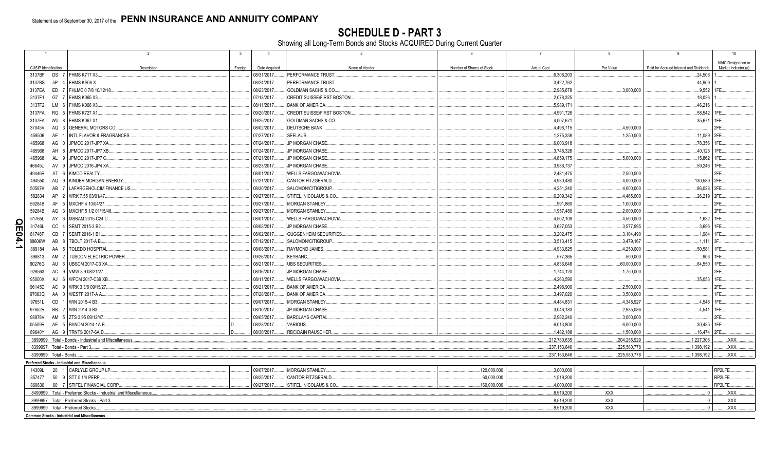Statement as of September 30, 2017 of the **PENN INSURANCE AND ANNUITY COMPANY**

# SCHEDULE D - PART 3

Showing all Long-Term Bonds and Stocks ACQUIRED During Current Quarter

| 1 | 2 | 3 | 4 | 5 | 6 | 7 | 8 | 9 | 10 |
|---|---|---|---|---|---|---|---|---|---|
| CUSIP Identification | Description | Foreign | Date Acquired | Name of Vendor | Number of Shares of Stock | Actual Cost | Par Value | Paid for Accrued Interest and Dividends | NAIC Designation or Market Indicator (a) |
| 3137BF DS 7 | FHMS K717 X3 | | 08/31/2017 | PERFORMANCE TRUST | | 6,308,203 | | 24,508 | 1 |
| 3137BS 5P 4 | FHMS KS06 X | | 08/24/2017 | PERFORMANCE TRUST | | 3,422,762 | | 44,909 | 1 |
| 3137EA ED 7 | FHLMC 0 7/8 10/12/18 | | 08/23/2017 | GOLDMAN SACHS & CO | | 2,985,678 | 3,000,000 | 9,552 | 1FE |
| 3137F1 G7 7 | FHMS K065 X3 | | 07/13/2017 | CREDIT SUISSE/FIRST BOSTON | | 2,078,325 | | 18,026 | 1 |
| 3137F2 LM 6 | FHMS K066 X3 | | 08/11/2017 | BANK OF AMERICA | | 5,989,171 | | 46,216 | 1 |
| 3137FA RG 5 | FHMS K727 X1 | | 09/20/2017 | CREDIT SUISSE/FIRST BOSTON | | 4,991,726 | | 58,542 | 1FE |
| 3137FA WU 8 | FHMS K067 X1 | | 09/25/2017 | GOLDMAN SACHS & CO | | 4,007,671 | | 35,671 | 1FE |
| 37045V AQ 3 | GENERAL MOTORS CO | | 08/02/2017 | DEUTSCHE BANK | | 4,496,715 | 4,500,000 | | 2FE |
| 459506 AE 1 | INTL FLAVOR & FRAGRANCES | | 07/27/2017 | SEELAUS | | 1,275,338 | 1,250,000 | 11,089 | 2FE |
| 465968 AG 0 | JPMCC 2017-JP7 XA | | 07/24/2017 | JP MORGAN CHASE | | 6,003,918 | | 78,356 | 1FE |
| 465968 AH 8 | JPMCC 2017-JP7 XB | | 07/24/2017 | JP MORGAN CHASE | | 3,748,328 | | 40,125 | 1FE |
| 465968 AL 9 | JPMCC 2017-JP7 C | | 07/21/2017 | JP MORGAN CHASE | | 4,859,175 | 5,000,000 | 15,862 | 1FE |
| 46645U AV 9 | JPMCC 2016-JP4 XA | | 08/23/2017 | JP MORGAN CHASE | | 3,986,737 | | 59,246 | 1FE |
| 49446R AT 6 | KIMCO REALTY | | 08/01/2017 | WELLS FARGO/WACHOVIA | | 2,481,475 | 2,500,000 | | 2FE |
| 494550 AQ 9 | KINDER MORGAN ENERGY | | 07/21/2017 | CANTOR FITZGERALD | | 4,930,480 | 4,000,000 | 130,589 | 2FE |
| 50587K AB 7 | LAFARGEHOLCIM FINANCE US | | 08/30/2017 | SALOMON/CITIGROUP | | 4,251,240 | 4,000,000 | 86,028 | 2FE |
| 582834 AP 2 | WRK 7.55 03/01/47 | | 09/27/2017 | STIFEL, NICOLAUS & CO | | 6,209,342 | 4,465,000 | 26,219 | 2FE |
| 59284B AF 5 | MXCHF 4 10/04/27 | | 09/27/2017 | MORGAN STANLEY | | 991,860 | 1,000,000 | | 2FE |
| 59284B AG 3 | MXCHF 5 1/2 01/15/48 | | 09/27/2017 | MORGAN STANLEY | | 1,957,480 | 2,000,000 | | 2FE |
| 61765L AY 6 | MSBAM 2015-C24 C | | 08/01/2017 | WELLS FARGO/WACHOVIA | | 4,502,109 | 4,500,000 | 1,632 | 1FE |
| 81746L CC 4 | SEMT 2015-3 B2 | | 08/08/2017 | JP MORGAN CHASE | | 3,627,053 | 3,577,995 | 3,696 | 1FE |
| 81746P CB 7 | SEMT 2016-1 B1 | | 08/02/2017 | GUGGENHEIM SECURITIES | | 3,202,475 | 3,104,490 | 1,984 | 1FE |
| 88606W AB 8 | TBOLT 2017-A B | | 07/12/2017 | SALOMON/CITIGROUP | | 3,513,415 | 3,479,167 | 1,111 | 3F |
| 889184 AA 5 | TOLEDO HOSPITAL | | 08/08/2017 | RAYMOND JAMES | | 4,933,825 | 4,250,000 | 50,581 | 1FE |
| 898813 AM 2 | TUSCON ELECTRIC POWER | | 09/26/2017 | KEYBANC | | 577,365 | 500,000 | 903 | 1FE |
| 90276G AU 6 | UBSCM 2017-C3 XA | | 08/21/2017 | UBS SECURITIES | | 4,836,648 | 60,000,000 | 64,550 | 1FE |
| 928563 AC 9 | VMW 3.9 08/21/27 | | 08/16/2017 | JP MORGAN CHASE | | 1,744,120 | 1,750,000 | | 2FE |
| 95000X AJ 6 | WFCM 2017-C39 XB | | 08/11/2017 | WELLS FARGO/WACHOVIA | | 4,263,590 | | 35,053 | 1FE |
| 96145D AC 9 | WRK 3 3/8 09/15/27 | | 08/21/2017 | BANK OF AMERICA | | 2,498,900 | 2,500,000 | | 2FE |
| 97063Q AA 0 | WESTF 2017-A A | | 07/28/2017 | BANK OF AMERICA | | 3,497,020 | 3,500,000 | | 1FE |
| 97651L CD 1 | WIN 2015-4 B3 | | 09/07/2017 | MORGAN STANLEY | | 4,484,831 | 4,348,927 | 4,546 | 1FE |
| 97652R BB 2 | WIN 2014-3 B3 | | 08/10/2017 | JP MORGAN CHASE | | 3,046,183 | 2,935,086 | 4,541 | 1FE |
| 98978V AM 5 | ZTS 3.95 09/12/47 | | 09/05/2017 | BARCLAYS CAPITAL | | 2,982,240 | 3,000,000 | | 2FE |
| 05509R AE 5 | BANDM 2014-1A B | D | 08/28/2017 | VARIOUS | | 6,013,800 | 6,000,000 | 30,435 | 1FE |
| 89640Y AG 9 | TRNTS 2017-6A D | D | 08/30/2017 | RBC/DAIN RAUSCHER | | 1,482,188 | 1,500,000 | 16,474 | 2FE |
| 3899999. Total - Bonds - Industrial and Miscellaneous | | | | | | 212,780,635 | 204,255,929 | 1,227,306 | XXX |
| 8399997. Total - Bonds - Part 3 | | | | | | 237,153,646 | 225,580,778 | 1,398,192 | XXX |
| 8399999. Total - Bonds | | | | | | 237,153,646 | 225,580,778 | 1,398,192 | XXX |
| **Preferred Stocks - Industrial and Miscellaneous** | | | | | | | | | |
| 14309L 20 1 | CARLYLE GROUP LP | | 09/07/2017 | MORGAN STANLEY | 120,000.000 | 3,000,000 | | | RP2LFE |
| 857477 50 9 | STT 5 1/4 PERP | | 08/25/2017 | CANTOR FITZGERALD | 60,000.000 | 1,519,200 | | | RP2LFE |
| 860630 60 7 | STIFEL FINANCIAL CORP | | 09/27/2017 | STIFEL, NICOLAUS & CO | 160,000.000 | 4,000,000 | | | RP2LFE |
| 8499999. Total - Preferred Stocks - Industrial and Miscellaneous | | | | | | 8,519,200 | XXX | 0 | XXX |
| 8999997. Total - Preferred Stocks - Part 3 | | | | | | 8,519,200 | XXX | 0 | XXX |
| 8999999. Total - Preferred Stocks | | | | | | 8,519,200 | XXX | 0 | XXX |
| **Common Stocks - Industrial and Miscellaneous** | | | | | | | | | |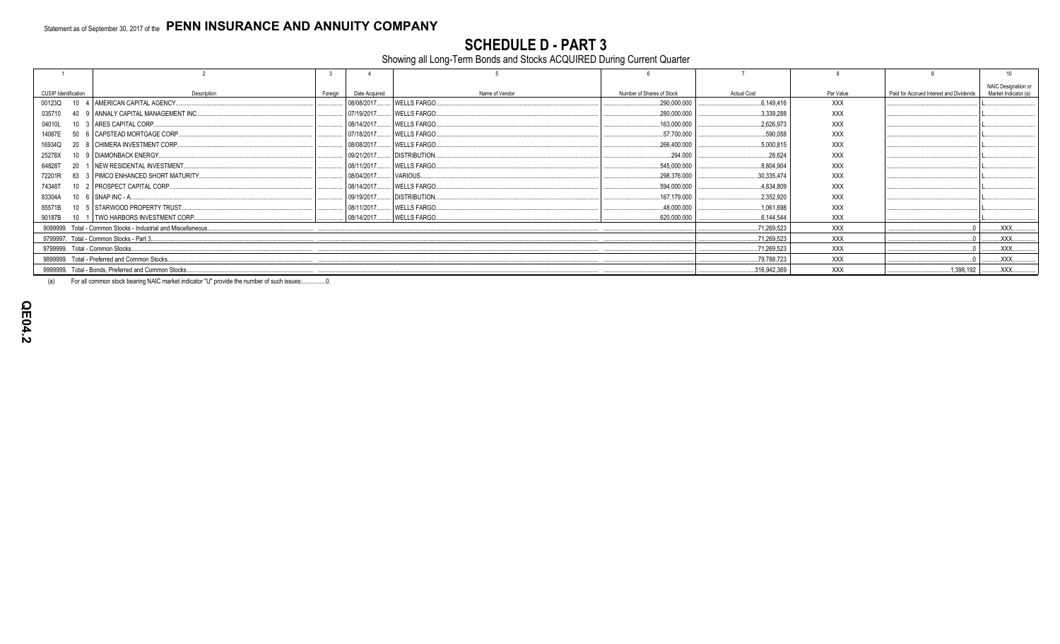Statement as of September 30, 2017 of the **PENN INSURANCE AND ANNUITY COMPANY**

# SCHEDULE D - PART 3

Showing all Long-Term Bonds and Stocks ACQUIRED During Current Quarter

| 1 | 2 | 3 | 4 | 5 | 6 | 7 | 8 | 9 | 10 |
|---|---|---|---|---|---|---|---|---|---|
| CUSIP Identification | Description | Foreign | Date Acquired | Name of Vendor | Number of Shares of Stock | Actual Cost | Par Value | Paid for Accrued Interest and Dividends | NAIC Designation or Market Indicator (a) |
| 00123Q 10 4 | AMERICAN CAPITAL AGENCY | | 08/08/2017 | WELLS FARGO | 290,000.000 | 6,149,416 | XXX | | L |
| 035710 40 9 | ANNALY CAPITAL MANAGEMENT INC | | 07/19/2017 | WELLS FARGO | 280,000.000 | 3,339,288 | XXX | | L |
| 04010L 10 3 | ARES CAPITAL CORP | | 08/14/2017 | WELLS FARGO | 163,000.000 | 2,626,973 | XXX | | L |
| 14067E 50 6 | CAPSTEAD MORTGAGE CORP | | 07/18/2017 | WELLS FARGO | 57,700.000 | 590,058 | XXX | | L |
| 16934Q 20 8 | CHIMERA INVESTMENT CORP | | 08/08/2017 | WELLS FARGO | 266,400.000 | 5,000,815 | XXX | | L |
| 25278X 10 9 | DIAMONBACK ENERGY | | 09/21/2017 | DISTRIBUTION | 294.000 | 28,624 | XXX | | L |
| 64828T 20 1 | NEW RESIDENTIAL INVESTMENT | | 08/11/2017 | WELLS FARGO | 545,000.000 | 8,804,904 | XXX | | L |
| 72201R 83 3 | PIMCO ENHANCED SHORT MATURITY | | 08/04/2017 | VARIOUS | 298,376.000 | 30,335,474 | XXX | | L |
| 74348T 10 2 | PROSPECT CAPITAL CORP | | 08/14/2017 | WELLS FARGO | 594,000.000 | 4,834,809 | XXX | | L |
| 83304A 10 6 | SNAP INC - A | | 09/19/2017 | DISTRIBUTION | 167,179.000 | 2,352,920 | XXX | | L |
| 85571B 10 5 | STARWOOD PROPERTY TRUST | | 08/11/2017 | WELLS FARGO | 48,000.000 | 1,061,698 | XXX | | L |
| 90187B 10 1 | TWO HARBORS INVESTMENT CORP | | 08/14/2017 | WELLS FARGO | 620,000.000 | 6,144,544 | XXX | | L |
| 9099999. Total - Common Stocks - Industrial and Miscellaneous | | | | | | 71,269,523 | XXX | 0 | XXX |
| 9799997. Total - Common Stocks - Part 3 | | | | | | 71,269,523 | XXX | 0 | XXX |
| 9799999. Total - Common Stocks | | | | | | 71,269,523 | XXX | 0 | XXX |
| 9899999. Total - Preferred and Common Stocks | | | | | | 79,788,723 | XXX | 0 | XXX |
| 9999999. Total - Bonds, Preferred and Common Stocks | | | | | | 316,942,369 | XXX | 1,398,192 | XXX |

(a) For all common stock bearing NAIC market indicator "U" provide the number of such issues: 0.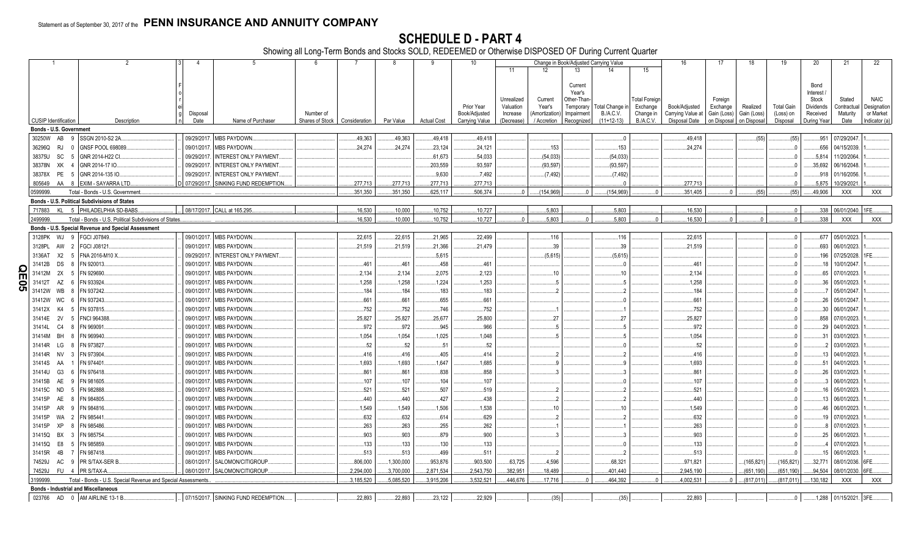Statement as of September 30, 2017 of the **PENN INSURANCE AND ANNUITY COMPANY**

# SCHEDULE D - PART 4

Showing all Long-Term Bonds and Stocks SOLD, REDEEMED or Otherwise DISPOSED OF During Current Quarter

| 1 | 2 | 3 | 4 | 5 | 6 | 7 | 8 | 9 | 10 | 11 | 12 | 13 | 14 | 15 | 16 | 17 | 18 | 19 | 20 | 21 | 22 |
|---|---|---|---|---|---|---|---|---|---|---|---|---|---|---|---|---|---|---|---|---|---|
| | | | | | | | | | | Change in Book/Adjusted Carrying Value | | | | | | | | | | | |
| CUSIP Identification | Description | Foreign | Disposal Date | Name of Purchaser | Number of Shares of Stock | Consideration | Par Value | Actual Cost | Prior Year Book/Adjusted Carrying Value | Unrealized Valuation Increase (Decrease) | Current Year's (Amortization) / Accretion | Current Year's Other-Than-Temporary Impairment Recognized | Total Change in B./A.C.V. (11+12-13) | Total Foreign Exchange Change in B./A.C.V. | Book/Adjusted Carrying Value at Disposal Date | Foreign Exchange Gain (Loss) on Disposal | Realized Gain (Loss) on Disposal | Total Gain (Loss) on Disposal | Bond Interest / Stock Dividends Received During Year | Stated Contractual Maturity Date | NAIC Designation or Market Indicator (a) |
| **Bonds - U.S. Government** | | | | | | | | | | | | | | | | | | | | | |
| 30250W AB 9 | SSGN 2010-S2 2A. | | 09/29/2017. | MBS PAYDOWN. | | 49,363 | 49,363 | 49,418 | 49,418 | | | | 0 | | 49,418 | | (55) | (55) | 951 | 07/29/2047. | 1 |
| 36296Q RJ 0 | GNSF POOL 698089. | | 09/01/2017. | MBS PAYDOWN. | | 24,274 | 24,274 | 23,124 | 24,121 | | 153 | | 153 | | 24,274 | | | 0 | 656 | 04/15/2039. | 1 |
| 38375U SC 5 | GNR 2014-H22 CI. | | 09/29/2017. | INTEREST ONLY PAYMENT. | | | | 61,673 | 54,033 | | (54,033) | | (54,033) | | | | | 0 | 5,814 | 11/20/2064. | 1 |
| 38378N XK 4 | GNR 2014-17 IO. | | 09/29/2017. | INTEREST ONLY PAYMENT. | | | | 203,559 | 93,597 | | (93,597) | | (93,597) | | | | | 0 | 35,692 | 06/16/2048. | 1 |
| 38378X PE 5 | GNR 2014-135 IO. | | 09/29/2017. | INTEREST ONLY PAYMENT. | | | | 9,630 | 7,492 | | (7,492) | | (7,492) | | | | | 0 | 918 | 01/16/2056. | 1 |
| 805649 AA 8 | EXIM - SAYARRA LTD. | D | 07/29/2017. | SINKING FUND REDEMPTION. | | 277,713 | 277,713 | 277,713 | 277,713 | | | | 0 | | 277,713 | | | 0 | 5,875 | 10/29/2021. | 1 |
| 0599999. | Total - Bonds - U.S. Government | | | | | 351,350 | 351,350 | 625,117 | 506,374 | 0 | (154,969) | 0 | (154,969) | 0 | 351,405 | 0 | (55) | (55) | 49,906 | XXX | XXX |
| **Bonds - U.S. Political Subdivisions of States** | | | | | | | | | | | | | | | | | | | | | |
| 717883 KL 5 | PHILADELPHIA SD-BABS. | | 08/17/2017. | CALL at 165.295. | | 16,530 | 10,000 | 10,752 | 10,727 | | 5,803 | | 5,803 | | 16,530 | | | 0 | 338 | 06/01/2040. | 1FE |
| 2499999. | Total - Bonds - U.S. Political Subdivisions of States | | | | | 16,530 | 10,000 | 10,752 | 10,727 | 0 | 5,803 | 0 | 5,803 | 0 | 16,530 | 0 | 0 | 0 | 338 | XXX | XXX |
| **Bonds - U.S. Special Revenue and Special Assessment** | | | | | | | | | | | | | | | | | | | | | |
| 3128PK WJ 9 | FGCI J07849. | | 09/01/2017. | MBS PAYDOWN. | | 22,615 | 22,615 | 21,965 | 22,499 | | 116 | | 116 | | 22,615 | | | 0 | 677 | 05/01/2023. | 1 |
| 3128PL AW 2 | FGCI J08121. | | 09/01/2017. | MBS PAYDOWN. | | 21,519 | 21,519 | 21,366 | 21,479 | | 39 | | 39 | | 21,519 | | | 0 | 693 | 06/01/2023. | 1 |
| 3136AT X2 5 | FNA 2016-M10 X. | | 09/29/2017. | INTEREST ONLY PAYMENT. | | | | 5,615 | | | (5,615) | | (5,615) | | | | | 0 | 196 | 07/25/2028. | 1FE |
| 31412B DS 8 | FN 920013. | | 09/01/2017. | MBS PAYDOWN. | | 461 | 461 | 458 | 461 | | | | 0 | | 461 | | | 0 | 18 | 10/01/2047. | 1 |
| 31412M 2X 5 | FN 929690. | | 09/01/2017. | MBS PAYDOWN. | | 2,134 | 2,134 | 2,075 | 2,123 | | 10 | | 10 | | 2,134 | | | 0 | 65 | 07/01/2023. | 1 |
| 31412T AZ 6 | FN 933924. | | 09/01/2017. | MBS PAYDOWN. | | 1,258 | 1,258 | 1,224 | 1,253 | | 5 | | 5 | | 1,258 | | | 0 | 36 | 05/01/2023. | 1 |
| 31412W WB 8 | FN 937242. | | 09/01/2017. | MBS PAYDOWN. | | 184 | 184 | 183 | 183 | | 2 | | 2 | | 184 | | | 0 | 7 | 05/01/2047. | 1 |
| 31412W WC 6 | FN 937243. | | 09/01/2017. | MBS PAYDOWN. | | 661 | 661 | 655 | 661 | | | | 0 | | 661 | | | 0 | 26 | 05/01/2047. | 1 |
| 31412X K4 5 | FN 937815. | | 09/01/2017. | MBS PAYDOWN. | | 752 | 752 | 746 | 752 | | 1 | | 1 | | 752 | | | 0 | 30 | 06/01/2047. | 1 |
| 31414E 2V 5 | FNCI 964388. | | 09/01/2017. | MBS PAYDOWN. | | 25,827 | 25,827 | 25,677 | 25,800 | | 27 | | 27 | | 25,827 | | | 0 | 858 | 07/01/2023. | 1 |
| 31414L C4 8 | FN 969091. | | 09/01/2017. | MBS PAYDOWN. | | 972 | 972 | 945 | 966 | | 5 | | 5 | | 972 | | | 0 | 29 | 04/01/2023. | 1 |
| 31414M BH 8 | FN 969940. | | 09/01/2017. | MBS PAYDOWN. | | 1,054 | 1,054 | 1,025 | 1,048 | | 5 | | 5 | | 1,054 | | | 0 | 31 | 03/01/2023. | 1 |
| 31414R LG 8 | FN 973827. | | 09/01/2017. | MBS PAYDOWN. | | 52 | 52 | 51 | 52 | | | | 0 | | 52 | | | 0 | 2 | 03/01/2023. | 1 |
| 31414R NV 3 | FN 973904. | | 09/01/2017. | MBS PAYDOWN. | | 416 | 416 | 405 | 414 | | 2 | | 2 | | 416 | | | 0 | 13 | 04/01/2023. | 1 |
| 31414S AA 1 | FN 974401. | | 09/01/2017. | MBS PAYDOWN. | | 1,693 | 1,693 | 1,647 | 1,685 | | 9 | | 9 | | 1,693 | | | 0 | 51 | 04/01/2023. | 1 |
| 31414U G3 6 | FN 976418. | | 09/01/2017. | MBS PAYDOWN. | | 861 | 861 | 838 | 858 | | 3 | | 3 | | 861 | | | 0 | 26 | 03/01/2023. | 1 |
| 31415B AE 9 | FN 981605. | | 09/01/2017. | MBS PAYDOWN. | | 107 | 107 | 104 | 107 | | | | 0 | | 107 | | | 0 | 3 | 06/01/2023. | 1 |
| 31415C ND 5 | FN 982888. | | 09/01/2017. | MBS PAYDOWN. | | 521 | 521 | 507 | 519 | | 2 | | 2 | | 521 | | | 0 | 16 | 05/01/2023. | 1 |
| 31415P AE 8 | FN 984805. | | 09/01/2017. | MBS PAYDOWN. | | 440 | 440 | 427 | 438 | | 2 | | 2 | | 440 | | | 0 | 13 | 06/01/2023. | 1 |
| 31415P AR 9 | FN 984816. | | 09/01/2017. | MBS PAYDOWN. | | 1,549 | 1,549 | 1,506 | 1,538 | | 10 | | 10 | | 1,549 | | | 0 | 46 | 06/01/2023. | 1 |
| 31415P WA 2 | FN 985441. | | 09/01/2017. | MBS PAYDOWN. | | 632 | 632 | 614 | 629 | | 2 | | 2 | | 632 | | | 0 | 19 | 07/01/2023. | 1 |
| 31415P XP 8 | FN 985486. | | 09/01/2017. | MBS PAYDOWN. | | 263 | 263 | 255 | 262 | | 1 | | 1 | | 263 | | | 0 | 8 | 07/01/2023. | 1 |
| 31415Q BX 3 | FN 985754. | | 09/01/2017. | MBS PAYDOWN. | | 903 | 903 | 879 | 900 | | 3 | | 3 | | 903 | | | 0 | 25 | 06/01/2023. | 1 |
| 31415Q E8 5 | FN 985859. | | 09/01/2017. | MBS PAYDOWN. | | 133 | 133 | 130 | 133 | | | | 0 | | 133 | | | 0 | 4 | 07/01/2023. | 1 |
| 31415R 4B 7 | FN 987418. | | 09/01/2017. | MBS PAYDOWN. | | 513 | 513 | 499 | 511 | | 2 | | 2 | | 513 | | | 0 | 15 | 06/01/2023. | 1 |
| 74529J AC 9 | PR S/TAX-SER B. | | 08/01/2017. | SALOMON/CITIGROUP. | | 806,000 | 1,300,000 | 953,876 | 903,500 | 63,725 | 4,596 | | 68,321 | | 971,821 | | (165,821) | (165,821) | 32,771 | 08/01/2036. | 6FE |
| 74529J FU 4 | PR S/TAX-A. | | 08/01/2017. | SALOMON/CITIGROUP. | | 2,294,000 | 3,700,000 | 2,871,534 | 2,543,750 | 382,951 | 18,489 | | 401,440 | | 2,945,190 | | (651,190) | (651,190) | 94,504 | 08/01/2030. | 6FE |
| 3199999. | Total - Bonds - U.S. Special Revenue and Special Assessments | | | | | 3,185,520 | 5,085,520 | 3,915,206 | 3,532,521 | 446,676 | 17,716 | 0 | 464,392 | 0 | 4,002,531 | 0 | (817,011) | (817,011) | 130,182 | XXX | XXX |
| **Bonds - Industrial and Miscellaneous** | | | | | | | | | | | | | | | | | | | | | |
| 023766 AD 0 | AM AIRLINE 13-1 B. | | 07/15/2017. | SINKING FUND REDEMPTION. | | 22,893 | 22,893 | 23,122 | 22,929 | | (35) | | (35) | | 22,893 | | | 0 | 1,288 | 01/15/2021. | 3FE |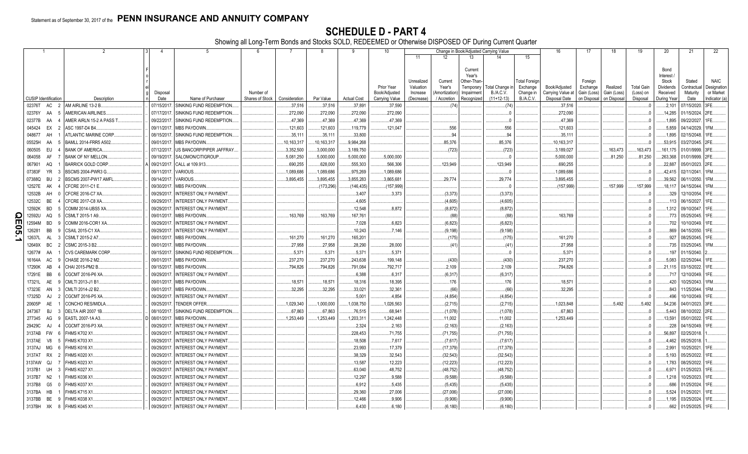Statement as of September 30, 2017 of the **PENN INSURANCE AND ANNUITY COMPANY**

# SCHEDULE D - PART 4

Showing all Long-Term Bonds and Stocks SOLD, REDEEMED or Otherwise DISPOSED OF During Current Quarter

| 1 CUSIP Identification | 2 Description | 3 Foreign | 4 Disposal Date | 5 Name of Purchaser | 6 Number of Shares of Stock | 7 Consideration | 8 Par Value | 9 Actual Cost | 10 Prior Year Book/Adjusted Carrying Value | 11 Unrealized Valuation Increase (Decrease) | 12 Current Year's (Amortization) / Accretion | 13 Current Year's Other-Than-Temporary Impairment Recognized | 14 Total Change in B./A.C.V. (11+12-13) | 15 Total Foreign Exchange Change in B./A.C.V. | 16 Book/Adjusted Carrying Value at Disposal Date | 17 Foreign Exchange Gain (Loss) on Disposal | 18 Realized Gain (Loss) on Disposal | 19 Total Gain (Loss) on Disposal | 20 Bond Interest / Stock Dividends Received During Year | 21 Stated Contractual Maturity Date | 22 NAIC Designation or Market Indicator (a) |
|---|---|---|---|---|---|---|---|---|---|---|---|---|---|---|---|---|---|---|---|---|---|
| 02376T AC 2 | AM AIRLINE 13-2 B |  | 07/15/2017 | SINKING FUND REDEMPTION |  | 37,516 | 37,516 | 37,891 | 37,590 |  | (74) |  | (74) |  | 37,516 |  |  | 0 | 2,101 | 07/15/2020 | 3FE |
| 02376Y AA 5 | AMERICAN AIRLINES |  | 07/17/2017 | SINKING FUND REDEMPTION |  | 272,090 | 272,090 | 272,090 | 272,090 |  |  |  | 0 |  | 272,090 |  |  | 0 | 14,285 | 01/15/2024 | 2FE |
| 02377B AA 4 | AMER AIRLN 15-2 A PASS T |  | 09/22/2017 | SINKING FUND REDEMPTION |  | 47,369 | 47,369 | 47,369 | 47,369 |  |  |  | 0 |  | 47,369 |  |  | 0 | 1,895 | 09/22/2027 | 1FE |
| 045424 EX 2 | ASC 1997-D4 B4 |  | 09/11/2017 | MBS PAYDOWN |  | 121,603 | 121,603 | 119,779 | 121,047 |  | 556 |  | 556 |  | 121,603 |  |  | 0 | 5,859 | 04/14/2029 | 1FM |
| 048677 AH 1 | ATLANTIC MARINE CORP |  | 08/15/2017 | SINKING FUND REDEMPTION |  | 35,111 | 35,111 | 33,800 |  |  | 94 |  | 94 |  | 35,111 |  |  | 0 | 1,895 | 02/15/2048 | 1FE |
| 05525H AA 5 | BAMLL 2014-FRR5 A502 |  | 09/01/2017 | MBS PAYDOWN |  | 10,163,317 | 10,163,317 | 9,984,268 |  |  | 85,376 |  | 85,376 |  | 10,163,317 |  |  | 0 | 53,915 | 03/27/2045 | 2FE |
| 060505 EU 4 | BANK OF AMERICA |  | 07/12/2017 | US BANCORP/PIPER JAFFRAY |  | 3,352,500 | 3,000,000 | 3,189,750 |  |  | (723) |  | (723) |  | 3,189,027 |  | 163,473 | 163,473 | 161,175 | 01/01/9999 | 3FE |
| 064058 AF 7 | BANK OF NY MELLON |  | 09/19/2017 | SALOMON/CITIGROUP |  | 5,081,250 | 5,000,000 | 5,000,000 | 5,000,000 |  |  |  | 0 |  | 5,000,000 |  | 81,250 | 81,250 | 263,368 | 01/01/9999 | 2FE |
| 067901 AQ 1 | BARRICK GOLD CORP | A | 09/21/2017 | CALL at 109.913 |  | 690,255 | 628,000 | 555,303 | 566,306 |  | 123,949 |  | 123,949 |  | 690,255 |  |  | 0 | 22,887 | 05/01/2023 | 2FE |
| 07383F YR 3 | BSCMS 2004-PWR3 G |  | 09/11/2017 | VARIOUS |  | 1,089,686 | 1,089,686 | 975,269 | 1,089,686 |  |  |  | 0 |  | 1,089,686 |  |  | 0 | 42,415 | 02/11/2041 | 1FM |
| 07388Q BU 2 | BSCMS 2007-PW17 AMFL |  | 09/14/2017 | VARIOUS |  | 3,895,455 | 3,895,455 | 3,855,283 | 3,865,681 |  | 29,774 |  | 29,774 |  | 3,895,455 |  |  | 0 | 39,562 | 06/11/2050 | 1FM |
| 12527E AK 4 | CFCRE 2011-C1 E |  | 09/30/2017 | MBS PAYDOWN |  |  | (173,296) | (146,435) | (157,999) |  |  |  | 0 |  | (157,999) |  | 157,999 | 157,999 | 18,117 | 04/15/2044 | 1FM |
| 12532B AH 0 | CFCRE 2016-C7 XA |  | 09/29/2017 | INTEREST ONLY PAYMENT |  |  |  | 3,407 | 3,373 |  | (3,373) |  | (3,373) |  |  |  |  | 0 | 329 | 12/10/2054 | 1FE |
| 12532C BE 4 | CFCRE 2017-C8 XA |  | 09/29/2017 | INTEREST ONLY PAYMENT |  |  |  | 4,605 |  |  | (4,605) |  | (4,605) |  |  |  |  | 0 | 113 | 06/15/2027 | 1FE |
| 12592K BD 5 | COMM 2014-UBS5 XA |  | 09/29/2017 | INTEREST ONLY PAYMENT |  |  |  | 12,548 | 8,872 |  | (8,872) |  | (8,872) |  |  |  |  | 0 | 1,312 | 09/10/2047 | 1FE |
| 12592U AQ 5 | CSMLT 2015-1 A9 |  | 09/01/2017 | MBS PAYDOWN |  | 163,769 | 163,769 | 167,761 |  |  | (88) |  | (88) |  | 163,769 |  |  | 0 | 773 | 05/25/2045 | 1FE |
| 12594M BD 9 | COMM 2016-COR1 XA |  | 09/29/2017 | INTEREST ONLY PAYMENT |  |  |  | 7,028 | 6,823 |  | (6,823) |  | (6,823) |  |  |  |  | 0 | 702 | 10/10/2049 | 1FE |
| 126281 BB 9 | CSAIL 2015-C1 XA |  | 09/29/2017 | INTEREST ONLY PAYMENT |  |  |  | 10,243 | 7,146 |  | (9,198) |  | (9,198) |  |  |  |  | 0 | 869 | 04/15/2050 | 1FE |
| 12637L AL 3 | CSMLT 2015-2 A7 |  | 09/01/2017 | MBS PAYDOWN |  | 161,270 | 161,270 | 165,201 |  |  | (175) |  | (175) |  | 161,270 |  |  | 0 | 927 | 08/25/2045 | 1FE |
| 12649X BC 2 | CSMC 2015-3 B2 |  | 09/01/2017 | MBS PAYDOWN |  | 27,958 | 27,958 | 28,290 | 28,000 |  | (41) |  | (41) |  | 27,958 |  |  | 0 | 735 | 03/25/2045 | 1FM |
| 12677# AA 1 | CVS CAREMARK CORP |  | 09/15/2017 | SINKING FUND REDEMPTION |  | 5,371 | 5,371 | 5,371 | 5,371 |  |  |  | 0 |  | 5,371 |  |  | 0 | 197 | 01/15/2040 | 2 |
| 16164A AC 9 | CHASE 2016-2 M2 |  | 09/01/2017 | MBS PAYDOWN |  | 237,270 | 237,270 | 243,638 | 199,148 |  | (430) |  | (430) |  | 237,270 |  |  | 0 | 5,083 | 02/25/2044 | 1FE |
| 17290K AB 4 | CHAI 2015-PM2 B |  | 09/15/2017 | MBS PAYDOWN |  | 794,826 | 794,826 | 791,084 | 792,717 |  | 2,109 |  | 2,109 |  | 794,826 |  |  | 0 | 21,115 | 03/15/2022 | 1FE |
| 17291E BB 6 | CGCMT 2016-P6 XA |  | 09/29/2017 | INTEREST ONLY PAYMENT |  |  |  | 6,388 | 6,317 |  | (6,317) |  | (6,317) |  |  |  |  | 0 | 717 | 12/10/2049 | 1FE |
| 17321L AE 9 | CMLTI 2013-J1 B1 |  | 09/01/2017 | MBS PAYDOWN |  | 18,571 | 18,571 | 18,316 | 18,395 |  | 176 |  | 176 |  | 18,571 |  |  | 0 | 420 | 10/25/2043 | 1FM |
| 17323E AN 3 | CMLTI 2014-J2 B2 |  | 09/01/2017 | MBS PAYDOWN |  | 32,295 | 32,295 | 33,021 | 32,361 |  | (66) |  | (66) |  | 32,295 |  |  | 0 | 843 | 11/25/2044 | 1FM |
| 17325D AJ 2 | CGCMT 2016-P5 XA |  | 09/29/2017 | INTEREST ONLY PAYMENT |  |  |  | 5,001 | 4,854 |  | (4,854) |  | (4,854) |  |  |  |  | 0 | 496 | 10/10/2049 | 1FE |
| 20605P AE 1 | CONCHO RES/MIDLA |  | 09/25/2017 | TENDER OFFER |  | 1,029,340 | 1,000,000 | 1,038,750 | 1,026,563 |  | (2,715) |  | (2,715) |  | 1,023,848 |  | 5,492 | 5,492 | 54,236 | 04/01/2023 | 3FE |
| 247367 BJ 3 | DELTA AIR 2007 1B |  | 08/10/2017 | SINKING FUND REDEMPTION |  | 67,863 | 67,863 | 76,515 | 68,941 |  | (1,078) |  | (1,078) |  | 67,863 |  |  | 0 | 5,443 | 08/10/2022 | 2FE |
| 277345 AG 9 | EASTL 2007-1A A3 | D | 08/01/2017 | MBS PAYDOWN |  | 1,253,449 | 1,253,449 | 1,203,311 | 1,242,448 |  | 11,002 |  | 11,002 |  | 1,253,449 |  |  | 0 | 13,591 | 05/01/2022 | 1FE |
| 29429C AJ 4 | CGCMT 2016-P3 XA |  | 09/29/2017 | INTEREST ONLY PAYMENT |  |  |  | 2,324 | 2,163 |  | (2,163) |  | (2,163) |  |  |  |  | 0 | 228 | 04/15/2049 | 1FE |
| 3137AB FW 6 | FHMS K702 X1 |  | 09/29/2017 | INTEREST ONLY PAYMENT |  |  |  | 228,453 | 71,755 |  | (71,755) |  | (71,755) |  |  |  |  | 0 | 56,897 | 02/25/2018 | 1 |
| 3137AE V8 5 | FHMS K703 X1 |  | 09/29/2017 | INTEREST ONLY PAYMENT |  |  |  | 18,508 | 7,617 |  | (7,617) |  | (7,617) |  |  |  |  | 0 | 4,462 | 05/25/2018 | 1 |
| 3137AJ MG 6 | FHMS K016 X1 |  | 09/29/2017 | INTEREST ONLY PAYMENT |  |  |  | 23,993 | 17,379 |  | (17,379) |  | (17,379) |  |  |  |  | 0 | 2,991 | 10/25/2021 | 1FE |
| 3137AT RX 2 | FHMS K020 X1 |  | 09/29/2017 | INTEREST ONLY PAYMENT |  |  |  | 38,329 | 32,543 |  | (32,543) |  | (32,543) |  |  |  |  | 0 | 5,193 | 05/25/2022 | 1FE |
| 3137AW QJ 7 | FHMS K023 X1 |  | 09/29/2017 | INTEREST ONLY PAYMENT |  |  |  | 13,587 | 12,223 |  | (12,223) |  | (12,223) |  |  |  |  | 0 | 1,783 | 08/25/2022 | 1FE |
| 3137B1 UH 3 | FHMS K027 X1 |  | 09/29/2017 | INTEREST ONLY PAYMENT |  |  |  | 63,040 | 48,752 |  | (48,752) |  | (48,752) |  |  |  |  | 0 | 6,971 | 01/25/2023 | 1FE |
| 3137B7 N2 1 | FHMS K036 X1 |  | 09/29/2017 | INTEREST ONLY PAYMENT |  |  |  | 12,297 | 9,588 |  | (9,588) |  | (9,588) |  |  |  |  | 0 | 1,218 | 10/25/2023 | 1FE |
| 3137B8 G5 0 | FHMS K037 X1 |  | 09/29/2017 | INTEREST ONLY PAYMENT |  |  |  | 6,912 | 5,435 |  | (5,435) |  | (5,435) |  |  |  |  | 0 | 686 | 01/25/2024 | 1FE |
| 3137BA HB 1 | FHMS K715 X1 |  | 09/29/2017 | INTEREST ONLY PAYMENT |  |  |  | 29,360 | 27,006 |  | (27,006) |  | (27,006) |  |  |  |  | 0 | 5,524 | 01/25/2021 | 1FE |
| 3137BB BE 9 | FHMS K038 X1 |  | 09/29/2017 | INTEREST ONLY PAYMENT |  |  |  | 12,466 | 9,906 |  | (9,906) |  | (9,906) |  |  |  |  | 0 | 1,195 | 03/25/2024 | 1FE |
| 3137BH XK 8 | FHMS K045 X1 |  | 09/29/2017 | INTEREST ONLY PAYMENT |  |  |  | 6,430 | 6,180 |  | (6,180) |  | (6,180) |  |  |  |  | 0 | 662 | 01/25/2025 | 1FE |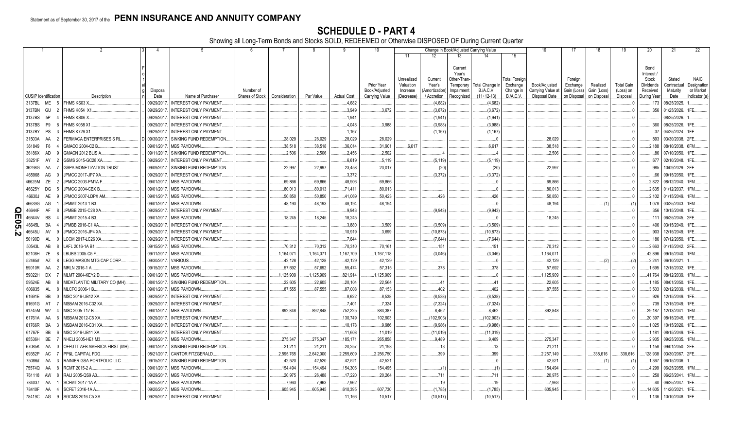Statement as of September 30, 2017 of the **PENN INSURANCE AND ANNUITY COMPANY**

# SCHEDULE D - PART 4

Showing all Long-Term Bonds and Stocks SOLD, REDEEMED or Otherwise DISPOSED OF During Current Quarter

| 1 | 2 | 3 | 4 | 5 | 6 | 7 | 8 | 9 | 10 | 11 | 12 | 13 | 14 | 15 | 16 | 17 | 18 | 19 | 20 | 21 | 22 |
|---|---|---|---|---|---|---|---|---|---|---|---|---|---|---|---|---|---|---|---|---|---|
| | | | | | | | | | | Change in Book/Adjusted Carrying Value | | | | | | | | | | | |
| CUSIP Identification | Description | Foreign | Disposal Date | Name of Purchaser | Number of Shares of Stock | Consideration | Par Value | Actual Cost | Prior Year Book/Adjusted Carrying Value | Unrealized Valuation Increase (Decrease) | Current Year's (Amortization) / Accretion | Current Year's Other-Than-Temporary Impairment Recognized | Total Change in B./A.C.V. (11+12-13) | Total Foreign Exchange Change in B./A.C.V. | Book/Adjusted Carrying Value at Disposal Date | Foreign Exchange Gain (Loss) on Disposal | Realized Gain (Loss) on Disposal | Total Gain (Loss) on Disposal | Bond Interest / Stock Dividends Received During Year | Stated Contractual Maturity Date | NAIC Designation or Market Indicator (a) |
| 3137BL ME 5 | FHMS KS03 X. | | 09/29/2017. | INTEREST ONLY PAYMENT. | | | | 4,682 | | | (4,682) | | (4,682) | | | | | 0 | 173 | 08/25/2025. | 1. |
| 3137BN GU 2 | FHMS K054 X1. | | 09/29/2017. | INTEREST ONLY PAYMENT. | | | | 3,949 | 3,672 | | (3,672) | | (3,672) | | | | | 0 | 356 | 01/25/2026. | 1FE. |
| 3137BS 5P 4 | FHMS KS06 X. | | 09/29/2017. | INTEREST ONLY PAYMENT. | | | | 1,941 | | | (1,941) | | (1,941) | | | | | 0 | | 08/25/2026. | 1. |
| 3137BS P9 8 | FHMS K058 X1. | | 09/29/2017. | INTEREST ONLY PAYMENT. | | | | 4,048 | 3,988 | | (3,988) | | (3,988) | | | | | 0 | 360 | 08/25/2026. | 1FE. |
| 3137BY PS 3 | FHMS K726 X1. | | 09/29/2017. | INTEREST ONLY PAYMENT. | | | | 1,167 | | | (1,167) | | (1,167) | | | | | 0 | 37 | 04/25/2024. | 1FE. |
| 31503A AA 2 | FERMACA ENTERPRISES S RL. | D | 09/30/2017. | SINKING FUND REDEMPTION. | | 28,029 | 28,029 | 28,029 | 28,029 | | | | 0 | | 28,029 | | | 0 | 893 | 03/30/2038. | 2FE. |
| 361849 F6 4 | GMACC 2004-C2 B. | | 09/01/2017. | MBS PAYDOWN. | | 38,518 | 38,518 | 36,014 | 31,901 | 6,617 | | | 6,617 | | 38,518 | | | 0 | 2,188 | 08/10/2038. | 6FM. |
| 36186X AD 9 | GMACN 2012 BLIS A. | | 09/11/2017. | SINKING FUND REDEMPTION. | | 2,506 | 2,506 | 2,456 | 2,502 | | 4 | | 4 | | 2,506 | | | 0 | 86 | 07/10/2050. | 1FE. |
| 36251F AY 2 | GSMS 2015-GC28 XA. | | 09/29/2017. | INTEREST ONLY PAYMENT. | | | | 6,619 | 5,119 | | (5,119) | | (5,119) | | | | | 0 | 677 | 02/10/2048. | 1FE. |
| 36298G AA 7 | GSPA MONETIZATION TRUST. | | 09/09/2017. | SINKING FUND REDEMPTION. | | 22,997 | 22,997 | 23,458 | 23,017 | | (20) | | (20) | | 22,997 | | | 0 | 985 | 10/09/2029. | 2FE. |
| 465968 AG 0 | JPMCC 2017-JP7 XA. | | 09/29/2017. | INTEREST ONLY PAYMENT. | | | | 3,372 | | | (3,372) | | (3,372) | | | | | 0 | 66 | 09/15/2050. | 1FE. |
| 46625M ZE 2 | JPMCC 2003-PM1A F. | | 09/01/2017. | MBS PAYDOWN. | | 69,866 | 69,866 | 48,906 | 69,866 | | | | 0 | | 69,866 | | | 0 | 2,822 | 08/12/2040. | 1FM. |
| 46625Y DG 5 | JPMCC 2004-CBX B. | | 09/01/2017. | MBS PAYDOWN. | | 80,013 | 80,013 | 71,411 | 80,013 | | | | 0 | | 80,013 | | | 0 | 2,635 | 01/12/2037. | 1FM. |
| 46630J AE 9 | JPMCC 2007-LDPX AM. | | 09/01/2017. | MBS PAYDOWN. | | 50,850 | 50,850 | 41,069 | 50,423 | | 426 | | 426 | | 50,850 | | | 0 | 2,102 | 01/15/2049. | 1FM. |
| 46639G AG 1 | JPMMT 2013-1 B3. | | 09/01/2017. | MBS PAYDOWN. | | 48,193 | 48,193 | 48,194 | 48,194 | | | | 0 | | 48,194 | | (1) | (1) | 1,078 | 03/25/2043. | 1FM. |
| 46644F AF 8 | JPMBB 2015-C28 XA. | | 09/29/2017. | INTEREST ONLY PAYMENT. | | | | 9,943 | | | (9,943) | | (9,943) | | | | | 0 | 356 | 10/15/2048. | 1FE. |
| 46644V BS 4 | JPMMT 2015-4 B3. | | 09/01/2017. | MBS PAYDOWN. | | 18,245 | 18,245 | 18,245 | | | | | 0 | | 18,245 | | | 0 | 111 | 06/25/2045. | 2FE. |
| 46645L BA 4 | JPMBB 2016-C1 XA. | | 09/29/2017. | INTEREST ONLY PAYMENT. | | | | 3,880 | 3,509 | | (3,509) | | (3,509) | | | | | 0 | 406 | 03/15/2049. | 1FE. |
| 46645U AV 9 | JPMCC 2016-JP4 XA. | | 09/29/2017. | INTEREST ONLY PAYMENT. | | | | 10,919 | 3,699 | | (10,873) | | (10,873) | | | | | 0 | 903 | 12/15/2049. | 1FE. |
| 50190D AL 0 | LCCM 2017-LC26 XA. | | 09/29/2017. | INTEREST ONLY PAYMENT. | | | | 7,644 | | | (7,644) | | (7,644) | | | | | 0 | 186 | 07/12/2050. | 1FE. |
| 50543L AB 8 | LAFL 2016-1A B1. | | 09/15/2017. | MBS PAYDOWN. | | 70,312 | 70,312 | 70,310 | 70,161 | | 151 | | 151 | | 70,312 | | | 0 | 2,663 | 01/15/2042. | 2FE. |
| 52108H 7E 8 | LBUBS 2005-C5 F. | | 09/11/2017. | MBS PAYDOWN. | | 1,164,071 | 1,164,071 | 1,167,709 | 1,167,118 | | (3,046) | | (3,046) | | 1,164,071 | | | 0 | 42,896 | 09/15/2040. | 1FM. |
| 52465# AZ 8 | LEGG MASON MTG CAP CORP. | | 09/30/2017. | VARIOUS. | | 42,128 | 42,128 | 42,129 | 42,129 | | | | 0 | | 42,129 | | (2) | (2) | 2,241 | 06/10/2021. | 1. |
| 59010R AA 2 | MRLN 2016-1 A. | | 09/15/2017. | MBS PAYDOWN. | | 57,692 | 57,692 | 55,474 | 57,315 | | 378 | | 378 | | 57,692 | | | 0 | 1,695 | 12/15/2032. | 1FE. |
| 59022H DX 7 | MLMT 2004-KEY2 D. | | 09/01/2017. | MBS PAYDOWN. | | 1,125,909 | 1,125,909 | 821,914 | 1,125,909 | | | | 0 | | 1,125,909 | | | 0 | 41,764 | 08/12/2039. | 1FM. |
| 59524E AB 8 | MIDATLANTIC MILITARY CO (MH). | | 08/01/2017. | SINKING FUND REDEMPTION. | | 22,605 | 22,605 | 20,104 | 22,564 | | 41 | | 41 | | 22,605 | | | 0 | 1,185 | 08/01/2050. | 1FE. |
| 606935 AL 8 | MLCFC 2006-1 B. | | 09/01/2017. | MBS PAYDOWN. | | 87,555 | 87,555 | 87,008 | 87,153 | | 402 | | 402 | | 87,555 | | | 0 | 3,503 | 02/12/2039. | 1FM. |
| 61691E BB 0 | MSC 2016-UB12 XA. | | 09/29/2017. | INTEREST ONLY PAYMENT. | | | | 8,622 | 8,538 | | (8,538) | | (8,538) | | | | | 0 | 926 | 12/15/2049. | 1FE. |
| 61691G AT 7 | MSBAM 2016-C32 XA. | | 09/29/2017. | INTEREST ONLY PAYMENT. | | | | 7,401 | 7,324 | | (7,324) | | (7,324) | | | | | 0 | 739 | 12/15/2049. | 1FE. |
| 61745M W7 4 | MSC 2005-T17 B. | | 09/01/2017. | MBS PAYDOWN. | | 892,848 | 892,848 | 752,225 | 884,387 | | 8,462 | | 8,462 | | 892,848 | | | 0 | 29,187 | 12/13/2041. | 1FM. |
| 61761A AA 6 | MSBAM 2012-C5 XA. | | 09/29/2017. | INTEREST ONLY PAYMENT. | | | | 130,749 | 102,903 | | (102,903) | | (102,903) | | | | | 0 | 20,397 | 08/15/2045. | 1FE. |
| 61766R BA 3 | MSBAM 2016-C31 XA. | | 09/29/2017. | INTEREST ONLY PAYMENT. | | | | 10,178 | 9,986 | | (9,986) | | (9,986) | | | | | 0 | 1,025 | 10/15/2026. | 1FE. |
| 61767F BB 6 | MSC 2016-UB11 XA. | | 09/29/2017. | INTEREST ONLY PAYMENT. | | | | 11,608 | 11,019 | | (11,019) | | (11,019) | | | | | 0 | 1,181 | 08/15/2049. | 1FE. |
| 65536H BE 7 | NHELI 2005-HE1 M3. | | 09/26/2017. | MBS PAYDOWN. | | 275,347 | 275,347 | 185,171 | 265,858 | | 9,489 | | 9,489 | | 275,347 | | | 0 | 2,935 | 09/25/2035. | 1FM. |
| 67085K AA 0 | OFFUTT AFB AMERICA FIRST (MH). | | 09/01/2017. | SINKING FUND REDEMPTION. | | 21,211 | 21,211 | 20,257 | 21,198 | | 13 | | 13 | | 21,211 | | | 0 | 1,158 | 09/01/2050. | 2FE. |
| 69352P AC 7 | PP&L CAPITAL FDG. | | 08/21/2017. | CANTOR FITZGERALD. | | 2,595,765 | 2,642,000 | 2,255,609 | 2,256,750 | | 399 | | 399 | | 2,257,149 | | 338,616 | 338,616 | 128,938 | 03/30/2067. | 2FE. |
| 75086# AA 3 | RAINIER GSA PORTFOLIO LLC. | | 09/15/2017. | SINKING FUND REDEMPTION. | | 42,520 | 42,520 | 42,521 | 42,521 | | | | 0 | | 42,521 | | (1) | (1) | 1,367 | 06/15/2036. | 1. |
| 75574Q AA 8 | RCMT 2015-2 A. | | 09/01/2017. | MBS PAYDOWN. | | 154,494 | 154,494 | 154,306 | 154,495 | | (1) | | (1) | | 154,494 | | | 0 | 4,299 | 06/25/2055. | 1FM. |
| 761118 AW 8 | RALI 2005-QS9 A3. | | 09/29/2017. | MBS PAYDOWN. | | 20,975 | 26,488 | 17,220 | 20,264 | | 711 | | 711 | | 20,975 | | | 0 | 258 | 06/25/2041. | 1FM. |
| 784037 AA 1 | SCFMT 2017-1A A. | | 09/25/2017. | MBS PAYDOWN. | | 7,963 | 7,963 | 7,962 | | | 19 | | 19 | | 7,963 | | | 0 | 40 | 06/25/2047. | 1FE. |
| 78410F AA 4 | SCFET 2016-1A A. | | 09/20/2017. | MBS PAYDOWN. | | 605,945 | 605,945 | 610,395 | 607,730 | | (1,785) | | (1,785) | | 605,945 | | | 0 | 14,605 | 11/20/2021. | 1FE. |
| 78419C AG 9 | SGCMS 2016-C5 XA. | | 09/29/2017. | INTEREST ONLY PAYMENT. | | | | 11,166 | 10,517 | | (10,517) | | (10,517) | | | | | 0 | 1,136 | 10/10/2048. | 1FE. |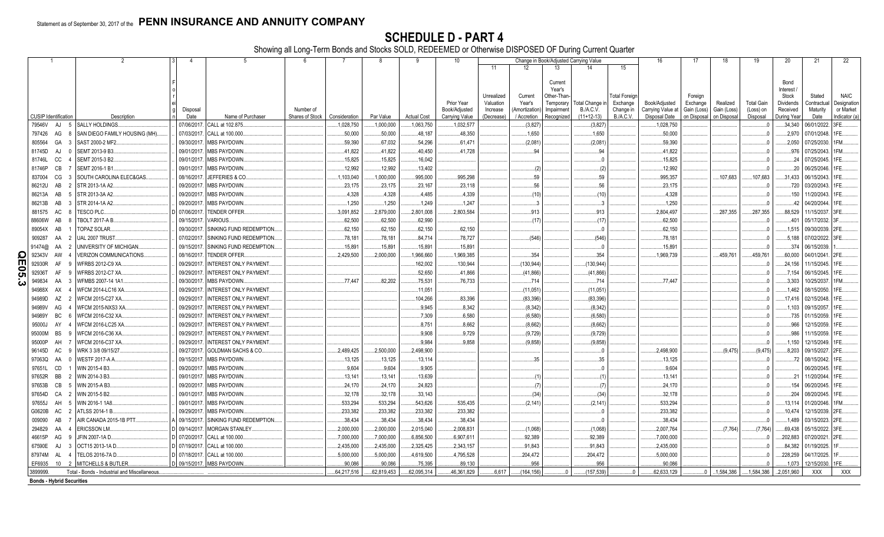Statement as of September 30, 2017 of the **PENN INSURANCE AND ANNUITY COMPANY**

# SCHEDULE D - PART 4

Showing all Long-Term Bonds and Stocks SOLD, REDEEMED or Otherwise DISPOSED OF During Current Quarter

| 1 | 2 | 3 | 4 | 5 | 6 | 7 | 8 | 9 | 10 | Change in Book/Adjusted Carrying Value | | | | | 16 | 17 | 18 | 19 | 20 | 21 | 22 |
|---|---|---|---|---|---|---|---|---|---|---|---|---|---|---|---|---|---|---|---|---|---|
| | | | | | | | | | | 11 | 12 | 13 | 14 | 15 | | | | | | | |
| CUSIP Identification | Description | Foreign | Disposal Date | Name of Purchaser | Number of Shares of Stock | Consideration | Par Value | Actual Cost | Prior Year Book/Adjusted Carrying Value | Unrealized Valuation Increase (Decrease) | Current Year's (Amortization) / Accretion | Current Year's Other-Than-Temporary Impairment Recognized | Total Change in B./A.C.V. (11+12-13) | Total Foreign Exchange Change in B./A.C.V. | Book/Adjusted Carrying Value at Disposal Date | Foreign Exchange Gain (Loss) on Disposal | Realized Gain (Loss) on Disposal | Total Gain (Loss) on Disposal | Bond Interest / Stock Dividends Received During Year | Stated Contractual Maturity Date | NAIC Designation or Market Indicator (a) |
| 79546V AJ 5 | SALLY HOLDINGS. | | 07/06/2017. | CALL at 102.875. | | 1,028,750 | 1,000,000 | 1,063,750 | 1,032,577 | | (3,827) | | (3,827) | | 1,028,750 | | | 0 | 34,340 | 06/01/2022. | 3FE. |
| 797426 AG 8 | SAN DIEGO FAMILY HOUSING (MH). | | 07/03/2017. | CALL at 100.000. | | 50,000 | 50,000 | 48,187 | 48,350 | | 1,650 | | 1,650 | | 50,000 | | | 0 | 2,970 | 07/01/2048. | 1FE. |
| 805564 GA 3 | SAST 2000-2 MF2. | | 09/30/2017. | MBS PAYDOWN. | | 59,390 | 67,032 | 54,296 | 61,471 | | (2,081) | | (2,081) | | 59,390 | | | 0 | 2,050 | 07/25/2030. | 1FM. |
| 81745D AJ 0 | SEMT 2013-9 B3. | | 09/01/2017. | MBS PAYDOWN. | | 41,822 | 41,822 | 40,450 | 41,728 | | 94 | | 94 | | 41,822 | | | 0 | 976 | 07/25/2043. | 1FM. |
| 81746L CC 4 | SEMT 2015-3 B2. | | 09/01/2017. | MBS PAYDOWN. | | 15,825 | 15,825 | 16,042 | | | | | 0 | | 15,825 | | | 0 | 24 | 07/25/2045. | 1FE. |
| 81746P CB 7 | SEMT 2016-1 B1. | | 09/01/2017. | MBS PAYDOWN. | | 12,992 | 12,992 | 13,402 | | | (2) | | (2) | | 12,992 | | | 0 | 20 | 06/25/2046. | 1FE. |
| 837004 CG 3 | SOUTH CAROLINA ELEC&GAS. | | 08/16/2017. | JEFFERIES & CO. | | 1,103,040 | 1,000,000 | 995,000 | 995,298 | | 59 | | 59 | | 995,357 | | 107,683 | 107,683 | 31,433 | 06/15/2043. | 1FE. |
| 86212U AB 2 | STR 2013-1A A2. | | 09/20/2017. | MBS PAYDOWN. | | 23,175 | 23,175 | 23,167 | 23,118 | | 56 | | 56 | | 23,175 | | | 0 | 720 | 03/20/2043. | 1FE. |
| 86213A AB 5 | STR 2013-3A A2. | | 09/20/2017. | MBS PAYDOWN. | | 4,328 | 4,328 | 4,485 | 4,339 | | (10) | | (10) | | 4,328 | | | 0 | 150 | 11/20/2043. | 1FE. |
| 86213B AB 3 | STR 2014-1A A2. | | 09/20/2017. | MBS PAYDOWN. | | 1,250 | 1,250 | 1,249 | 1,247 | | 3 | | 3 | | 1,250 | | | 0 | 42 | 04/20/2044. | 1FE. |
| 881575 AC 8 | TESCO PLC. | D | 07/06/2017. | TENDER OFFER. | | 3,091,852 | 2,879,000 | 2,801,008 | 2,803,584 | | 913 | | 913 | | 2,804,497 | | 287,355 | 287,355 | 88,529 | 11/15/2037. | 3FE. |
| 88606W AB 8 | TBOLT 2017-A B. | | 09/15/2017. | VARIOUS. | | 62,500 | 62,500 | 62,990 | | | (17) | | (17) | | 62,500 | | | 0 | 401 | 05/17/2032. | 3F. |
| 89054X AB 1 | TOPAZ SOLAR. | | 09/30/2017. | SINKING FUND REDEMPTION. | | 62,150 | 62,150 | 62,150 | 62,150 | | | | 0 | | 62,150 | | | 0 | 1,515 | 09/30/2039. | 2FE. |
| 909287 AA 2 | UAL 2007 TRUST. | | 07/02/2017. | SINKING FUND REDEMPTION. | | 78,181 | 78,181 | 84,714 | 78,727 | | (546) | | (546) | | 78,181 | | | 0 | 5,188 | 07/02/2022. | 3FE. |
| 91474@ AA 2 | UNIVERSITY OF MICHIGAN. | | 09/15/2017. | SINKING FUND REDEMPTION. | | 15,891 | 15,891 | 15,891 | 15,891 | | | | 0 | | 15,891 | | | 0 | 374 | 06/15/2039. | 1. |
| 92343V AW 4 | VERIZON COMMUNICATIONS. | | 08/16/2017. | TENDER OFFER. | | 2,429,500 | 2,000,000 | 1,966,660 | 1,969,385 | | 354 | | 354 | | 1,969,739 | | 459,761 | 459,761 | 60,000 | 04/01/2041. | 2FE. |
| 92930R AF 9 | WFRBS 2012-C9 XA. | | 09/29/2017. | INTEREST ONLY PAYMENT. | | | | 162,002 | 130,944 | | (130,944) | | (130,944) | | | | | 0 | 24,156 | 11/15/2045. | 1FE. |
| 92936T AF 9 | WFRBS 2012-C7 XA. | | 09/29/2017. | INTEREST ONLY PAYMENT. | | | | 52,650 | 41,866 | | (41,866) | | (41,866) | | | | | 0 | 7,154 | 06/15/2045. | 1FE. |
| 949834 AA 3 | WFMBS 2007-14 1A1. | | 09/30/2017. | MBS PAYDOWN. | | 77,447 | 82,202 | 75,531 | 76,733 | | 714 | | 714 | | 77,447 | | | 0 | 3,303 | 10/25/2037. | 1FM. |
| 94988X AX 4 | WFCM 2014-LC16 XA. | | 09/29/2017. | INTEREST ONLY PAYMENT. | | | | 11,051 | | | (11,051) | | (11,051) | | | | | 0 | 1,462 | 08/15/2050. | 1FE. |
| 94989D AZ 2 | WFCM 2015-C27 XA. | | 09/29/2017. | INTEREST ONLY PAYMENT. | | | | 104,266 | 83,396 | | (83,396) | | (83,396) | | | | | 0 | 17,416 | 02/15/2048. | 1FE. |
| 94989V AG 4 | WFCM 2015-NXS3 XA. | | 09/29/2017. | INTEREST ONLY PAYMENT. | | | | 9,945 | 8,342 | | (8,342) | | (8,342) | | | | | 0 | 1,103 | 09/15/2057. | 1FE. |
| 94989Y BC 6 | WFCM 2016-C32 XA. | | 09/29/2017. | INTEREST ONLY PAYMENT. | | | | 7,309 | 6,580 | | (6,580) | | (6,580) | | | | | 0 | 735 | 01/15/2059. | 1FE. |
| 95000J AY 4 | WFCM 2016-LC25 XA. | | 09/29/2017. | INTEREST ONLY PAYMENT. | | | | 8,751 | 8,662 | | (8,662) | | (8,662) | | | | | 0 | 966 | 12/15/2059. | 1FE. |
| 95000M BS 9 | WFCM 2016-C36 XA. | | 09/29/2017. | INTEREST ONLY PAYMENT. | | | | 9,908 | 9,729 | | (9,729) | | (9,729) | | | | | 0 | 986 | 11/15/2059. | 1FE. |
| 95000P AH 7 | WFCM 2016-C37 XA. | | 09/29/2017. | INTEREST ONLY PAYMENT. | | | | 9,984 | 9,858 | | (9,858) | | (9,858) | | | | | 0 | 1,150 | 12/15/2049. | 1FE. |
| 96145D AC 9 | WRK 3 3/8 09/15/27. | | 09/27/2017. | GOLDMAN SACHS & CO. | | 2,489,425 | 2,500,000 | 2,498,900 | | | | | 0 | | 2,498,900 | | (9,475) | (9,475) | 8,203 | 09/15/2027. | 2FE. |
| 97063Q AA 0 | WESTF 2017-A A. | | 09/15/2017. | MBS PAYDOWN. | | 13,125 | 13,125 | 13,114 | | | 35 | | 35 | | 13,125 | | | 0 | 72 | 08/15/2042. | 1FE. |
| 97651L CD 1 | WIN 2015-4 B3. | | 09/20/2017. | MBS PAYDOWN. | | 9,604 | 9,604 | 9,905 | | | | | 0 | | 9,604 | | | 0 | | 06/20/2045. | 1FE. |
| 97652R BB 2 | WIN 2014-3 B3. | | 09/01/2017. | MBS PAYDOWN. | | 13,141 | 13,141 | 13,639 | | | (1) | | (1) | | 13,141 | | | 0 | 21 | 11/20/2044. | 1FE. |
| 97653B CB 5 | WIN 2015-A B3. | | 09/20/2017. | MBS PAYDOWN. | | 24,170 | 24,170 | 24,823 | | | (7) | | (7) | | 24,170 | | | 0 | 154 | 06/20/2045. | 1FE. |
| 97654D CA 2 | WIN 2015-5 B2. | | 09/01/2017. | MBS PAYDOWN. | | 32,178 | 32,178 | 33,143 | | | (34) | | (34) | | 32,178 | | | 0 | 204 | 08/20/2045. | 1FE. |
| 97655J AH 5 | WIN 2016-1 1A8. | | 09/01/2017. | MBS PAYDOWN. | | 533,294 | 533,294 | 543,626 | 535,435 | | (2,141) | | (2,141) | | 533,294 | | | 0 | 13,114 | 01/20/2046. | 1FM. |
| G0620B AC 2 | ATLSS 2014-1 B. | | 09/29/2017. | MBS PAYDOWN. | | 233,382 | 233,382 | 233,382 | 233,382 | | | | 0 | | 233,382 | | | 0 | 10,474 | 12/15/2039. | 2FE. |
| 009090 AB 7 | AIR CANADA 2015-1B PTT. | A | 09/15/2017. | SINKING FUND REDEMPTION. | | 38,434 | 38,434 | 38,434 | 38,434 | | | | 0 | | 38,434 | | | 0 | 1,489 | 03/15/2023. | 2FE. |
| 294829 AA 4 | ERICSSON LM. | D | 09/14/2017. | MORGAN STANLEY. | | 2,000,000 | 2,000,000 | 2,015,040 | 2,008,831 | | (1,068) | | (1,068) | | 2,007,764 | | (7,764) | (7,764) | 69,438 | 05/15/2022. | 3FE. |
| 46615P AG 9 | JFIN 2007-1A D. | D | 07/20/2017. | CALL at 100.000. | | 7,000,000 | 7,000,000 | 6,856,500 | 6,907,611 | | 92,389 | | 92,389 | | 7,000,000 | | | 0 | 202,883 | 07/20/2021. | 2FE. |
| 67590E AJ 3 | OCT15 2013-1A D. | D | 07/19/2017. | CALL at 100.000. | | 2,435,000 | 2,435,000 | 2,325,425 | 2,343,157 | | 91,843 | | 91,843 | | 2,435,000 | | | 0 | 84,382 | 01/19/2025. | 1F. |
| 87974M AL 4 | TELOS 2016-7A D. | D | 07/18/2017. | CALL at 100.000. | | 5,000,000 | 5,000,000 | 4,619,500 | 4,795,528 | | 204,472 | | 204,472 | | 5,000,000 | | | 0 | 228,259 | 04/17/2025. | 1F. |
| EF6935 10 2 | MITCHELLS & BUTLER. | D | 09/15/2017. | MBS PAYDOWN. | | 90,086 | 90,086 | 75,395 | 89,130 | | 956 | | 956 | | 90,086 | | | 0 | 1,073 | 12/15/2030. | 1FE. |
| 3899999. | Total - Bonds - Industrial and Miscellaneous. | | | | | 64,217,516 | 62,819,453 | 62,095,314 | 46,361,829 | 6,617 | (164,156) | 0 | (157,539) | 0 | 62,633,129 | 0 | 1,584,386 | 1,584,386 | 2,051,960 | XXX | XXX |
| **Bonds - Hybrid Securities** | | | | | | | | | | | | | | | | | | | | | |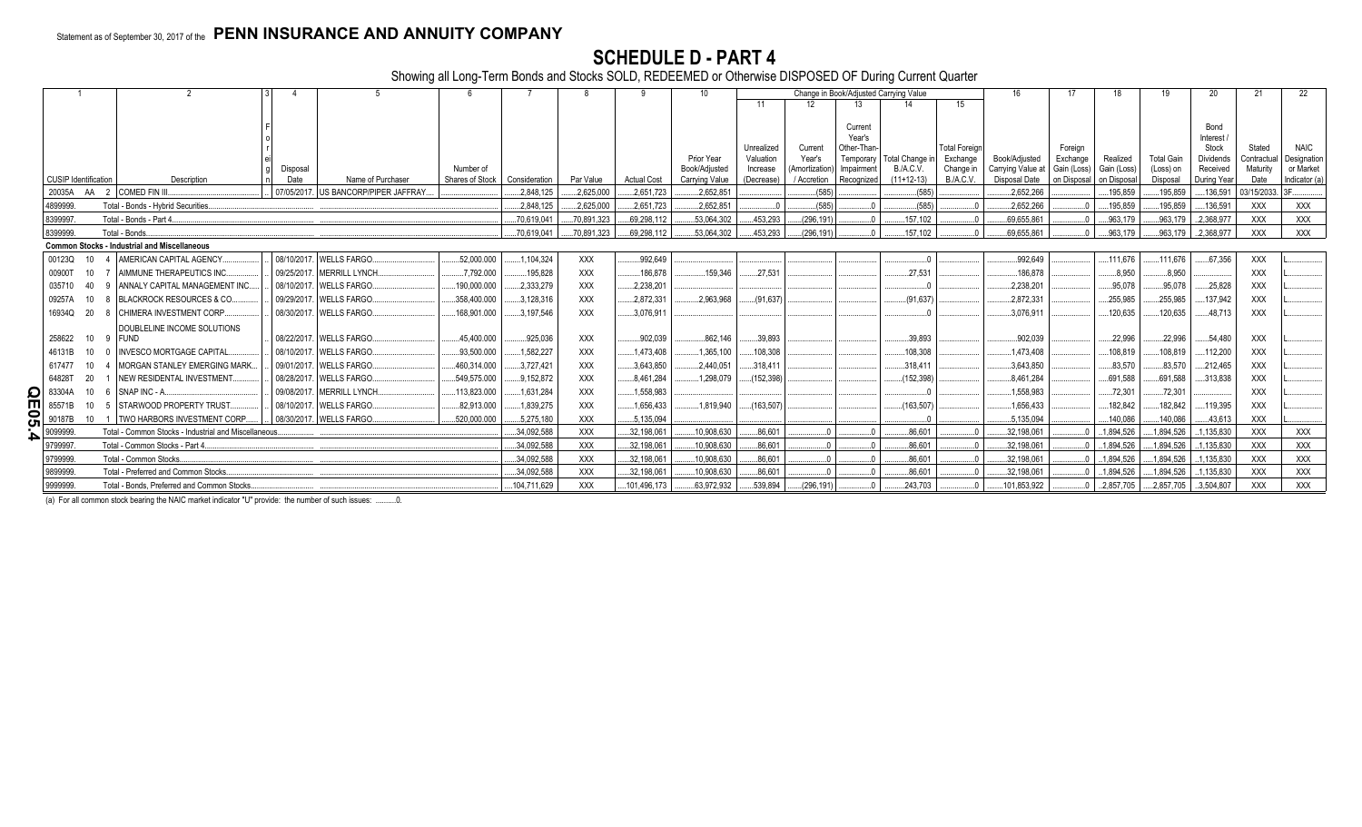Statement as of September 30, 2017 of the **PENN INSURANCE AND ANNUITY COMPANY**

# SCHEDULE D - PART 4

Showing all Long-Term Bonds and Stocks SOLD, REDEEMED or Otherwise DISPOSED OF During Current Quarter

| 1 | 2 | 3 | 4 | 5 | 6 | 7 | 8 | 9 | 10 | Change in Book/Adjusted Carrying Value | | | | | 16 | 17 | 18 | 19 | 20 | 21 | 22 |
|---|---|---|---|---|---|---|---|---|---|---|---|---|---|---|---|---|---|---|---|---|---|
| | | | | | | | | | | 11 | 12 | 13 | 14 | 15 | | | | | | | |
| CUSIP Identification | Description | Foreign | Disposal Date | Name of Purchaser | Number of Shares of Stock | Consideration | Par Value | Actual Cost | Prior Year Book/Adjusted Carrying Value | Unrealized Valuation Increase (Decrease) | Current Year's (Amortization) / Accretion | Current Year's Other-Than-Temporary Impairment Recognized | Total Change in B./A.C.V. (11+12-13) | Total Foreign Exchange Change in B./A.C.V. | Book/Adjusted Carrying Value at Disposal Date | Foreign Exchange Gain (Loss) on Disposal | Realized Gain (Loss) on Disposal | Total Gain (Loss) on Disposal | Bond Interest / Stock Dividends Received During Year | Stated Contractual Maturity Date | NAIC Designation or Market Indicator (a) |
| 20035A AA 2 | COMED FIN III | | 07/05/2017 | US BANCORP/PIPER JAFFRAY | | 2,848,125 | 2,625,000 | 2,651,723 | 2,652,851 | | (585) | | (585) | | 2,652,266 | | 195,859 | 195,859 | 136,591 | 03/15/2033 | 3F |
| 4899999. | Total - Bonds - Hybrid Securities | | | | | 2,848,125 | 2,625,000 | 2,651,723 | 2,652,851 | 0 | (585) | 0 | (585) | 0 | 2,652,266 | 0 | 195,859 | 195,859 | 136,591 | XXX | XXX |
| 8399997. | Total - Bonds - Part 4 | | | | | 70,619,041 | 70,891,323 | 69,298,112 | 53,064,302 | 453,293 | (296,191) | 0 | 157,102 | 0 | 69,655,861 | 0 | 963,179 | 963,179 | 2,368,977 | XXX | XXX |
| 8399999. | Total - Bonds | | | | | 70,619,041 | 70,891,323 | 69,298,112 | 53,064,302 | 453,293 | (296,191) | 0 | 157,102 | 0 | 69,655,861 | 0 | 963,179 | 963,179 | 2,368,977 | XXX | XXX |
| **Common Stocks - Industrial and Miscellaneous** | | | | | | | | | | | | | | | | | | | | | |
| 00123Q 10 4 | AMERICAN CAPITAL AGENCY | | 08/10/2017 | WELLS FARGO | 52,000.000 | 1,104,324 | XXX | 992,649 | | | | | 0 | | 992,649 | | 111,676 | 111,676 | 67,356 | XXX | L |
| 00900T 10 7 | AIMMUNE THERAPEUTICS INC | | 09/25/2017 | MERRILL LYNCH | 7,792.000 | 195,828 | XXX | 186,878 | 159,346 | 27,531 | | | 27,531 | | 186,878 | | 8,950 | 8,950 | | XXX | L |
| 035710 40 9 | ANNALY CAPITAL MANAGEMENT INC | | 08/10/2017 | WELLS FARGO | 190,000.000 | 2,333,279 | XXX | 2,238,201 | | | | | 0 | | 2,238,201 | | 95,078 | 95,078 | 25,828 | XXX | L |
| 09257A 10 8 | BLACKROCK RESOURCES & CO | | 09/29/2017 | WELLS FARGO | 358,400.000 | 3,128,316 | XXX | 2,872,331 | 2,963,968 | (91,637) | | | (91,637) | | 2,872,331 | | 255,985 | 255,985 | 137,942 | XXX | L |
| 16934Q 20 8 | CHIMERA INVESTMENT CORP | | 08/30/2017 | WELLS FARGO | 168,901.000 | 3,197,546 | XXX | 3,076,911 | | | | | 0 | | 3,076,911 | | 120,635 | 120,635 | 48,713 | XXX | L |
| 258622 10 9 | DOUBLELINE INCOME SOLUTIONS FUND | | 08/22/2017 | WELLS FARGO | 45,400.000 | 925,036 | XXX | 902,039 | 862,146 | 39,893 | | | 39,893 | | 902,039 | | 22,996 | 22,996 | 54,480 | XXX | L |
| 46131B 10 0 | INVESCO MORTGAGE CAPITAL | | 08/10/2017 | WELLS FARGO | 93,500.000 | 1,582,227 | XXX | 1,473,408 | 1,365,100 | 108,308 | | | 108,308 | | 1,473,408 | | 108,819 | 108,819 | 112,200 | XXX | L |
| 617477 10 4 | MORGAN STANLEY EMERGING MARK | | 09/01/2017 | WELLS FARGO | 460,314.000 | 3,727,421 | XXX | 3,643,850 | 2,440,051 | 318,411 | | | 318,411 | | 3,643,850 | | 83,570 | 83,570 | 212,465 | XXX | L |
| 64828T 20 1 | NEW RESIDENTAL INVESTMENT | | 08/28/2017 | WELLS FARGO | 549,575.000 | 9,152,872 | XXX | 8,461,284 | 1,298,079 | (152,398) | | | (152,398) | | 8,461,284 | | 691,588 | 691,588 | 313,838 | XXX | L |
| 83304A 10 6 | SNAP INC - A | | 09/08/2017 | MERRILL LYNCH | 113,823.000 | 1,631,284 | XXX | 1,558,983 | | | | | 0 | | 1,558,983 | | 72,301 | 72,301 | | XXX | L |
| 85571B 10 5 | STARWOOD PROPERTY TRUST | | 08/10/2017 | WELLS FARGO | 82,913.000 | 1,839,275 | XXX | 1,656,433 | 1,819,940 | (163,507) | | | (163,507) | | 1,656,433 | | 182,842 | 182,842 | 119,395 | XXX | L |
| 90187B 10 1 | TWO HARBORS INVESTMENT CORP | | 08/30/2017 | WELLS FARGO | 520,000.000 | 5,275,180 | XXX | 5,135,094 | | | | | 0 | | 5,135,094 | | 140,086 | 140,086 | 43,613 | XXX | L |
| 9099999. | Total - Common Stocks - Industrial and Miscellaneous | | | | | 34,092,588 | XXX | 32,198,061 | 10,908,630 | 86,601 | 0 | 0 | 86,601 | 0 | 32,198,061 | 0 | 1,894,526 | 1,894,526 | 1,135,830 | XXX | XXX |
| 9799997. | Total - Common Stocks - Part 4 | | | | | 34,092,588 | XXX | 32,198,061 | 10,908,630 | 86,601 | 0 | 0 | 86,601 | 0 | 32,198,061 | 0 | 1,894,526 | 1,894,526 | 1,135,830 | XXX | XXX |
| 9799999. | Total - Common Stocks | | | | | 34,092,588 | XXX | 32,198,061 | 10,908,630 | 86,601 | 0 | 0 | 86,601 | 0 | 32,198,061 | 0 | 1,894,526 | 1,894,526 | 1,135,830 | XXX | XXX |
| 9899999. | Total - Preferred and Common Stocks | | | | | 34,092,588 | XXX | 32,198,061 | 10,908,630 | 86,601 | 0 | 0 | 86,601 | 0 | 32,198,061 | 0 | 1,894,526 | 1,894,526 | 1,135,830 | XXX | XXX |
| 9999999. | Total - Bonds, Preferred and Common Stocks | | | | | 104,711,629 | XXX | 101,496,173 | 63,972,932 | 539,894 | (296,191) | 0 | 243,703 | 0 | 101,853,922 | 0 | 2,857,705 | 2,857,705 | 3,504,807 | XXX | XXX |

(a) For all common stock bearing the NAIC market indicator "U" provide: the number of such issues: ..........0.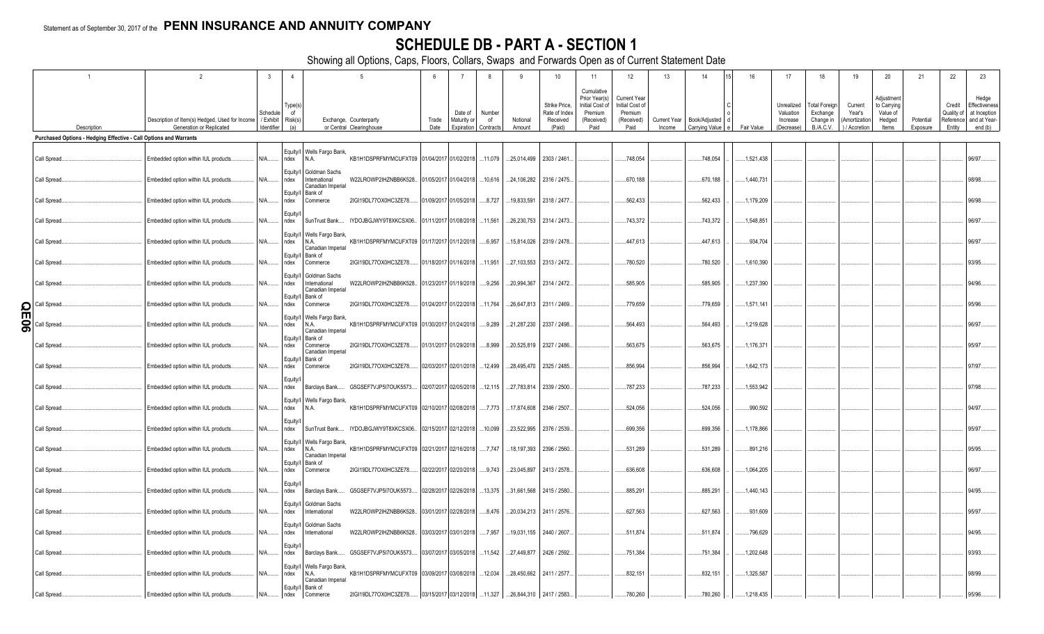Statement as of September 30, 2017 of the **PENN INSURANCE AND ANNUITY COMPANY**

# SCHEDULE DB - PART A - SECTION 1

Showing all Options, Caps, Floors, Collars, Swaps and Forwards Open as of Current Statement Date

| 1 | 2 | 3 | 4 | 5 | | 6 | 7 | 8 | 9 | 10 | 11 | 12 | 13 | 14 | 15 | 16 | 17 | 18 | 19 | 20 | 21 | 22 | 23 |
|---|---|---|---|---|---|---|---|---|---|---|---|---|---|---|---|---|---|---|---|---|---|---|---|
| Description | Description of Item(s) Hedged, Used for Income Generation or Replicated | Schedule / Exhibit Identifier | Type(s) of Risk(s) (a) | Exchange, Counterparty or Central Clearinghouse | | Trade Date | Date of Maturity or Expiration | Number of Contracts | Notional Amount | Strike Price, Rate of Index Received (Paid) | Cumulative Prior Year(s) Initial Cost of Premium (Received) Paid | Current Year Initial Cost of Premium (Received) Paid | Current Year Income | Book/Adjusted Carrying Value | Code | Fair Value | Unrealized Valuation Increase (Decrease) | Total Foreign Exchange Change in B./A.C.V. | Current Year's (Amortization) / Accretion | Adjustment to Carrying Value of Hedged Items | Potential Exposure | Credit Quality of Reference Entity | Hedge Effectiveness at Inception and at Year-end (b) |
| **Purchased Options - Hedging Effective - Call Options and Warrants** | | | | | | | | | | | | | | | | | | | | | | | |
| Call Spread | Embedded option within IUL products | N/A | Equity/Index | Wells Fargo Bank, N.A. | KB1H1DSPRFMYMCUFXT09 | 01/04/2017 | 01/02/2018 | 11,079 | 25,014,499 | 2303 / 2461 | | 748,054 | | 748,054 | | 1,521,438 | | | | | | | 96/97 |
| Call Spread | Embedded option within IUL products | N/A | Equity/Index | Goldman Sachs International | W22LROWP2IHZNBB6K528 | 01/05/2017 | 01/04/2018 | 10,616 | 24,106,282 | 2316 / 2475 | | 670,188 | | 670,188 | | 1,440,731 | | | | | | | 98/98 |
| Call Spread | Embedded option within IUL products | N/A | Equity/Index | Canadian Imperial Bank of Commerce | 2IGI19DL77OX0HC3ZE78 | 01/09/2017 | 01/05/2018 | 8,727 | 19,833,591 | 2318 / 2477 | | 562,433 | | 562,433 | | 1,179,209 | | | | | | | 96/98 |
| Call Spread | Embedded option within IUL products | N/A | Equity/Index | SunTrust Bank | IYDOJBGJWY9T8XKCSX06 | 01/11/2017 | 01/08/2018 | 11,561 | 26,230,753 | 2314 / 2473 | | 743,372 | | 743,372 | | 1,548,851 | | | | | | | 96/97 |
| Call Spread | Embedded option within IUL products | N/A | Equity/Index | Wells Fargo Bank, N.A. | KB1H1DSPRFMYMCUFXT09 | 01/17/2017 | 01/12/2018 | 6,957 | 15,814,026 | 2319 / 2478 | | 447,613 | | 447,613 | | 934,704 | | | | | | | 96/97 |
| Call Spread | Embedded option within IUL products | N/A | Equity/Index | Canadian Imperial Bank of Commerce | 2IGI19DL77OX0HC3ZE78 | 01/18/2017 | 01/16/2018 | 11,951 | 27,103,553 | 2313 / 2472 | | 780,520 | | 780,520 | | 1,610,390 | | | | | | | 93/95 |
| Call Spread | Embedded option within IUL products | N/A | Equity/Index | Goldman Sachs International | W22LROWP2IHZNBB6K528 | 01/23/2017 | 01/19/2018 | 9,256 | 20,994,367 | 2314 / 2472 | | 585,905 | | 585,905 | | 1,237,390 | | | | | | | 94/96 |
| Call Spread | Embedded option within IUL products | N/A | Equity/Index | Canadian Imperial Bank of Commerce | 2IGI19DL77OX0HC3ZE78 | 01/24/2017 | 01/22/2018 | 11,764 | 26,647,813 | 2311 / 2469 | | 779,659 | | 779,659 | | 1,571,141 | | | | | | | 95/96 |
| Call Spread | Embedded option within IUL products | N/A | Equity/Index | Wells Fargo Bank, N.A. | KB1H1DSPRFMYMCUFXT09 | 01/30/2017 | 01/24/2018 | 9,289 | 21,287,230 | 2337 / 2498 | | 564,493 | | 564,493 | | 1,219,628 | | | | | | | 96/97 |
| Call Spread | Embedded option within IUL products | N/A | Equity/Index | Canadian Imperial Bank of Commerce | 2IGI19DL77OX0HC3ZE78 | 01/31/2017 | 01/29/2018 | 8,999 | 20,525,819 | 2327 / 2486 | | 563,675 | | 563,675 | | 1,176,371 | | | | | | | 95/97 |
| Call Spread | Embedded option within IUL products | N/A | Equity/Index | Canadian Imperial Bank of Commerce | 2IGI19DL77OX0HC3ZE78 | 02/03/2017 | 02/01/2018 | 12,499 | 28,495,470 | 2325 / 2485 | | 856,994 | | 856,994 | | 1,642,173 | | | | | | | 97/97 |
| Call Spread | Embedded option within IUL products | N/A | Equity/Index | Barclays Bank | G5GSEF7VJP5I7OUK5573 | 02/07/2017 | 02/05/2018 | 12,115 | 27,783,814 | 2339 / 2500 | | 787,233 | | 787,233 | | 1,553,942 | | | | | | | 97/98 |
| Call Spread | Embedded option within IUL products | N/A | Equity/Index | Wells Fargo Bank, N.A. | KB1H1DSPRFMYMCUFXT09 | 02/10/2017 | 02/08/2018 | 7,773 | 17,874,608 | 2346 / 2507 | | 524,056 | | 524,056 | | 990,592 | | | | | | | 94/97 |
| Call Spread | Embedded option within IUL products | N/A | Equity/Index | SunTrust Bank | IYDOJBGJWY9T8XKCSX06 | 02/15/2017 | 02/12/2018 | 10,099 | 23,522,995 | 2376 / 2539 | | 699,356 | | 699,356 | | 1,178,866 | | | | | | | 95/97 |
| Call Spread | Embedded option within IUL products | N/A | Equity/Index | Wells Fargo Bank, N.A. | KB1H1DSPRFMYMCUFXT09 | 02/21/2017 | 02/16/2018 | 7,747 | 18,197,393 | 2396 / 2560 | | 531,289 | | 531,289 | | 891,216 | | | | | | | 95/95 |
| Call Spread | Embedded option within IUL products | N/A | Equity/Index | Canadian Imperial Bank of Commerce | 2IGI19DL77OX0HC3ZE78 | 02/22/2017 | 02/20/2018 | 9,743 | 23,045,897 | 2413 / 2578 | | 636,608 | | 636,608 | | 1,064,205 | | | | | | | 96/97 |
| Call Spread | Embedded option within IUL products | N/A | Equity/Index | Barclays Bank | G5GSEF7VJP5I7OUK5573 | 02/28/2017 | 02/26/2018 | 13,375 | 31,661,568 | 2415 / 2580 | | 885,291 | | 885,291 | | 1,440,143 | | | | | | | 94/95 |
| Call Spread | Embedded option within IUL products | N/A | Equity/Index | Goldman Sachs International | W22LROWP2IHZNBB6K528 | 03/01/2017 | 02/28/2018 | 8,476 | 20,034,213 | 2411 / 2576 | | 627,563 | | 627,563 | | 931,609 | | | | | | | 95/97 |
| Call Spread | Embedded option within IUL products | N/A | Equity/Index | Goldman Sachs International | W22LROWP2IHZNBB6K528 | 03/03/2017 | 03/01/2018 | 7,957 | 19,031,155 | 2440 / 2607 | | 511,874 | | 511,874 | | 796,629 | | | | | | | 94/95 |
| Call Spread | Embedded option within IUL products | N/A | Equity/Index | Barclays Bank | G5GSEF7VJP5I7OUK5573 | 03/07/2017 | 03/05/2018 | 11,542 | 27,449,877 | 2426 / 2592 | | 751,384 | | 751,384 | | 1,202,648 | | | | | | | 93/93 |
| Call Spread | Embedded option within IUL products | N/A | Equity/Index | Wells Fargo Bank, N.A. | KB1H1DSPRFMYMCUFXT09 | 03/09/2017 | 03/08/2018 | 12,034 | 28,450,662 | 2411 / 2577 | | 832,151 | | 832,151 | | 1,325,587 | | | | | | | 98/99 |
| Call Spread | Embedded option within IUL products | N/A | Equity/Index | Canadian Imperial Bank of Commerce | 2IGI19DL77OX0HC3ZE78 | 03/15/2017 | 03/12/2018 | 11,327 | 26,844,310 | 2417 / 2583 | | 780,260 | | 780,260 | | 1,218,435 | | | | | | | 95/96 |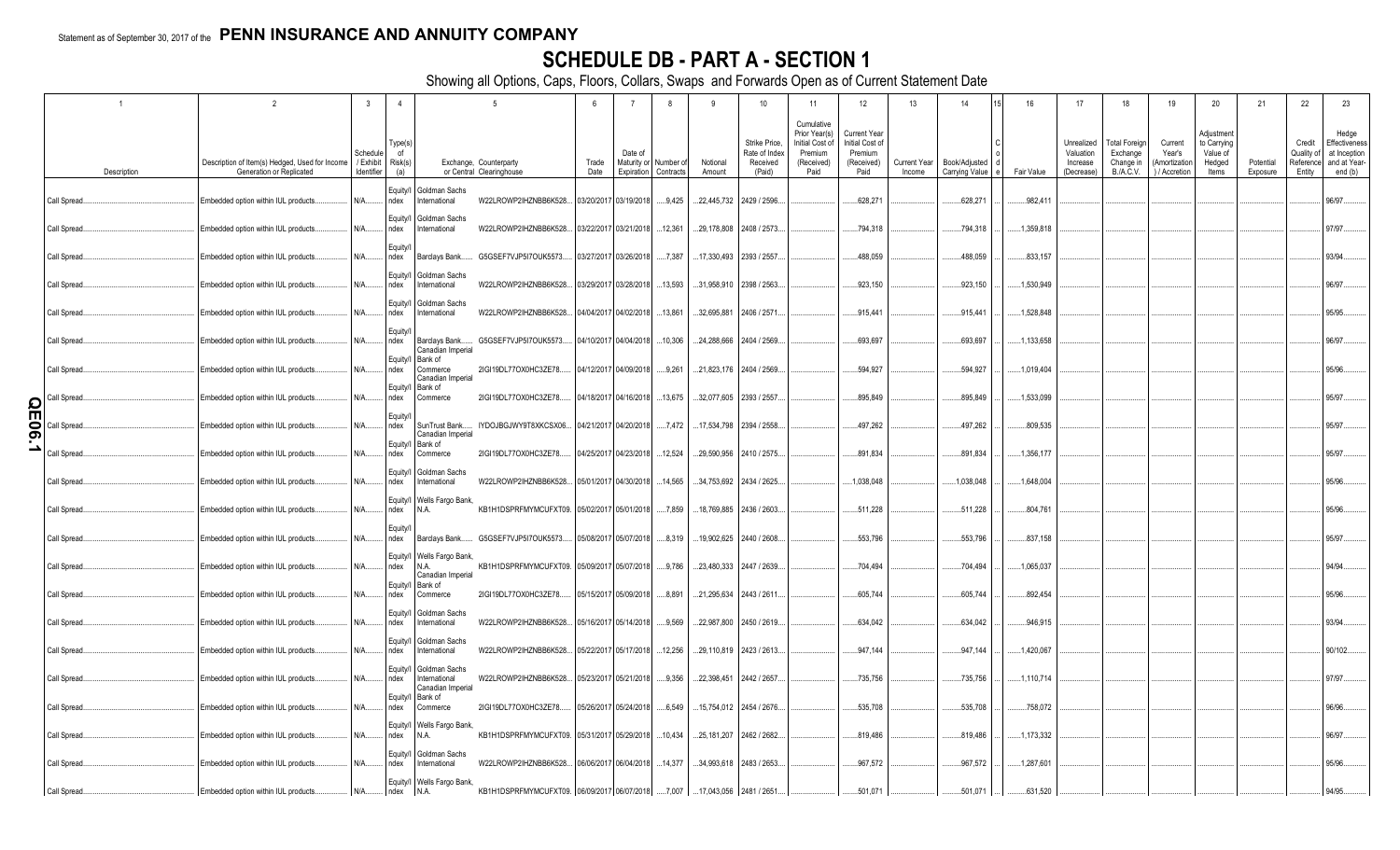Statement as of September 30, 2017 of the **PENN INSURANCE AND ANNUITY COMPANY**

# SCHEDULE DB - PART A - SECTION 1

Showing all Options, Caps, Floors, Collars, Swaps and Forwards Open as of Current Statement Date

| 1 | 2 | 3 | 4 | 5 | | 6 | 7 | 8 | 9 | 10 | 11 | 12 | 13 | 14 | 15 | 16 | 17 | 18 | 19 | 20 | 21 | 22 | 23 |
|---|---|---|---|---|---|---|---|---|---|---|---|---|---|---|---|---|---|---|---|---|---|---|---|
| Description | Description of Item(s) Hedged, Used for Income Generation or Replicated | Schedule / Exhibit Identifier | Type(s) of Risk(s) (a) | Exchange, Counterparty or Central Clearinghouse | | Trade Date | Date of Maturity or Expiration | Number of Contracts | Notional Amount | Strike Price, Rate of Index Received (Paid) | Cumulative Prior Year(s) Initial Cost of Premium (Received) Paid | Current Year Initial Cost of Premium (Received) Paid | Current Year Income | Book/Adjusted Carrying Value | Code | Fair Value | Unrealized Valuation Increase (Decrease) | Total Foreign Exchange Change in B./A.C.V. | Current Year's (Amortization) / Accretion | Adjustment to Carrying Value of Hedged Items | Potential Exposure | Credit Quality of Reference Entity | Hedge Effectiveness at Inception and at Year-end (b) |
| Call Spread | Embedded option within IUL products | N/A | Equity/Index | Goldman Sachs International | W22LROWP2IHZNBB6K528 | 03/20/2017 | 03/19/2018 | 9,425 | 22,445,732 | 2429 / 2596 | | 628,271 | | 628,271 | | 982,411 | | | | | | | 96/97 |
| Call Spread | Embedded option within IUL products | N/A | Equity/Index | Goldman Sachs International | W22LROWP2IHZNBB6K528 | 03/22/2017 | 03/21/2018 | 12,361 | 29,178,808 | 2408 / 2573 | | 794,318 | | 794,318 | | 1,359,818 | | | | | | | 97/97 |
| Call Spread | Embedded option within IUL products | N/A | Equity/Index | Barclays Bank | G5GSEF7VJP5I7OUK5573 | 03/27/2017 | 03/26/2018 | 7,387 | 17,330,493 | 2393 / 2557 | | 488,059 | | 488,059 | | 833,157 | | | | | | | 93/94 |
| Call Spread | Embedded option within IUL products | N/A | Equity/Index | Goldman Sachs International | W22LROWP2IHZNBB6K528 | 03/29/2017 | 03/28/2018 | 13,593 | 31,958,910 | 2398 / 2563 | | 923,150 | | 923,150 | | 1,530,949 | | | | | | | 96/97 |
| Call Spread | Embedded option within IUL products | N/A | Equity/Index | Goldman Sachs International | W22LROWP2IHZNBB6K528 | 04/04/2017 | 04/02/2018 | 13,861 | 32,695,881 | 2406 / 2571 | | 915,441 | | 915,441 | | 1,528,848 | | | | | | | 95/95 |
| Call Spread | Embedded option within IUL products | N/A | Equity/Index | Barclays Bank | G5GSEF7VJP5I7OUK5573 | 04/10/2017 | 04/04/2018 | 10,306 | 24,288,666 | 2404 / 2569 | | 693,697 | | 693,697 | | 1,133,658 | | | | | | | 96/97 |
| Call Spread | Embedded option within IUL products | N/A | Equity/Index | Canadian Imperial Bank of Commerce | 2IGI19DL77OX0HC3ZE78 | 04/12/2017 | 04/09/2018 | 9,261 | 21,823,176 | 2404 / 2569 | | 594,927 | | 594,927 | | 1,019,404 | | | | | | | 95/96 |
| Call Spread | Embedded option within IUL products | N/A | Equity/Index | Canadian Imperial Bank of Commerce | 2IGI19DL77OX0HC3ZE78 | 04/18/2017 | 04/16/2018 | 13,675 | 32,077,605 | 2393 / 2557 | | 895,849 | | 895,849 | | 1,533,099 | | | | | | | 95/97 |
| Call Spread | Embedded option within IUL products | N/A | Equity/Index | SunTrust Bank | IYDOJBGJWY9T8XKCSX06 | 04/21/2017 | 04/20/2018 | 7,472 | 17,534,798 | 2394 / 2558 | | 497,262 | | 497,262 | | 809,535 | | | | | | | 95/97 |
| Call Spread | Embedded option within IUL products | N/A | Equity/Index | Canadian Imperial Bank of Commerce | 2IGI19DL77OX0HC3ZE78 | 04/25/2017 | 04/23/2018 | 12,524 | 29,590,956 | 2410 / 2575 | | 891,834 | | 891,834 | | 1,356,177 | | | | | | | 95/97 |
| Call Spread | Embedded option within IUL products | N/A | Equity/Index | Goldman Sachs International | W22LROWP2IHZNBB6K528 | 05/01/2017 | 04/30/2018 | 14,565 | 34,753,692 | 2434 / 2625 | | 1,038,048 | | 1,038,048 | | 1,648,004 | | | | | | | 95/96 |
| Call Spread | Embedded option within IUL products | N/A | Equity/Index | Wells Fargo Bank, N.A. | KB1H1DSPRFMYMCUFXT09 | 05/02/2017 | 05/01/2018 | 7,859 | 18,769,885 | 2436 / 2603 | | 511,228 | | 511,228 | | 804,761 | | | | | | | 95/96 |
| Call Spread | Embedded option within IUL products | N/A | Equity/Index | Barclays Bank | G5GSEF7VJP5I7OUK5573 | 05/08/2017 | 05/07/2018 | 8,319 | 19,902,625 | 2440 / 2608 | | 553,796 | | 553,796 | | 837,158 | | | | | | | 95/97 |
| Call Spread | Embedded option within IUL products | N/A | Equity/Index | Wells Fargo Bank, N.A. | KB1H1DSPRFMYMCUFXT09 | 05/09/2017 | 05/07/2018 | 9,786 | 23,480,333 | 2447 / 2639 | | 704,494 | | 704,494 | | 1,065,037 | | | | | | | 94/94 |
| Call Spread | Embedded option within IUL products | N/A | Equity/Index | Canadian Imperial Bank of Commerce | 2IGI19DL77OX0HC3ZE78 | 05/15/2017 | 05/09/2018 | 8,891 | 21,295,634 | 2443 / 2611 | | 605,744 | | 605,744 | | 892,454 | | | | | | | 95/96 |
| Call Spread | Embedded option within IUL products | N/A | Equity/Index | Goldman Sachs International | W22LROWP2IHZNBB6K528 | 05/16/2017 | 05/14/2018 | 9,569 | 22,987,800 | 2450 / 2619 | | 634,042 | | 634,042 | | 946,915 | | | | | | | 93/94 |
| Call Spread | Embedded option within IUL products | N/A | Equity/Index | Goldman Sachs International | W22LROWP2IHZNBB6K528 | 05/22/2017 | 05/17/2018 | 12,256 | 29,110,819 | 2423 / 2613 | | 947,144 | | 947,144 | | 1,420,067 | | | | | | | 90/102 |
| Call Spread | Embedded option within IUL products | N/A | Equity/Index | Goldman Sachs International | W22LROWP2IHZNBB6K528 | 05/23/2017 | 05/21/2018 | 9,356 | 22,398,451 | 2442 / 2657 | | 735,756 | | 735,756 | | 1,110,714 | | | | | | | 97/97 |
| Call Spread | Embedded option within IUL products | N/A | Equity/Index | Canadian Imperial Bank of Commerce | 2IGI19DL77OX0HC3ZE78 | 05/26/2017 | 05/24/2018 | 6,549 | 15,754,012 | 2454 / 2676 | | 535,708 | | 535,708 | | 758,072 | | | | | | | 96/96 |
| Call Spread | Embedded option within IUL products | N/A | Equity/Index | Wells Fargo Bank, N.A. | KB1H1DSPRFMYMCUFXT09 | 05/31/2017 | 05/29/2018 | 10,434 | 25,181,207 | 2462 / 2682 | | 819,486 | | 819,486 | | 1,173,332 | | | | | | | 96/97 |
| Call Spread | Embedded option within IUL products | N/A | Equity/Index | Goldman Sachs International | W22LROWP2IHZNBB6K528 | 06/06/2017 | 06/04/2018 | 14,377 | 34,993,618 | 2483 / 2653 | | 967,572 | | 967,572 | | 1,287,601 | | | | | | | 95/96 |
| Call Spread | Embedded option within IUL products | N/A | Equity/Index | Wells Fargo Bank, N.A. | KB1H1DSPRFMYMCUFXT09 | 06/09/2017 | 06/07/2018 | 7,007 | 17,043,056 | 2481 / 2651 | | 501,071 | | 501,071 | | 631,520 | | | | | | | 94/95 |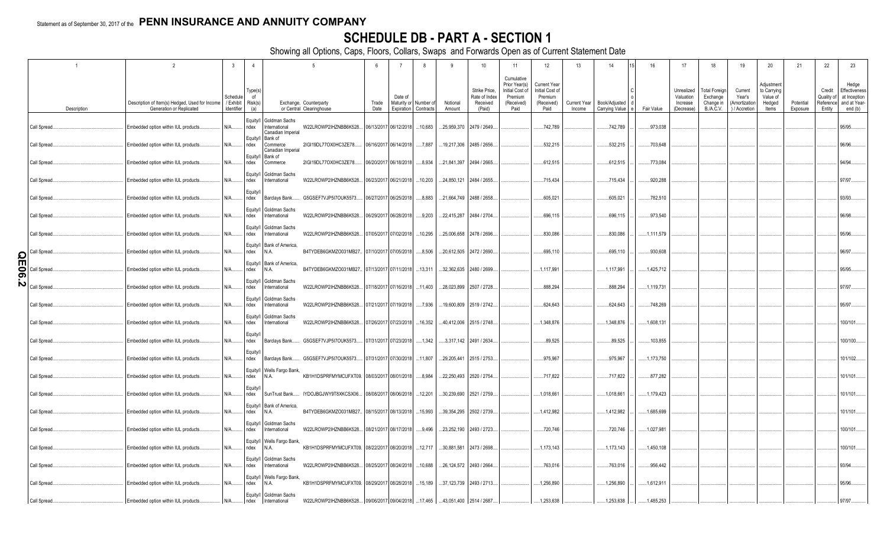Statement as of September 30, 2017 of the **PENN INSURANCE AND ANNUITY COMPANY**

# SCHEDULE DB - PART A - SECTION 1

Showing all Options, Caps, Floors, Collars, Swaps and Forwards Open as of Current Statement Date

| 1 | 2 | 3 | 4 | 5 | | 6 | 7 | 8 | 9 | 10 | 11 | 12 | 13 | 14 | 15 | 16 | 17 | 18 | 19 | 20 | 21 | 22 | 23 |
|---|---|---|---|---|---|---|---|---|---|---|---|---|---|---|---|---|---|---|---|---|---|---|---|
| Description | Description of Item(s) Hedged, Used for Income Generation or Replicated | Schedule / Exhibit Identifier | Type(s) of Risk(s) (a) | Exchange, Counterparty or Central Clearinghouse | | Trade Date | Date of Maturity or Expiration | Number of Contracts | Notional Amount | Strike Price, Rate of Index Received (Paid) | Cumulative Prior Year(s) Initial Cost of Premium (Received) Paid | Current Year Initial Cost of Premium (Received) Paid | Current Year Income | Book/Adjusted Carrying Value | Code | Fair Value | Unrealized Valuation Increase (Decrease) | Total Foreign Exchange Change in B./A.C.V. | Current Year's (Amortization) / Accretion | Adjustment to Carrying Value of Hedged Items | Potential Exposure | Credit Quality of Reference Entity | Hedge Effectiveness at Inception and at Year-end (b) |
| Call Spread | Embedded option within IUL products | N/A | Equity/Index | Goldman Sachs International | W22LROWP2IHZNBB6K528 | 06/13/2017 | 06/12/2018 | 10,683 | 25,959,370 | 2479 / 2649 | | 742,789 | | 742,789 | | 973,038 | | | | | | | 95/95 |
| Call Spread | Embedded option within IUL products | N/A | Equity/Index | Canadian Imperial Bank of Commerce | 2IGI19DL77OX0HC3ZE78 | 06/16/2017 | 06/14/2018 | 7,887 | 19,217,306 | 2485 / 2656 | | 532,215 | | 532,215 | | 703,648 | | | | | | | 96/96 |
| Call Spread | Embedded option within IUL products | N/A | Equity/Index | Canadian Imperial Bank of Commerce | 2IGI19DL77OX0HC3ZE78 | 06/20/2017 | 06/18/2018 | 8,934 | 21,841,397 | 2494 / 2665 | | 612,515 | | 612,515 | | 773,084 | | | | | | | 94/94 |
| Call Spread | Embedded option within IUL products | N/A | Equity/Index | Goldman Sachs International | W22LROWP2IHZNBB6K528 | 06/23/2017 | 06/21/2018 | 10,203 | 24,850,121 | 2484 / 2655 | | 715,434 | | 715,434 | | 920,288 | | | | | | | 97/97 |
| Call Spread | Embedded option within IUL products | N/A | Equity/Index | Barclays Bank | G5GSEF7VJP5I7OUK5573 | 06/27/2017 | 06/25/2018 | 8,883 | 21,664,749 | 2488 / 2658 | | 605,021 | | 605,021 | | 782,510 | | | | | | | 93/93 |
| Call Spread | Embedded option within IUL products | N/A | Equity/Index | Goldman Sachs International | W22LROWP2IHZNBB6K528 | 06/29/2017 | 06/28/2018 | 9,203 | 22,415,287 | 2484 / 2704 | | 696,115 | | 696,115 | | 973,540 | | | | | | | 96/98 |
| Call Spread | Embedded option within IUL products | N/A | Equity/Index | Goldman Sachs International | W22LROWP2IHZNBB6K528 | 07/05/2017 | 07/02/2018 | 10,295 | 25,006,658 | 2478 / 2696 | | 830,086 | | 830,086 | | 1,111,579 | | | | | | | 95/96 |
| Call Spread | Embedded option within IUL products | N/A | Equity/Index | Bank of America, N.A. | B4TYDEB6GKMZO031MB27 | 07/10/2017 | 07/05/2018 | 8,506 | 20,612,505 | 2472 / 2690 | | 695,110 | | 695,110 | | 930,608 | | | | | | | 96/97 |
| Call Spread | Embedded option within IUL products | N/A | Equity/Index | Bank of America, N.A. | B4TYDEB6GKMZO031MB27 | 07/13/2017 | 07/11/2018 | 13,311 | 32,362,635 | 2480 / 2699 | | 1,117,991 | | 1,117,991 | | 1,425,712 | | | | | | | 95/95 |
| Call Spread | Embedded option within IUL products | N/A | Equity/Index | Goldman Sachs International | W22LROWP2IHZNBB6K528 | 07/18/2017 | 07/16/2018 | 11,403 | 28,023,899 | 2507 / 2728 | | 888,294 | | 888,294 | | 1,119,731 | | | | | | | 97/97 |
| Call Spread | Embedded option within IUL products | N/A | Equity/Index | Goldman Sachs International | W22LROWP2IHZNBB6K528 | 07/21/2017 | 07/19/2018 | 7,936 | 19,600,809 | 2519 / 2742 | | 624,643 | | 624,643 | | 748,269 | | | | | | | 95/97 |
| Call Spread | Embedded option within IUL products | N/A | Equity/Index | Goldman Sachs International | W22LROWP2IHZNBB6K528 | 07/26/2017 | 07/23/2018 | 16,352 | 40,412,006 | 2515 / 2748 | | 1,348,876 | | 1,348,876 | | 1,608,131 | | | | | | | 100/101 |
| Call Spread | Embedded option within IUL products | N/A | Equity/Index | Barclays Bank | G5GSEF7VJP5I7OUK5573 | 07/31/2017 | 07/23/2018 | 1,342 | 3,317,142 | 2491 / 2634 | | 89,525 | | 89,525 | | 103,855 | | | | | | | 100/100 |
| Call Spread | Embedded option within IUL products | N/A | Equity/Index | Barclays Bank | G5GSEF7VJP5I7OUK5573 | 07/31/2017 | 07/30/2018 | 11,807 | 29,205,441 | 2515 / 2753 | | 975,967 | | 975,967 | | 1,173,750 | | | | | | | 101/102 |
| Call Spread | Embedded option within IUL products | N/A | Equity/Index | Wells Fargo Bank, N.A. | KB1H1DSPRFMYMCUFXT09 | 08/03/2017 | 08/01/2018 | 8,984 | 22,250,493 | 2520 / 2754 | | 717,822 | | 717,822 | | 877,282 | | | | | | | 101/101 |
| Call Spread | Embedded option within IUL products | N/A | Equity/Index | SunTrust Bank | IYDOJBGJWY9T8XKCSX06 | 08/08/2017 | 08/06/2018 | 12,201 | 30,239,690 | 2521 / 2759 | | 1,018,661 | | 1,018,661 | | 1,179,423 | | | | | | | 101/101 |
| Call Spread | Embedded option within IUL products | N/A | Equity/Index | Bank of America, N.A. | B4TYDEB6GKMZO031MB27 | 08/15/2017 | 08/13/2018 | 15,993 | 39,354,295 | 2502 / 2739 | | 1,412,982 | | 1,412,982 | | 1,685,699 | | | | | | | 101/101 |
| Call Spread | Embedded option within IUL products | N/A | Equity/Index | Goldman Sachs International | W22LROWP2IHZNBB6K528 | 08/21/2017 | 08/17/2018 | 9,496 | 23,252,190 | 2493 / 2723 | | 720,746 | | 720,746 | | 1,027,981 | | | | | | | 100/101 |
| Call Spread | Embedded option within IUL products | N/A | Equity/Index | Wells Fargo Bank, N.A. | KB1H1DSPRFMYMCUFXT09 | 08/22/2017 | 08/20/2018 | 12,717 | 30,881,581 | 2473 / 2698 | | 1,173,143 | | 1,173,143 | | 1,450,108 | | | | | | | 100/101 |
| Call Spread | Embedded option within IUL products | N/A | Equity/Index | Goldman Sachs International | W22LROWP2IHZNBB6K528 | 08/25/2017 | 08/24/2018 | 10,688 | 26,124,572 | 2493 / 2664 | | 763,016 | | 763,016 | | 956,442 | | | | | | | 93/94 |
| Call Spread | Embedded option within IUL products | N/A | Equity/Index | Wells Fargo Bank, N.A. | KB1H1DSPRFMYMCUFXT09 | 08/29/2017 | 08/28/2018 | 15,189 | 37,123,739 | 2493 / 2713 | | 1,256,890 | | 1,256,890 | | 1,612,911 | | | | | | | 95/96 |
| Call Spread | Embedded option within IUL products | N/A | Equity/Index | Goldman Sachs International | W22LROWP2IHZNBB6K528 | 09/06/2017 | 09/04/2018 | 17,465 | 43,051,400 | 2514 / 2687 | | 1,253,638 | | 1,253,638 | | 1,485,253 | | | | | | | 97/97 |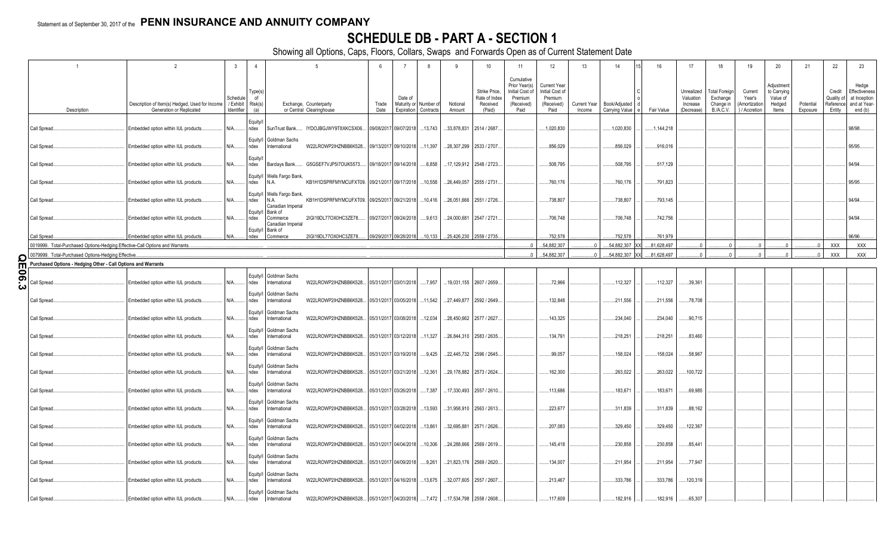Statement as of September 30, 2017 of the **PENN INSURANCE AND ANNUITY COMPANY**

# SCHEDULE DB - PART A - SECTION 1

Showing all Options, Caps, Floors, Collars, Swaps and Forwards Open as of Current Statement Date

| 1 | 2 | 3 | 4 | 5 | | 6 | 7 | 8 | 9 | 10 | 11 | 12 | 13 | 14 | 15 | 16 | 17 | 18 | 19 | 20 | 21 | 22 | 23 |
|---|---|---|---|---|---|---|---|---|---|---|---|---|---|---|---|---|---|---|---|---|---|---|---|
| Description | Description of Item(s) Hedged, Used for Income Generation or Replicated | Schedule / Exhibit Identifier | Type(s) of Risk(s) (a) | Exchange, Counterparty or Central Clearinghouse | | Trade Date | Date of Maturity or Expiration | Number of Contracts | Notional Amount | Strike Price, Rate of Index Received (Paid) | Cumulative Prior Year(s) Initial Cost of Premium (Received) Paid | Current Year Initial Cost of Premium (Received) Paid | Current Year Income | Book/Adjusted Carrying Value | Code | Fair Value | Unrealized Valuation Increase (Decrease) | Total Foreign Exchange Change in B./A.C.V. | Current Year's (Amortization) / Accretion | Adjustment to Carrying Value of Hedged Items | Potential Exposure | Credit Quality of Reference Entity | Hedge Effectiveness at Inception and at Year-end (b) |
| Call Spread | Embedded option within IUL products | N/A | Equity/Index | SunTrust Bank | IYDOJBGJWY9T8XKCSX06 | 09/08/2017 | 09/07/2018 | 13,743 | 33,878,831 | 2514 / 2687 | | 1,020,830 | | 1,020,830 | | 1,144,218 | | | | | | | 98/98 |
| Call Spread | Embedded option within IUL products | N/A | Equity/Index | Goldman Sachs International | W22LROWP2IHZNBB6K528 | 09/13/2017 | 09/10/2018 | 11,397 | 28,307,299 | 2533 / 2707 | | 856,029 | | 856,029 | | 916,016 | | | | | | | 95/95 |
| Call Spread | Embedded option within IUL products | N/A | Equity/Index | Barclays Bank | G5GSEF7VJP5I7OUK5573 | 09/18/2017 | 09/14/2018 | 6,858 | 17,129,912 | 2548 / 2723 | | 508,795 | | 508,795 | | 517,129 | | | | | | | 94/94 |
| Call Spread | Embedded option within IUL products | N/A | Equity/Index | Wells Fargo Bank, N.A. | KB1H1DSPRFMYMCUFXT09 | 09/21/2017 | 09/17/2018 | 10,558 | 26,449,057 | 2555 / 2731 | | 760,176 | | 760,176 | | 791,823 | | | | | | | 95/95 |
| Call Spread | Embedded option within IUL products | N/A | Equity/Index | Wells Fargo Bank, N.A. | KB1H1DSPRFMYMCUFXT09 | 09/25/2017 | 09/21/2018 | 10,416 | 26,051,666 | 2551 / 2726 | | 738,807 | | 738,807 | | 793,145 | | | | | | | 94/94 |
| Call Spread | Embedded option within IUL products | N/A | Equity/Index | Canadian Imperial Bank of Commerce | 2IGI19DL77OX0HC3ZE78 | 09/27/2017 | 09/24/2018 | 9,613 | 24,000,681 | 2547 / 2721 | | 706,748 | | 706,748 | | 742,756 | | | | | | | 94/94 |
| Call Spread | Embedded option within IUL products | N/A | Equity/Index | Canadian Imperial Bank of Commerce | 2IGI19DL77OX0HC3ZE78 | 09/29/2017 | 09/28/2018 | 10,133 | 25,426,230 | 2559 / 2735 | | 752,578 | | 752,578 | | 761,979 | | | | | | | 96/96 |
| 0019999. Total-Purchased Options-Hedging Effective-Call Options and Warrants | | | | | | | | | | | 0 | 54,882,307 | 0 | 54,882,307 | XX | 81,628,497 | 0 | 0 | 0 | 0 | 0 | XXX | XXX |
| 0079999. Total-Purchased Options-Hedging Effective | | | | | | | | | | | 0 | 54,882,307 | 0 | 54,882,307 | XX | 81,628,497 | 0 | 0 | 0 | 0 | 0 | XXX | XXX |
| **Purchased Options - Hedging Other - Call Options and Warrants** | | | | | | | | | | | | | | | | | | | | | | | |
| Call Spread | Embedded option within IUL products | N/A | Equity/Index | Goldman Sachs International | W22LROWP2IHZNBB6K528 | 05/31/2017 | 03/01/2018 | 7,957 | 19,031,155 | 2607 / 2659 | | 72,966 | | 112,327 | | 112,327 | 39,361 | | | | | | |
| Call Spread | Embedded option within IUL products | N/A | Equity/Index | Goldman Sachs International | W22LROWP2IHZNBB6K528 | 05/31/2017 | 03/05/2018 | 11,542 | 27,449,877 | 2592 / 2649 | | 132,848 | | 211,556 | | 211,556 | 78,708 | | | | | | |
| Call Spread | Embedded option within IUL products | N/A | Equity/Index | Goldman Sachs International | W22LROWP2IHZNBB6K528 | 05/31/2017 | 03/08/2018 | 12,034 | 28,450,662 | 2577 / 2627 | | 143,325 | | 234,040 | | 234,040 | 90,715 | | | | | | |
| Call Spread | Embedded option within IUL products | N/A | Equity/Index | Goldman Sachs International | W22LROWP2IHZNBB6K528 | 05/31/2017 | 03/12/2018 | 11,327 | 26,844,310 | 2583 / 2635 | | 134,791 | | 218,251 | | 218,251 | 83,460 | | | | | | |
| Call Spread | Embedded option within IUL products | N/A | Equity/Index | Goldman Sachs International | W22LROWP2IHZNBB6K528 | 05/31/2017 | 03/19/2018 | 9,425 | 22,445,732 | 2596 / 2645 | | 99,057 | | 158,024 | | 158,024 | 58,967 | | | | | | |
| Call Spread | Embedded option within IUL products | N/A | Equity/Index | Goldman Sachs International | W22LROWP2IHZNBB6K528 | 05/31/2017 | 03/21/2018 | 12,361 | 29,178,882 | 2573 / 2624 | | 162,300 | | 263,022 | | 263,022 | 100,722 | | | | | | |
| Call Spread | Embedded option within IUL products | N/A | Equity/Index | Goldman Sachs International | W22LROWP2IHZNBB6K528 | 05/31/2017 | 03/26/2018 | 7,387 | 17,330,493 | 2557 / 2610 | | 113,686 | | 183,671 | | 183,671 | 69,985 | | | | | | |
| Call Spread | Embedded option within IUL products | N/A | Equity/Index | Goldman Sachs International | W22LROWP2IHZNBB6K528 | 05/31/2017 | 03/28/2018 | 13,593 | 31,958,910 | 2563 / 2613 | | 223,677 | | 311,839 | | 311,839 | 88,162 | | | | | | |
| Call Spread | Embedded option within IUL products | N/A | Equity/Index | Goldman Sachs International | W22LROWP2IHZNBB6K528 | 05/31/2017 | 04/02/2018 | 13,861 | 32,695,881 | 2571 / 2626 | | 207,083 | | 329,450 | | 329,450 | 122,367 | | | | | | |
| Call Spread | Embedded option within IUL products | N/A | Equity/Index | Goldman Sachs International | W22LROWP2IHZNBB6K528 | 05/31/2017 | 04/04/2018 | 10,306 | 24,288,666 | 2569 / 2619 | | 145,418 | | 230,858 | | 230,858 | 85,441 | | | | | | |
| Call Spread | Embedded option within IUL products | N/A | Equity/Index | Goldman Sachs International | W22LROWP2IHZNBB6K528 | 05/31/2017 | 04/09/2018 | 9,261 | 21,823,176 | 2569 / 2620 | | 134,007 | | 211,954 | | 211,954 | 77,947 | | | | | | |
| Call Spread | Embedded option within IUL products | N/A | Equity/Index | Goldman Sachs International | W22LROWP2IHZNBB6K528 | 05/31/2017 | 04/16/2018 | 13,675 | 32,077,605 | 2557 / 2607 | | 213,467 | | 333,786 | | 333,786 | 120,319 | | | | | | |
| Call Spread | Embedded option within IUL products | N/A | Equity/Index | Goldman Sachs International | W22LROWP2IHZNBB6K528 | 05/31/2017 | 04/20/2018 | 7,472 | 17,534,798 | 2558 / 2608 | | 117,609 | | 182,916 | | 182,916 | 65,307 | | | | | | |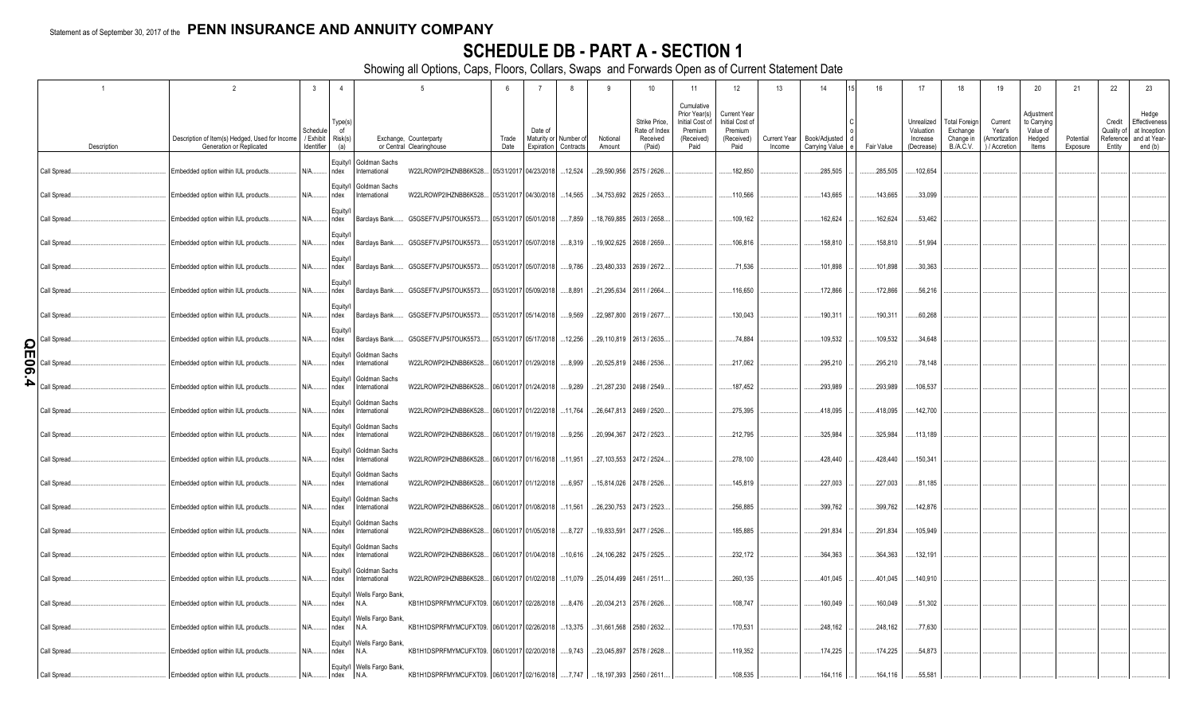Statement as of September 30, 2017 of the **PENN INSURANCE AND ANNUITY COMPANY**

# SCHEDULE DB - PART A - SECTION 1

Showing all Options, Caps, Floors, Collars, Swaps and Forwards Open as of Current Statement Date

| 1 | 2 | 3 | 4 | 5 | | 6 | 7 | 8 | 9 | 10 | 11 | 12 | 13 | 14 | 15 | 16 | 17 | 18 | 19 | 20 | 21 | 22 | 23 |
|---|---|---|---|---|---|---|---|---|---|---|---|---|---|---|---|---|---|---|---|---|---|---|---|
| Description | Description of Item(s) Hedged, Used for Income Generation or Replicated | Schedule / Exhibit Identifier | Type(s) of Risk(s) (a) | Exchange, Counterparty or Central Clearinghouse | | Trade Date | Date of Maturity or Expiration | Number of Contracts | Notional Amount | Strike Price, Rate of Index Received (Paid) | Cumulative Prior Year(s) Initial Cost of Premium (Received) Paid | Current Year Initial Cost of Premium (Received) Paid | Current Year Income | Book/Adjusted Carrying Value | Code | Fair Value | Unrealized Valuation Increase (Decrease) | Total Foreign Exchange Change in B./A.C.V. | Current Year's (Amortization) / Accretion | Adjustment to Carrying Value of Hedged Items | Potential Exposure | Credit Quality of Reference Entity | Hedge Effectiveness at Inception and at Year-end (b) |
| Call Spread | Embedded option within IUL products | N/A | Equity/Index | Goldman Sachs International | W22LROWP2IHZNBB6K528 | 05/31/2017 | 04/23/2018 | 12,524 | 29,590,956 | 2575 / 2626 | | 182,850 | | 285,505 | | 285,505 | 102,654 | | | | | | |
| Call Spread | Embedded option within IUL products | N/A | Equity/Index | Goldman Sachs International | W22LROWP2IHZNBB6K528 | 05/31/2017 | 04/30/2018 | 14,565 | 34,753,692 | 2625 / 2653 | | 110,566 | | 143,665 | | 143,665 | 33,099 | | | | | | |
| Call Spread | Embedded option within IUL products | N/A | Equity/Index | Barclays Bank | G5GSEF7VJP5I7OUK5573 | 05/31/2017 | 05/01/2018 | 7,859 | 18,769,885 | 2603 / 2658 | | 109,162 | | 162,624 | | 162,624 | 53,462 | | | | | | |
| Call Spread | Embedded option within IUL products | N/A | Equity/Index | Barclays Bank | G5GSEF7VJP5I7OUK5573 | 05/31/2017 | 05/07/2018 | 8,319 | 19,902,625 | 2608 / 2659 | | 106,816 | | 158,810 | | 158,810 | 51,994 | | | | | | |
| Call Spread | Embedded option within IUL products | N/A | Equity/Index | Barclays Bank | G5GSEF7VJP5I7OUK5573 | 05/31/2017 | 05/07/2018 | 9,786 | 23,480,333 | 2639 / 2672 | | 71,536 | | 101,898 | | 101,898 | 30,363 | | | | | | |
| Call Spread | Embedded option within IUL products | N/A | Equity/Index | Barclays Bank | G5GSEF7VJP5I7OUK5573 | 05/31/2017 | 05/09/2018 | 8,891 | 21,295,634 | 2611 / 2664 | | 116,650 | | 172,866 | | 172,866 | 56,216 | | | | | | |
| Call Spread | Embedded option within IUL products | N/A | Equity/Index | Barclays Bank | G5GSEF7VJP5I7OUK5573 | 05/31/2017 | 05/14/2018 | 9,569 | 22,987,800 | 2619 / 2677 | | 130,043 | | 190,311 | | 190,311 | 60,268 | | | | | | |
| Call Spread | Embedded option within IUL products | N/A | Equity/Index | Barclays Bank | G5GSEF7VJP5I7OUK5573 | 05/31/2017 | 05/17/2018 | 12,256 | 29,110,819 | 2613 / 2635 | | 74,884 | | 109,532 | | 109,532 | 34,648 | | | | | | |
| Call Spread | Embedded option within IUL products | N/A | Equity/Index | Goldman Sachs International | W22LROWP2IHZNBB6K528 | 06/01/2017 | 01/29/2018 | 8,999 | 20,525,819 | 2486 / 2536 | | 217,062 | | 295,210 | | 295,210 | 78,148 | | | | | | |
| Call Spread | Embedded option within IUL products | N/A | Equity/Index | Goldman Sachs International | W22LROWP2IHZNBB6K528 | 06/01/2017 | 01/24/2018 | 9,289 | 21,287,230 | 2498 / 2549 | | 187,452 | | 293,989 | | 293,989 | 106,537 | | | | | | |
| Call Spread | Embedded option within IUL products | N/A | Equity/Index | Goldman Sachs International | W22LROWP2IHZNBB6K528 | 06/01/2017 | 01/22/2018 | 11,764 | 26,647,813 | 2469 / 2520 | | 275,395 | | 418,095 | | 418,095 | 142,700 | | | | | | |
| Call Spread | Embedded option within IUL products | N/A | Equity/Index | Goldman Sachs International | W22LROWP2IHZNBB6K528 | 06/01/2017 | 01/19/2018 | 9,256 | 20,994,367 | 2472 / 2523 | | 212,795 | | 325,984 | | 325,984 | 113,189 | | | | | | |
| Call Spread | Embedded option within IUL products | N/A | Equity/Index | Goldman Sachs International | W22LROWP2IHZNBB6K528 | 06/01/2017 | 01/16/2018 | 11,951 | 27,103,553 | 2472 / 2524 | | 278,100 | | 428,440 | | 428,440 | 150,341 | | | | | | |
| Call Spread | Embedded option within IUL products | N/A | Equity/Index | Goldman Sachs International | W22LROWP2IHZNBB6K528 | 06/01/2017 | 01/12/2018 | 6,957 | 15,814,026 | 2478 / 2526 | | 145,819 | | 227,003 | | 227,003 | 81,185 | | | | | | |
| Call Spread | Embedded option within IUL products | N/A | Equity/Index | Goldman Sachs International | W22LROWP2IHZNBB6K528 | 06/01/2017 | 01/08/2018 | 11,561 | 26,230,753 | 2473 / 2523 | | 256,885 | | 399,762 | | 399,762 | 142,876 | | | | | | |
| Call Spread | Embedded option within IUL products | N/A | Equity/Index | Goldman Sachs International | W22LROWP2IHZNBB6K528 | 06/01/2017 | 01/05/2018 | 8,727 | 19,833,591 | 2477 / 2526 | | 185,885 | | 291,834 | | 291,834 | 105,949 | | | | | | |
| Call Spread | Embedded option within IUL products | N/A | Equity/Index | Goldman Sachs International | W22LROWP2IHZNBB6K528 | 06/01/2017 | 01/04/2018 | 10,616 | 24,106,282 | 2475 / 2525 | | 232,172 | | 364,363 | | 364,363 | 132,191 | | | | | | |
| Call Spread | Embedded option within IUL products | N/A | Equity/Index | Goldman Sachs International | W22LROWP2IHZNBB6K528 | 06/01/2017 | 01/02/2018 | 11,079 | 25,014,499 | 2461 / 2511 | | 260,135 | | 401,045 | | 401,045 | 140,910 | | | | | | |
| Call Spread | Embedded option within IUL products | N/A | Equity/Index | Wells Fargo Bank, N.A. | KB1H1DSPRFMYMCUFXT09 | 06/01/2017 | 02/28/2018 | 8,476 | 20,034,213 | 2576 / 2626 | | 108,747 | | 160,049 | | 160,049 | 51,302 | | | | | | |
| Call Spread | Embedded option within IUL products | N/A | Equity/Index | Wells Fargo Bank, N.A. | KB1H1DSPRFMYMCUFXT09 | 06/01/2017 | 02/26/2018 | 13,375 | 31,661,568 | 2580 / 2632 | | 170,531 | | 248,162 | | 248,162 | 77,630 | | | | | | |
| Call Spread | Embedded option within IUL products | N/A | Equity/Index | Wells Fargo Bank, N.A. | KB1H1DSPRFMYMCUFXT09 | 06/01/2017 | 02/20/2018 | 9,743 | 23,045,897 | 2578 / 2628 | | 119,352 | | 174,225 | | 174,225 | 54,873 | | | | | | |
| Call Spread | Embedded option within IUL products | N/A | Equity/Index | Wells Fargo Bank, N.A. | KB1H1DSPRFMYMCUFXT09 | 06/01/2017 | 02/16/2018 | 7,747 | 18,197,393 | 2560 / 2611 | | 108,535 | | 164,116 | | 164,116 | 55,581 | | | | | | |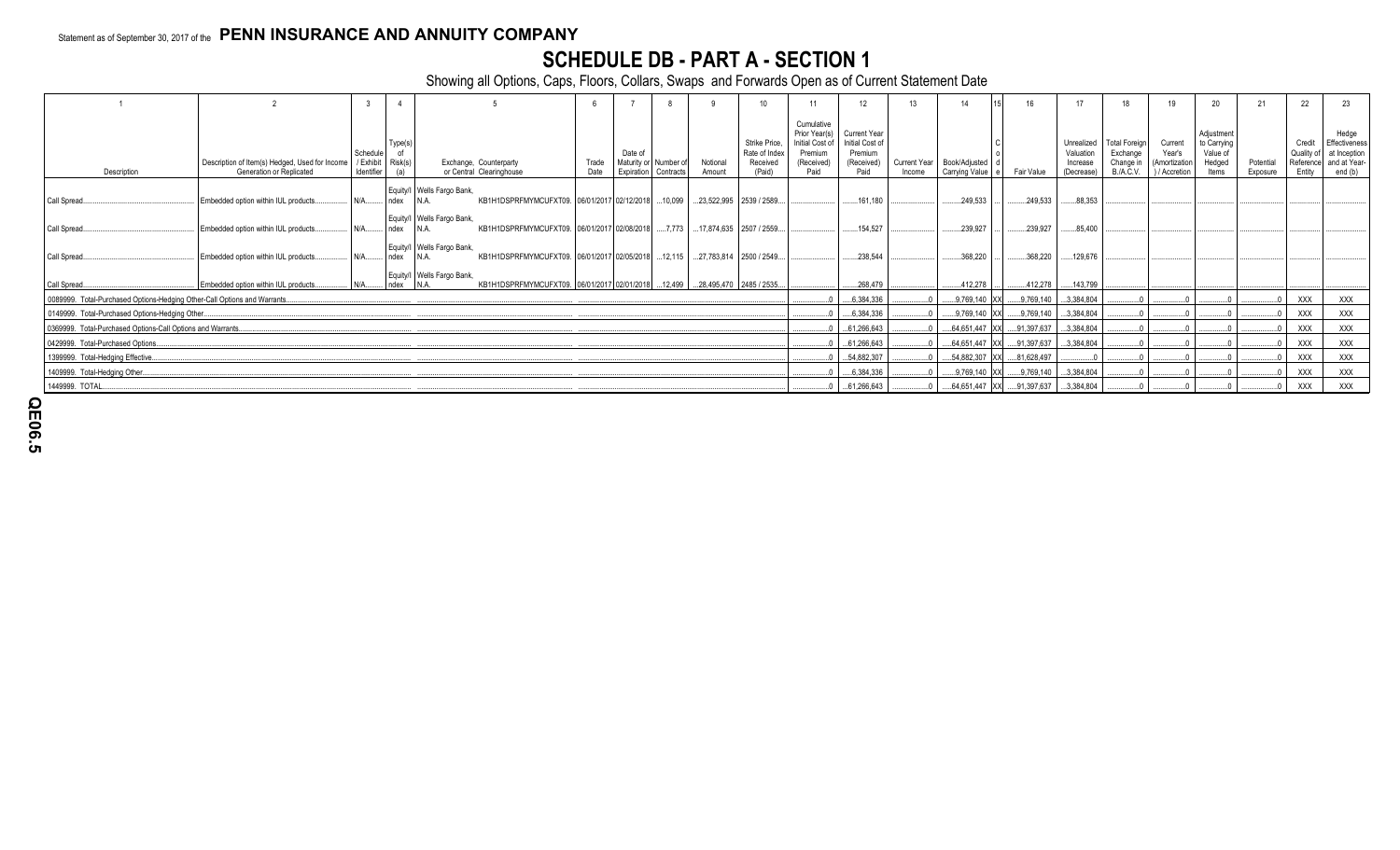Statement as of September 30, 2017 of the **PENN INSURANCE AND ANNUITY COMPANY**

# SCHEDULE DB - PART A - SECTION 1

Showing all Options, Caps, Floors, Collars, Swaps and Forwards Open as of Current Statement Date

| 1 | 2 | 3 | 4 | 5 | | 6 | 7 | 8 | 9 | 10 | 11 | 12 | 13 | 14 | 15 | 16 | 17 | 18 | 19 | 20 | 21 | 22 | 23 |
|---|---|---|---|---|---|---|---|---|---|---|---|---|---|---|---|---|---|---|---|---|---|---|---|
| Description | Description of Item(s) Hedged, Used for Income Generation or Replicated | Schedule / Exhibit Identifier | Type(s) of Risk(s) (a) | Exchange, Counterparty or Central Clearinghouse | | Trade Date | Date of Maturity or Expiration | Number of Contracts | Notional Amount | Strike Price, Rate of Index Received (Paid) | Cumulative Prior Year(s) Initial Cost of Premium (Received) Paid | Current Year Initial Cost of Premium (Received) Paid | Current Year Income | Book/Adjusted Carrying Value | Code | Fair Value | Unrealized Valuation Increase (Decrease) | Total Foreign Exchange Change in B./A.C.V. | Current Year's (Amortization) / Accretion | Adjustment to Carrying Value of Hedged Items | Potential Exposure | Credit Quality of Reference Entity | Hedge Effectiveness at Inception and at Year-end (b) |
| Call Spread | Embedded option within IUL products | N/A | Equity/Index | Wells Fargo Bank, N.A. | KB1H1DSPRFMYMCUFXT09. | 06/01/2017 | 02/12/2018 | 10,099 | 23,522,995 | 2539 / 2589 | | 161,180 | | 249,533 | | 249,533 | 88,353 | | | | | | |
| Call Spread | Embedded option within IUL products | N/A | Equity/Index | Wells Fargo Bank, N.A. | KB1H1DSPRFMYMCUFXT09. | 06/01/2017 | 02/08/2018 | 7,773 | 17,874,635 | 2507 / 2559 | | 154,527 | | 239,927 | | 239,927 | 85,400 | | | | | | |
| Call Spread | Embedded option within IUL products | N/A | Equity/Index | Wells Fargo Bank, N.A. | KB1H1DSPRFMYMCUFXT09. | 06/01/2017 | 02/05/2018 | 12,115 | 27,783,814 | 2500 / 2549 | | 238,544 | | 368,220 | | 368,220 | 129,676 | | | | | | |
| Call Spread | Embedded option within IUL products | N/A | Equity/Index | Wells Fargo Bank, N.A. | KB1H1DSPRFMYMCUFXT09. | 06/01/2017 | 02/01/2018 | 12,499 | 28,495,470 | 2485 / 2535 | | 268,479 | | 412,278 | | 412,278 | 143,799 | | | | | | |
| 0089999. Total-Purchased Options-Hedging Other-Call Options and Warrants | | | | | | | | | | | 0 | 6,384,336 | 0 | 9,769,140 | XX | 9,769,140 | 3,384,804 | 0 | 0 | 0 | 0 | XXX | XXX |
| 0149999. Total-Purchased Options-Hedging Other | | | | | | | | | | | 0 | 6,384,336 | 0 | 9,769,140 | XX | 9,769,140 | 3,384,804 | 0 | 0 | 0 | 0 | XXX | XXX |
| 0369999. Total-Purchased Options-Call Options and Warrants | | | | | | | | | | | 0 | 61,266,643 | 0 | 64,651,447 | XX | 91,397,637 | 3,384,804 | 0 | 0 | 0 | 0 | XXX | XXX |
| 0429999. Total-Purchased Options | | | | | | | | | | | 0 | 61,266,643 | 0 | 64,651,447 | XX | 91,397,637 | 3,384,804 | 0 | 0 | 0 | 0 | XXX | XXX |
| 1399999. Total-Hedging Effective | | | | | | | | | | | 0 | 54,882,307 | 0 | 54,882,307 | XX | 81,628,497 | 0 | 0 | 0 | 0 | 0 | XXX | XXX |
| 1409999. Total-Hedging Other | | | | | | | | | | | 0 | 6,384,336 | 0 | 9,769,140 | XX | 9,769,140 | 3,384,804 | 0 | 0 | 0 | 0 | XXX | XXX |
| 1449999. TOTAL | | | | | | | | | | | 0 | 61,266,643 | 0 | 64,651,447 | XX | 91,397,637 | 3,384,804 | 0 | 0 | 0 | 0 | XXX | XXX |

QE06.5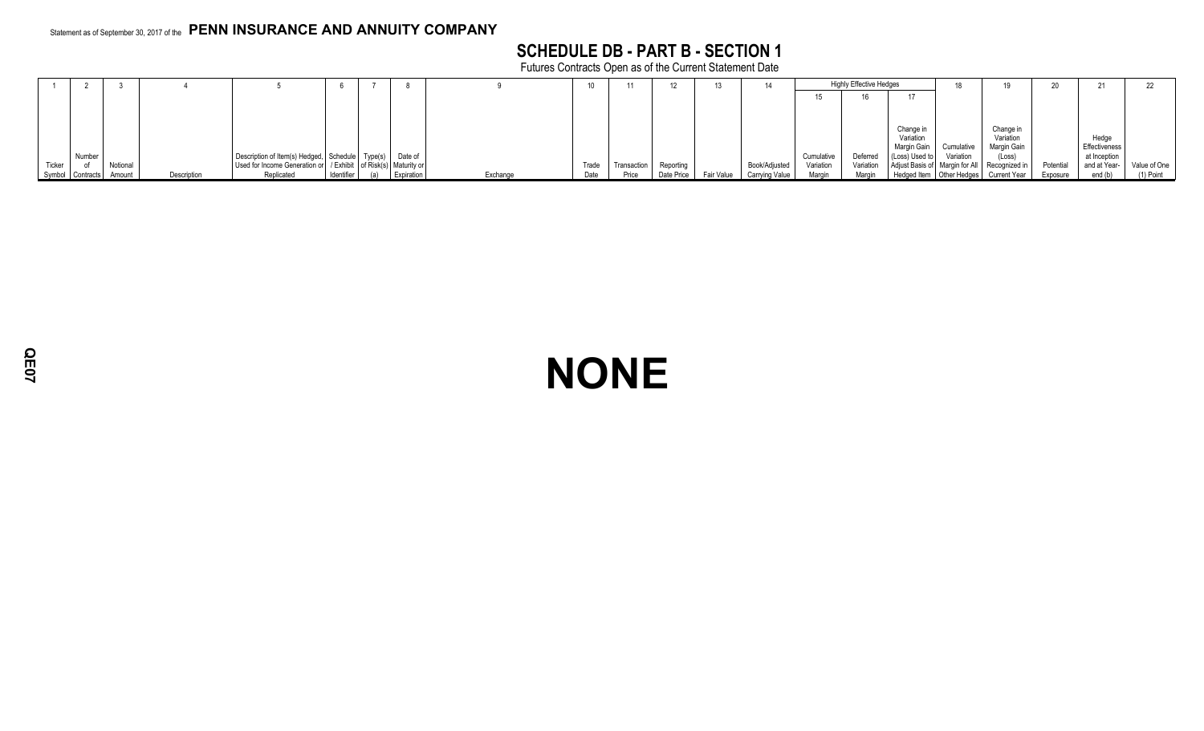Statement as of September 30, 2017 of the **PENN INSURANCE AND ANNUITY COMPANY**

# SCHEDULE DB - PART B - SECTION 1

Futures Contracts Open as of the Current Statement Date

| 1 | 2 | 3 | 4 | 5 | 6 | 7 | 8 | 9 | 10 | 11 | 12 | 13 | 14 | Highly Effective Hedges | | | 18 | 19 | 20 | 21 | 22 |
|---|---|---|---|---|---|---|---|---|---|---|---|---|---|---|---|---|---|---|---|---|---|
| | | | | | | | | | | | | | | 15 | 16 | 17 | | | | | |
| Ticker Symbol | Number of Contracts | Notional Amount | Description | Description of Item(s) Hedged, Used for Income Generation or Replicated | Schedule / Exhibit Identifier | Type(s) of Risk(s) (a) | Date of Maturity or Expiration | Exchange | Trade Date | Transaction Price | Reporting Date Price | Fair Value | Book/Adjusted Carrying Value | Cumulative Variation Margin | Deferred Variation Margin | Change in Variation Margin Gain (Loss) Used to Adjust Basis of Hedged Item | Cumulative Variation Margin for All Other Hedges | Change in Variation Margin Gain (Loss) Recognized in Current Year | Potential Exposure | Hedge Effectiveness at Inception and at Year-end (b) | Value of One (1) Point |

# NONE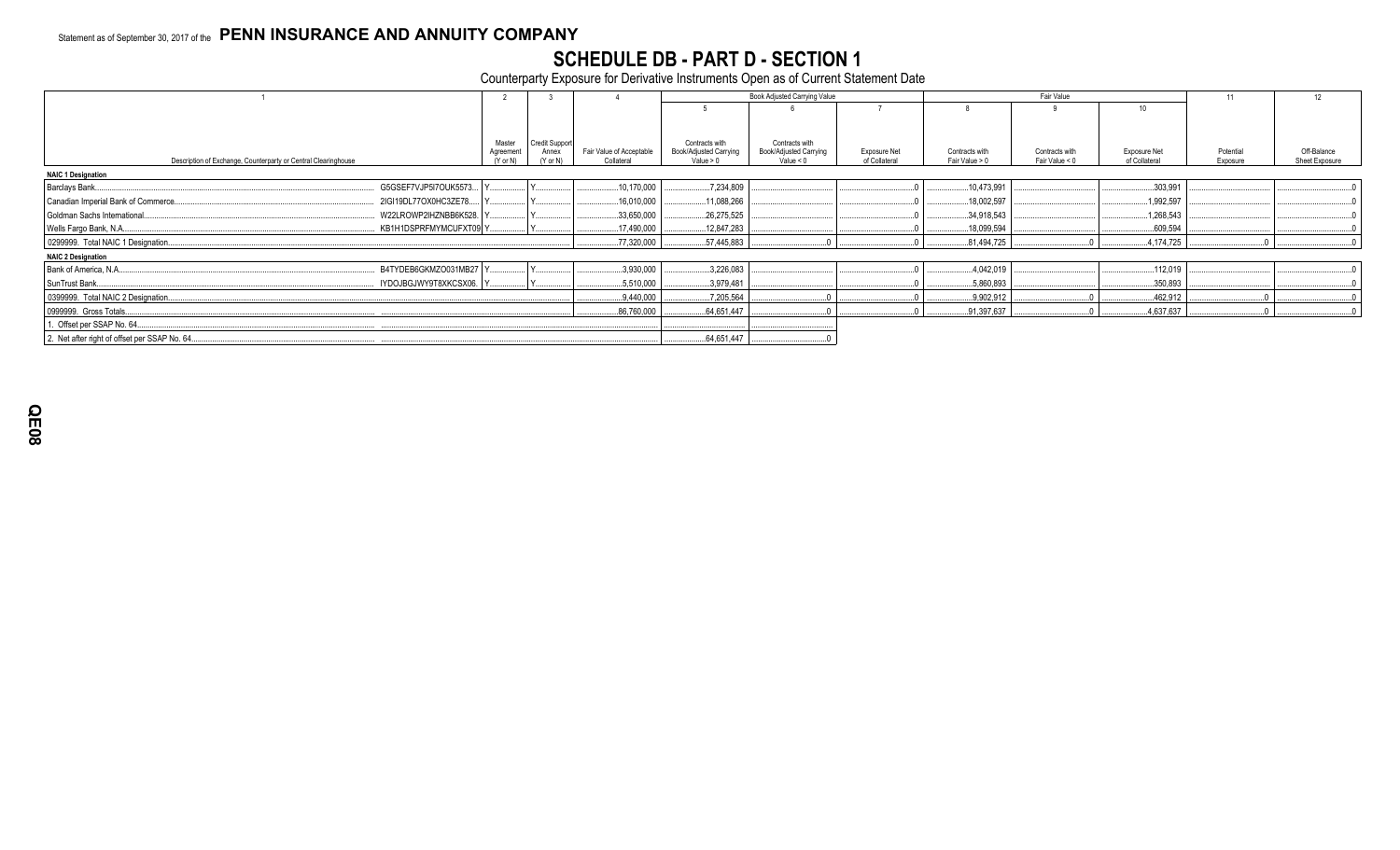Statement as of September 30, 2017 of the **PENN INSURANCE AND ANNUITY COMPANY**

# SCHEDULE DB - PART D - SECTION 1

Counterparty Exposure for Derivative Instruments Open as of Current Statement Date

| 1 | | 2 | 3 | 4 | Book Adjusted Carrying Value | | | Fair Value | | | 11 | 12 |
|---|---|---|---|---|---|---|---|---|---|---|---|---|
| | | | | | 5 | 6 | 7 | 8 | 9 | 10 | | |
| Description of Exchange, Counterparty or Central Clearinghouse | | Master Agreement (Y or N) | Credit Support Annex (Y or N) | Fair Value of Acceptable Collateral | Contracts with Book/Adjusted Carrying Value > 0 | Contracts with Book/Adjusted Carrying Value < 0 | Exposure Net of Collateral | Contracts with Fair Value > 0 | Contracts with Fair Value < 0 | Exposure Net of Collateral | Potential Exposure | Off-Balance Sheet Exposure |
| **NAIC 1 Designation** | | | | | | | | | | | | |
| Barclays Bank | G5GSEF7VJP5I7OUK5573 | Y | Y | 10,170,000 | 7,234,809 | | 0 | 10,473,991 | | 303,991 | | 0 |
| Canadian Imperial Bank of Commerce | 2IGI19DL77OX0HC3ZE78 | Y | Y | 16,010,000 | 11,088,266 | | 0 | 18,002,597 | | 1,992,597 | | 0 |
| Goldman Sachs International | W22LROWP2IHZNBB6K528 | Y | Y | 33,650,000 | 26,275,525 | | 0 | 34,918,543 | | 1,268,543 | | 0 |
| Wells Fargo Bank, N.A. | KB1H1DSPRFMYMCUFXT09 | Y | Y | 17,490,000 | 12,847,283 | | 0 | 18,099,594 | | 609,594 | | 0 |
| 0299999. Total NAIC 1 Designation | | | | 77,320,000 | 57,445,883 | 0 | 0 | 81,494,725 | 0 | 4,174,725 | 0 | 0 |
| **NAIC 2 Designation** | | | | | | | | | | | | |
| Bank of America, N.A. | B4TYDEB6GKMZO031MB27 | Y | Y | 3,930,000 | 3,226,083 | | 0 | 4,042,019 | | 112,019 | | 0 |
| SunTrust Bank | IYDOJBGJWY9T8XKCSX06 | Y | Y | 5,510,000 | 3,979,481 | | 0 | 5,860,893 | | 350,893 | | 0 |
| 0399999. Total NAIC 2 Designation | | | | 9,440,000 | 7,205,564 | 0 | 0 | 9,902,912 | 0 | 462,912 | 0 | 0 |
| 0999999. Gross Totals | | | | 86,760,000 | 64,651,447 | 0 | 0 | 91,397,637 | 0 | 4,637,637 | 0 | 0 |
| 1. Offset per SSAP No. 64 | | | | | | | | | | | | |
| 2. Net after right of offset per SSAP No. 64 | | | | | 64,651,447 | 0 | | | | | | |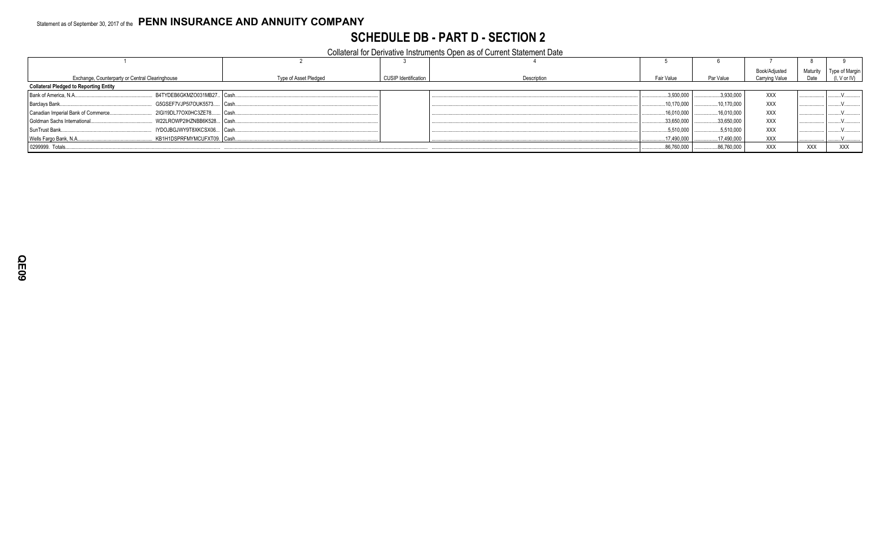Statement as of September 30, 2017 of the **PENN INSURANCE AND ANNUITY COMPANY**

# SCHEDULE DB - PART D - SECTION 2

Collateral for Derivative Instruments Open as of Current Statement Date

| 1 | | 2 | 3 | 4 | 5 | 6 | 7 | 8 | 9 |
|---|---|---|---|---|---|---|---|---|---|
| Exchange, Counterparty or Central Clearinghouse | | Type of Asset Pledged | CUSIP Identification | Description | Fair Value | Par Value | Book/Adjusted Carrying Value | Maturity Date | Type of Margin (I, V or IV) |
| **Collateral Pledged to Reporting Entity** | | | | | | | | | |
| Bank of America, N.A. | B4TYDEB6GKMZO031MB27 | Cash | | | 3,930,000 | 3,930,000 | XXX | | V |
| Barclays Bank | G5GSEF7VJP5I7OUK5573 | Cash | | | 10,170,000 | 10,170,000 | XXX | | V |
| Canadian Imperial Bank of Commerce | 2IGI19DL77OX0HC3ZE78 | Cash | | | 16,010,000 | 16,010,000 | XXX | | V |
| Goldman Sachs International | W22LROWP2IHZNBB6K528 | Cash | | | 33,650,000 | 33,650,000 | XXX | | V |
| SunTrust Bank | IYDOJBGJWY9T8XKCSX06 | Cash | | | 5,510,000 | 5,510,000 | XXX | | V |
| Wells Fargo Bank, N.A. | KB1H1DSPRFMYMCUFXT09 | Cash | | | 17,490,000 | 17,490,000 | XXX | | V |
| 0299999. Totals | | | | | 86,760,000 | 86,760,000 | XXX | XXX | XXX |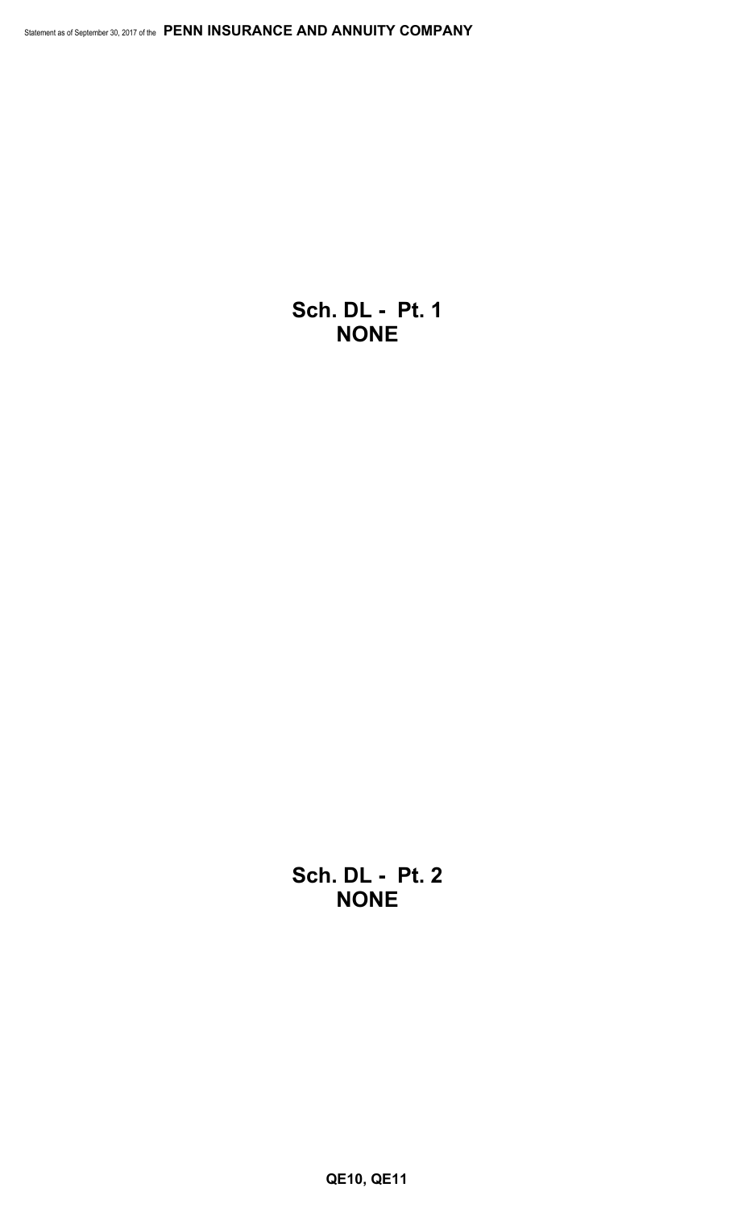# Sch. DL - Pt. 1
# NONE

# Sch. DL - Pt. 2
# NONE

**QE10, QE11**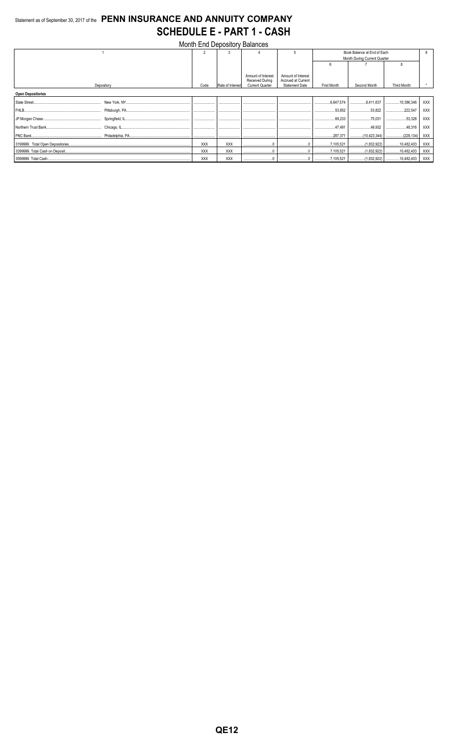Statement as of September 30, 2017 of the **PENN INSURANCE AND ANNUITY COMPANY**

# SCHEDULE E - PART 1 - CASH

Month End Depository Balances

| 1 | | 2 | 3 | 4 | 5 | Book Balance at End of Each Month During Current Quarter | | | 9 |
|---|---|---|---|---|---|---|---|---|---|
| | | | | | | 6 | 7 | 8 | |
| Depository | | Code | Rate of Interest | Amount of Interest Received During Current Quarter | Amount of Interest Accrued at Current Statement Date | First Month | Second Month | Third Month | * |
| **Open Depositories** | | | | | | | | | |
| State Street | New York, NY | | | | | 6,647,574 | 8,411,637 | 10,386,346 | XXX |
| FHLB | Pittsburgh, PA | | | | | 53,852 | 53,822 | 222,547 | XXX |
| JP Morgan Chase | Springfield, IL | | | | | 69,233 | 75,031 | 53,328 | XXX |
| Northern Trust Bank | Chicago, IL | | | | | 47,491 | 49,932 | 48,316 | XXX |
| PNC Bank | Philadelphia, PA | | | | | 287,371 | (10,423,344) | (228,134) | XXX |
| 0199999. Total Open Depositories | | XXX | XXX | 0 | 0 | 7,105,521 | (1,832,922) | 10,482,403 | XXX |
| 0399999. Total Cash on Deposit | | XXX | XXX | 0 | 0 | 7,105,521 | (1,832,922) | 10,482,403 | XXX |
| 0599999. Total Cash | | XXX | XXX | 0 | 0 | 7,105,521 | (1,832,922) | 10,482,403 | XXX |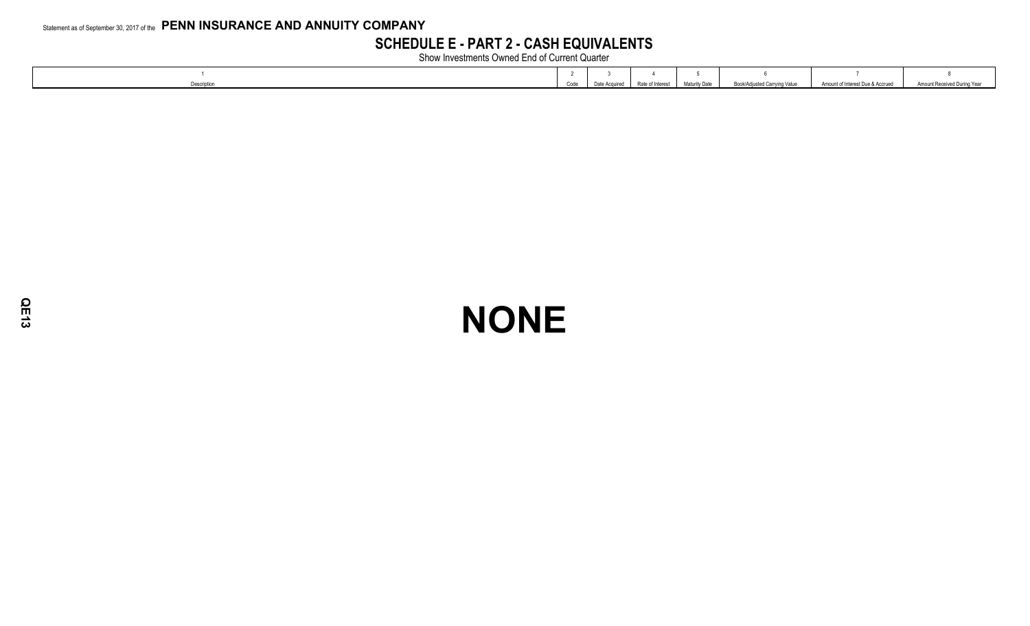Statement as of September 30, 2017 of the **PENN INSURANCE AND ANNUITY COMPANY**

## SCHEDULE E - PART 2 - CASH EQUIVALENTS

Show Investments Owned End of Current Quarter

| 1 | 2 | 3 | 4 | 5 | 6 | 7 | 8 |
|---|---|---|---|---|---|---|---|
| Description | Code | Date Acquired | Rate of Interest | Maturity Date | Book/Adjusted Carrying Value | Amount of Interest Due & Accrued | Amount Received During Year |

# NONE

QE13